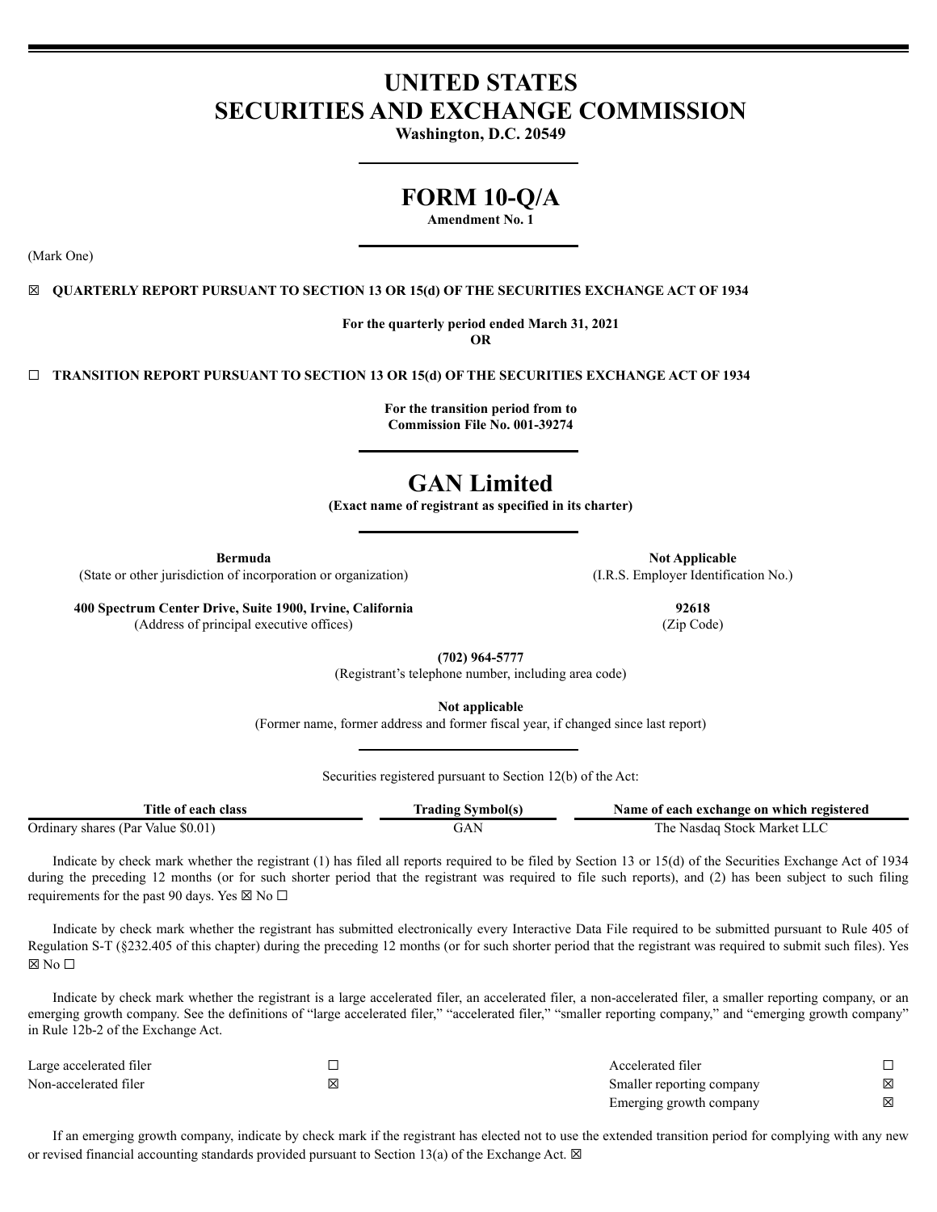# UNITED STATES
# SECURITIES AND EXCHANGE COMMISSION

**Washington, D.C. 20549**

# FORM 10-Q/A

**Amendment No. 1**

(Mark One)

☒ **QUARTERLY REPORT PURSUANT TO SECTION 13 OR 15(d) OF THE SECURITIES EXCHANGE ACT OF 1934**

**For the quarterly period ended March 31, 2021**

**OR**

☐ **TRANSITION REPORT PURSUANT TO SECTION 13 OR 15(d) OF THE SECURITIES EXCHANGE ACT OF 1934**

**For the transition period from to**

**Commission File No. 001-39274**

# GAN Limited

**(Exact name of registrant as specified in its charter)**

| **Bermuda** | **Not Applicable** |
|---|---|
| (State or other jurisdiction of incorporation or organization) | (I.R.S. Employer Identification No.) |
| **400 Spectrum Center Drive, Suite 1900, Irvine, California** | **92618** |
| (Address of principal executive offices) | (Zip Code) |

**(702) 964-5777**

(Registrant's telephone number, including area code)

**Not applicable**

(Former name, former address and former fiscal year, if changed since last report)

Securities registered pursuant to Section 12(b) of the Act:

| Title of each class | Trading Symbol(s) | Name of each exchange on which registered |
|---|---|---|
| Ordinary shares (Par Value $0.01) | GAN | The Nasdaq Stock Market LLC |

Indicate by check mark whether the registrant (1) has filed all reports required to be filed by Section 13 or 15(d) of the Securities Exchange Act of 1934 during the preceding 12 months (or for such shorter period that the registrant was required to file such reports), and (2) has been subject to such filing requirements for the past 90 days. Yes ☒ No ☐

Indicate by check mark whether the registrant has submitted electronically every Interactive Data File required to be submitted pursuant to Rule 405 of Regulation S-T (§232.405 of this chapter) during the preceding 12 months (or for such shorter period that the registrant was required to submit such files). Yes ☒ No ☐

Indicate by check mark whether the registrant is a large accelerated filer, an accelerated filer, a non-accelerated filer, a smaller reporting company, or an emerging growth company. See the definitions of "large accelerated filer," "accelerated filer," "smaller reporting company," and "emerging growth company" in Rule 12b-2 of the Exchange Act.

| | | | |
|---|---|---|---|
| Large accelerated filer | ☐ | Accelerated filer | ☐ |
| Non-accelerated filer | ☒ | Smaller reporting company | ☒ |
| | | Emerging growth company | ☒ |

If an emerging growth company, indicate by check mark if the registrant has elected not to use the extended transition period for complying with any new or revised financial accounting standards provided pursuant to Section 13(a) of the Exchange Act. ☒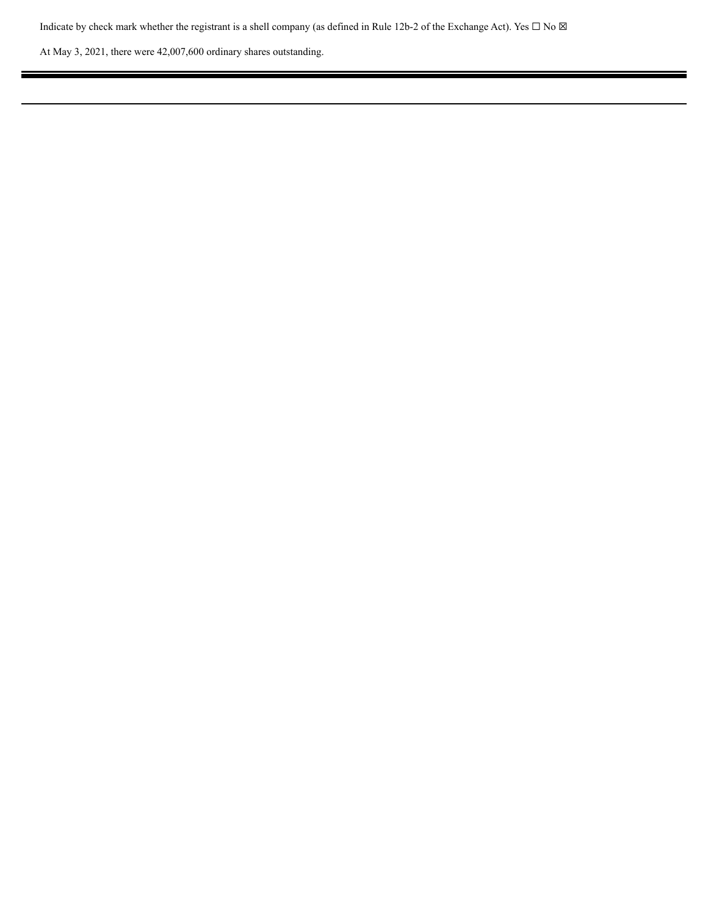Indicate by check mark whether the registrant is a shell company (as defined in Rule 12b-2 of the Exchange Act). Yes ☐ No ☒

At May 3, 2021, there were 42,007,600 ordinary shares outstanding.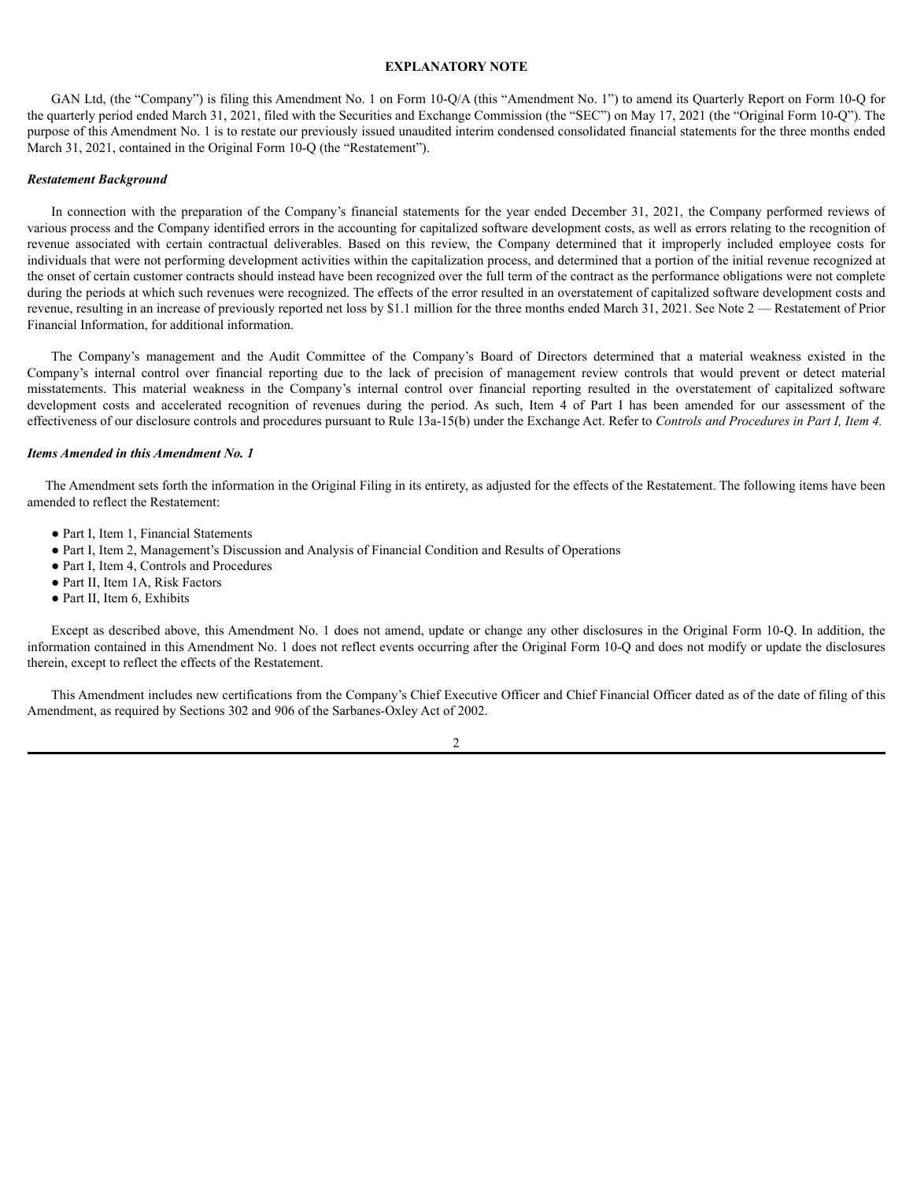# EXPLANATORY NOTE

GAN Ltd, (the "Company") is filing this Amendment No. 1 on Form 10-Q/A (this "Amendment No. 1") to amend its Quarterly Report on Form 10-Q for the quarterly period ended March 31, 2021, filed with the Securities and Exchange Commission (the "SEC") on May 17, 2021 (the "Original Form 10-Q"). The purpose of this Amendment No. 1 is to restate our previously issued unaudited interim condensed consolidated financial statements for the three months ended March 31, 2021, contained in the Original Form 10-Q (the "Restatement").

***Restatement Background***

In connection with the preparation of the Company's financial statements for the year ended December 31, 2021, the Company performed reviews of various process and the Company identified errors in the accounting for capitalized software development costs, as well as errors relating to the recognition of revenue associated with certain contractual deliverables. Based on this review, the Company determined that it improperly included employee costs for individuals that were not performing development activities within the capitalization process, and determined that a portion of the initial revenue recognized at the onset of certain customer contracts should instead have been recognized over the full term of the contract as the performance obligations were not complete during the periods at which such revenues were recognized. The effects of the error resulted in an overstatement of capitalized software development costs and revenue, resulting in an increase of previously reported net loss by $1.1 million for the three months ended March 31, 2021. See Note 2 — Restatement of Prior Financial Information, for additional information.

The Company's management and the Audit Committee of the Company's Board of Directors determined that a material weakness existed in the Company's internal control over financial reporting due to the lack of precision of management review controls that would prevent or detect material misstatements. This material weakness in the Company's internal control over financial reporting resulted in the overstatement of capitalized software development costs and accelerated recognition of revenues during the period. As such, Item 4 of Part I has been amended for our assessment of the effectiveness of our disclosure controls and procedures pursuant to Rule 13a-15(b) under the Exchange Act. Refer to *Controls and Procedures in Part I, Item 4.*

***Items Amended in this Amendment No. 1***

The Amendment sets forth the information in the Original Filing in its entirety, as adjusted for the effects of the Restatement. The following items have been amended to reflect the Restatement:

- Part I, Item 1, Financial Statements
- Part I, Item 2, Management's Discussion and Analysis of Financial Condition and Results of Operations
- Part I, Item 4, Controls and Procedures
- Part II, Item 1A, Risk Factors
- Part II, Item 6, Exhibits

Except as described above, this Amendment No. 1 does not amend, update or change any other disclosures in the Original Form 10-Q. In addition, the information contained in this Amendment No. 1 does not reflect events occurring after the Original Form 10-Q and does not modify or update the disclosures therein, except to reflect the effects of the Restatement.

This Amendment includes new certifications from the Company's Chief Executive Officer and Chief Financial Officer dated as of the date of filing of this Amendment, as required by Sections 302 and 906 of the Sarbanes-Oxley Act of 2002.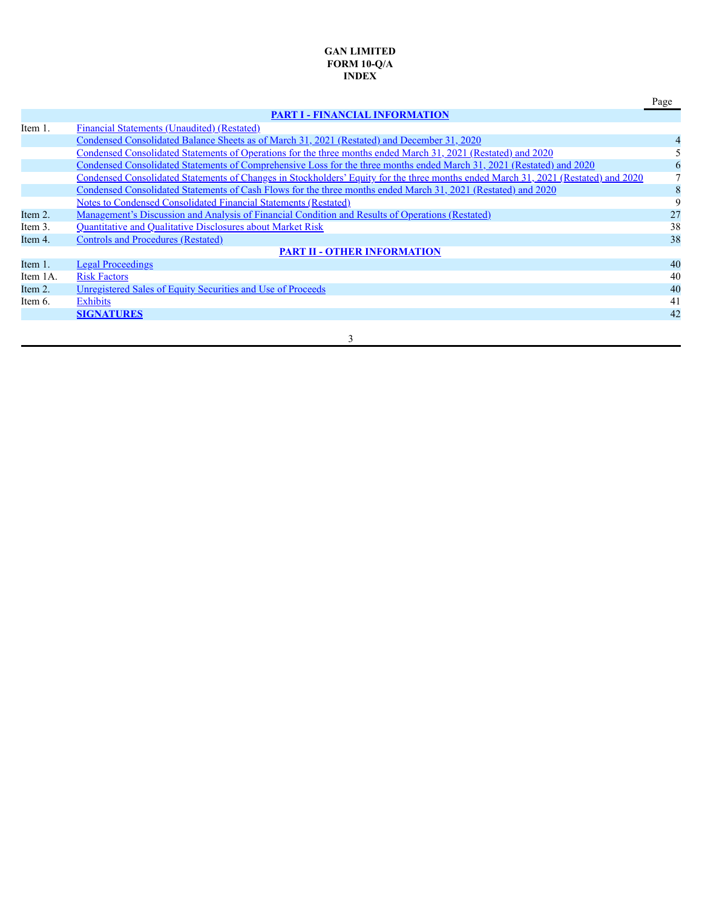**GAN LIMITED**
**FORM 10-Q/A**
**INDEX**

| | | Page |
|---|---|---|
| | **PART I - FINANCIAL INFORMATION** | |
| Item 1. | Financial Statements (Unaudited) (Restated) | |
| | Condensed Consolidated Balance Sheets as of March 31, 2021 (Restated) and December 31, 2020 | 4 |
| | Condensed Consolidated Statements of Operations for the three months ended March 31, 2021 (Restated) and 2020 | 5 |
| | Condensed Consolidated Statements of Comprehensive Loss for the three months ended March 31, 2021 (Restated) and 2020 | 6 |
| | Condensed Consolidated Statements of Changes in Stockholders' Equity for the three months ended March 31, 2021 (Restated) and 2020 | 7 |
| | Condensed Consolidated Statements of Cash Flows for the three months ended March 31, 2021 (Restated) and 2020 | 8 |
| | Notes to Condensed Consolidated Financial Statements (Restated) | 9 |
| Item 2. | Management's Discussion and Analysis of Financial Condition and Results of Operations (Restated) | 27 |
| Item 3. | Quantitative and Qualitative Disclosures about Market Risk | 38 |
| Item 4. | Controls and Procedures (Restated) | 38 |
| | **PART II - OTHER INFORMATION** | |
| Item 1. | Legal Proceedings | 40 |
| Item 1A. | Risk Factors | 40 |
| Item 2. | Unregistered Sales of Equity Securities and Use of Proceeds | 40 |
| Item 6. | Exhibits | 41 |
| | **SIGNATURES** | 42 |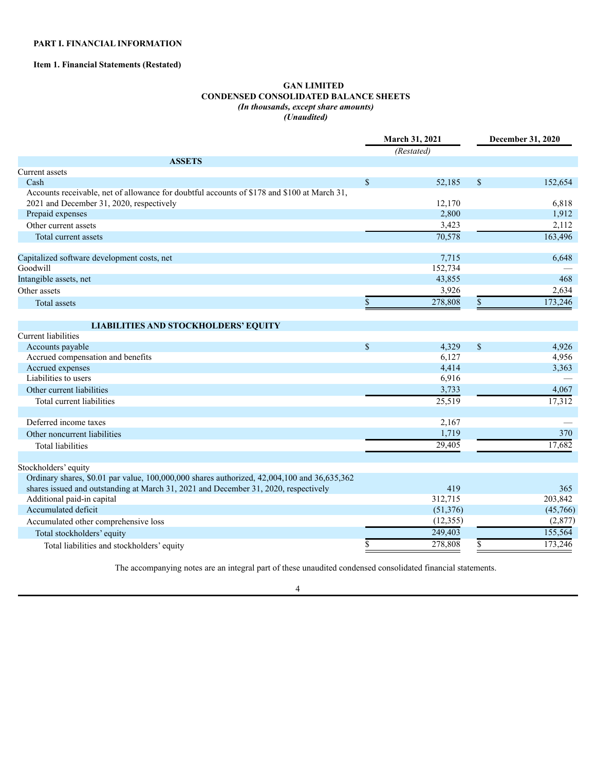**PART I. FINANCIAL INFORMATION**

**Item 1. Financial Statements (Restated)**

**GAN LIMITED**
**CONDENSED CONSOLIDATED BALANCE SHEETS**
***(In thousands, except share amounts)***
***(Unaudited)***

| | March 31, 2021 | December 31, 2020 |
|---|---|---|
| | *(Restated)* | |
| **ASSETS** | | |
| Current assets | | |
| Cash | $ 52,185 | $ 152,654 |
| Accounts receivable, net of allowance for doubtful accounts of $178 and $100 at March 31, 2021 and December 31, 2020, respectively | 12,170 | 6,818 |
| Prepaid expenses | 2,800 | 1,912 |
| Other current assets | 3,423 | 2,112 |
| Total current assets | 70,578 | 163,496 |
| Capitalized software development costs, net | 7,715 | 6,648 |
| Goodwill | 152,734 | — |
| Intangible assets, net | 43,855 | 468 |
| Other assets | 3,926 | 2,634 |
| Total assets | $ 278,808 | $ 173,246 |
| **LIABILITIES AND STOCKHOLDERS' EQUITY** | | |
| Current liabilities | | |
| Accounts payable | $ 4,329 | $ 4,926 |
| Accrued compensation and benefits | 6,127 | 4,956 |
| Accrued expenses | 4,414 | 3,363 |
| Liabilities to users | 6,916 | — |
| Other current liabilities | 3,733 | 4,067 |
| Total current liabilities | 25,519 | 17,312 |
| Deferred income taxes | 2,167 | — |
| Other noncurrent liabilities | 1,719 | 370 |
| Total liabilities | 29,405 | 17,682 |
| Stockholders' equity | | |
| Ordinary shares, $0.01 par value, 100,000,000 shares authorized, 42,004,100 and 36,635,362 shares issued and outstanding at March 31, 2021 and December 31, 2020, respectively | 419 | 365 |
| Additional paid-in capital | 312,715 | 203,842 |
| Accumulated deficit | (51,376) | (45,766) |
| Accumulated other comprehensive loss | (12,355) | (2,877) |
| Total stockholders' equity | 249,403 | 155,564 |
| Total liabilities and stockholders' equity | $ 278,808 | $ 173,246 |

The accompanying notes are an integral part of these unaudited condensed consolidated financial statements.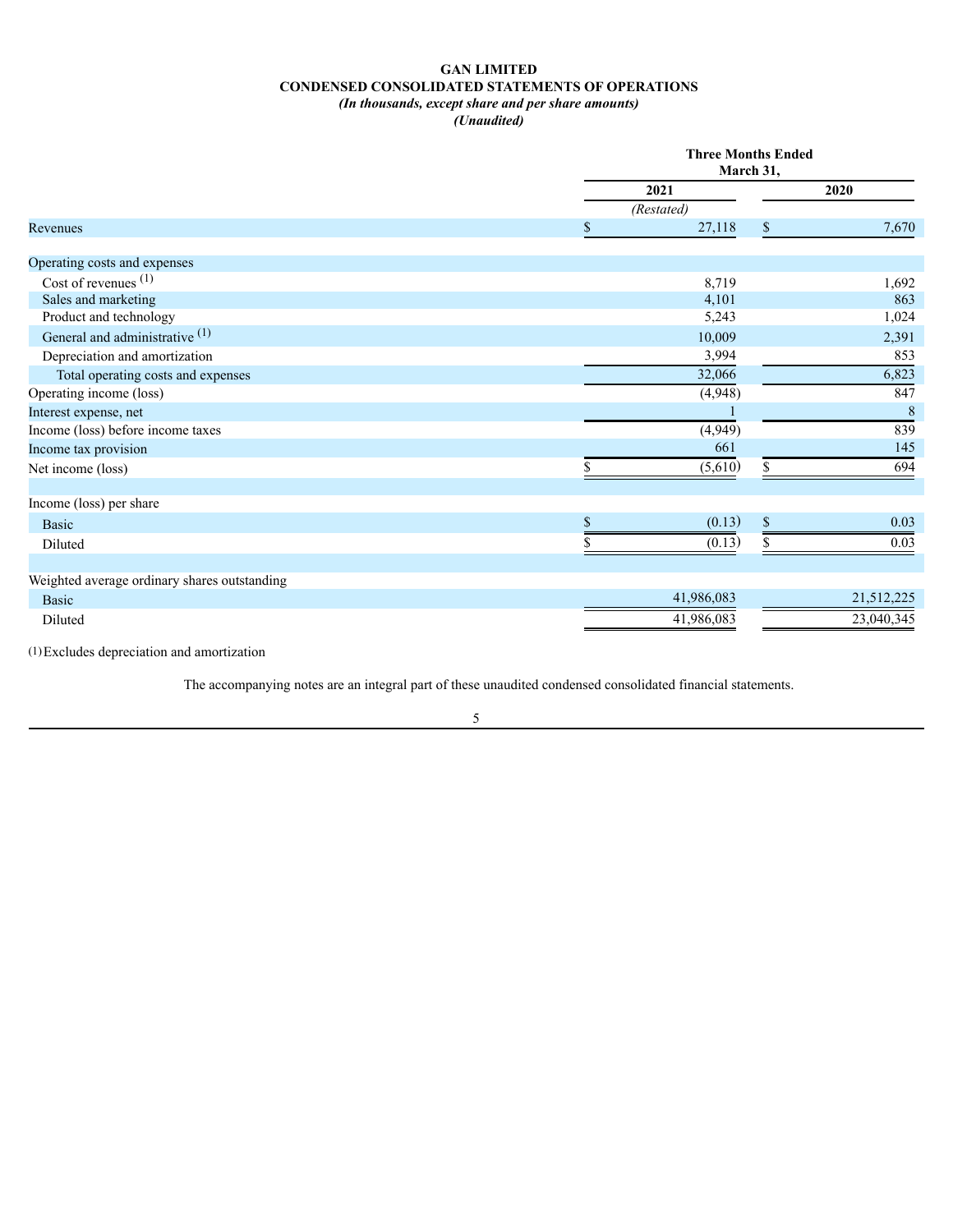# GAN LIMITED

## CONDENSED CONSOLIDATED STATEMENTS OF OPERATIONS

*(In thousands, except share and per share amounts)*

*(Unaudited)*

| | Three Months Ended March 31, | |
|---|---|---|
| | 2021 | 2020 |
| | *(Restated)* | |
| Revenues | $ 27,118 | $ 7,670 |
| Operating costs and expenses | | |
| Cost of revenues [(1)] | 8,719 | 1,692 |
| Sales and marketing | 4,101 | 863 |
| Product and technology | 5,243 | 1,024 |
| General and administrative [(1)] | 10,009 | 2,391 |
| Depreciation and amortization | 3,994 | 853 |
| Total operating costs and expenses | 32,066 | 6,823 |
| Operating income (loss) | (4,948) | 847 |
| Interest expense, net | 1 | 8 |
| Income (loss) before income taxes | (4,949) | 839 |
| Income tax provision | 661 | 145 |
| Net income (loss) | $ (5,610) | $ 694 |
| Income (loss) per share | | |
| Basic | $ (0.13) | $ 0.03 |
| Diluted | $ (0.13) | $ 0.03 |
| Weighted average ordinary shares outstanding | | |
| Basic | 41,986,083 | 21,512,225 |
| Diluted | 41,986,083 | 23,040,345 |

(1) Excludes depreciation and amortization

The accompanying notes are an integral part of these unaudited condensed consolidated financial statements.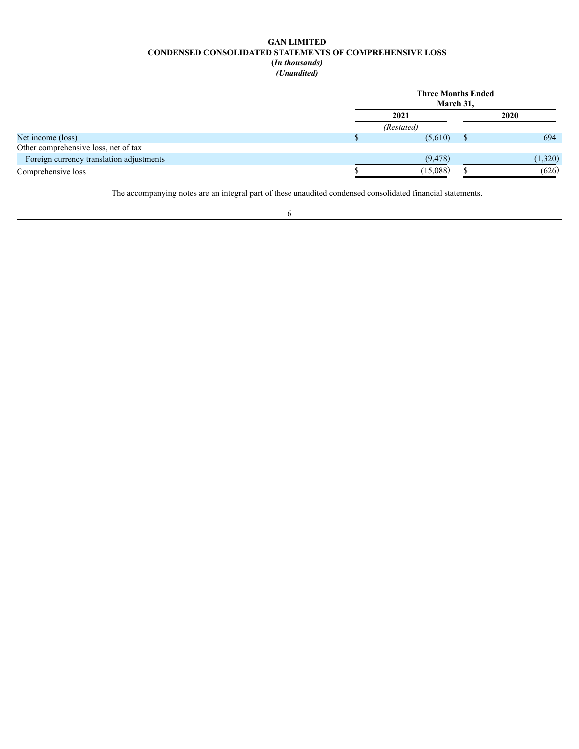**GAN LIMITED**
**CONDENSED CONSOLIDATED STATEMENTS OF COMPREHENSIVE LOSS**
**(*In thousands*)**
***(Unaudited)***

| | Three Months Ended March 31, | |
|---|---|---|
| | 2021 | 2020 |
| | *(Restated)* | |
| Net income (loss) | $ (5,610) | $ 694 |
| Other comprehensive loss, net of tax | | |
| Foreign currency translation adjustments | (9,478) | (1,320) |
| Comprehensive loss | $ (15,088) | $ (626) |

The accompanying notes are an integral part of these unaudited condensed consolidated financial statements.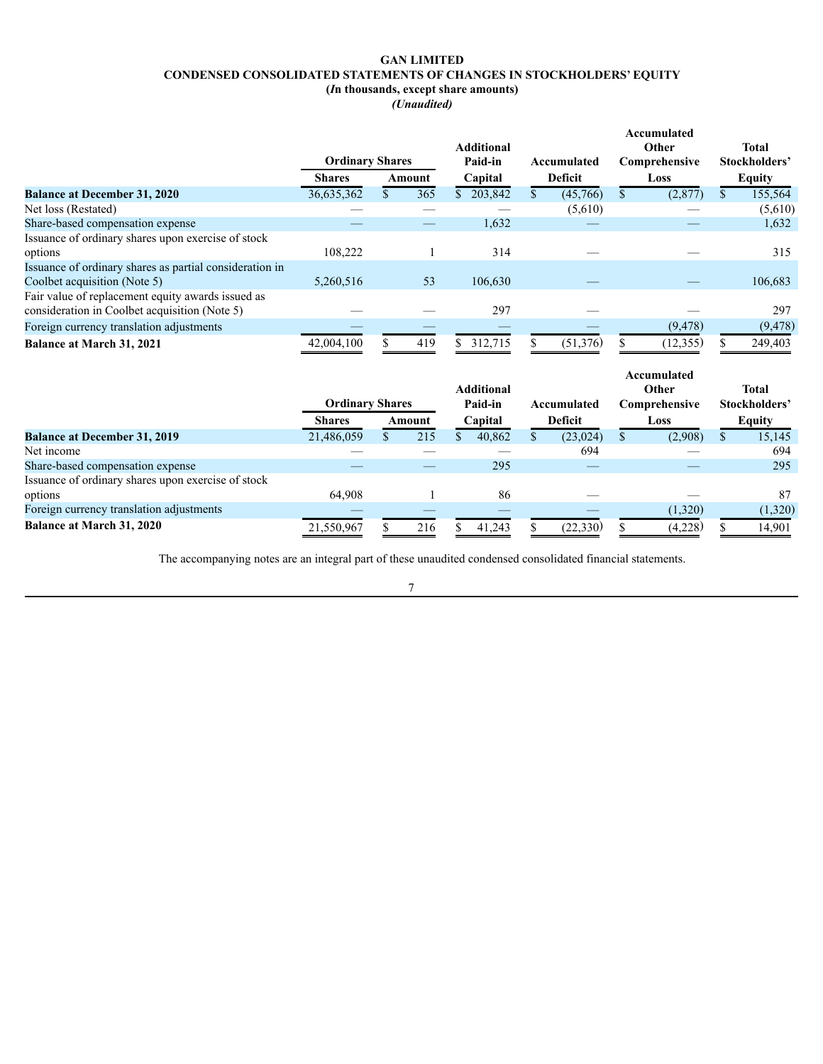**GAN LIMITED**
**CONDENSED CONSOLIDATED STATEMENTS OF CHANGES IN STOCKHOLDERS' EQUITY**
**(*In* thousands, except share amounts)**
***(Unaudited)***

| | Ordinary Shares | | Additional Paid-in | Accumulated | Accumulated Other Comprehensive | Total Stockholders' |
|---|---|---|---|---|---|---|
| | Shares | Amount | Capital | Deficit | Loss | Equity |
| **Balance at December 31, 2020** | 36,635,362 | $ 365 | $ 203,842 | $ (45,766) | $ (2,877) | $ 155,564 |
| Net loss (Restated) | — | — | — | (5,610) | — | (5,610) |
| Share-based compensation expense | — | — | 1,632 | — | — | 1,632 |
| Issuance of ordinary shares upon exercise of stock options | 108,222 | 1 | 314 | — | — | 315 |
| Issuance of ordinary shares as partial consideration in Coolbet acquisition (Note 5) | 5,260,516 | 53 | 106,630 | — | — | 106,683 |
| Fair value of replacement equity awards issued as consideration in Coolbet acquisition (Note 5) | — | — | 297 | — | — | 297 |
| Foreign currency translation adjustments | — | — | — | — | (9,478) | (9,478) |
| **Balance at March 31, 2021** | 42,004,100 | $ 419 | $ 312,715 | $ (51,376) | $ (12,355) | $ 249,403 |

| | Ordinary Shares | | Additional Paid-in | Accumulated | Accumulated Other Comprehensive | Total Stockholders' |
|---|---|---|---|---|---|---|
| | Shares | Amount | Capital | Deficit | Loss | Equity |
| **Balance at December 31, 2019** | 21,486,059 | $ 215 | $ 40,862 | $ (23,024) | $ (2,908) | $ 15,145 |
| Net income | — | — | — | 694 | — | 694 |
| Share-based compensation expense | — | — | 295 | — | — | 295 |
| Issuance of ordinary shares upon exercise of stock options | 64,908 | 1 | 86 | — | — | 87 |
| Foreign currency translation adjustments | — | — | — | — | (1,320) | (1,320) |
| **Balance at March 31, 2020** | 21,550,967 | $ 216 | $ 41,243 | $ (22,330) | $ (4,228) | $ 14,901 |

The accompanying notes are an integral part of these unaudited condensed consolidated financial statements.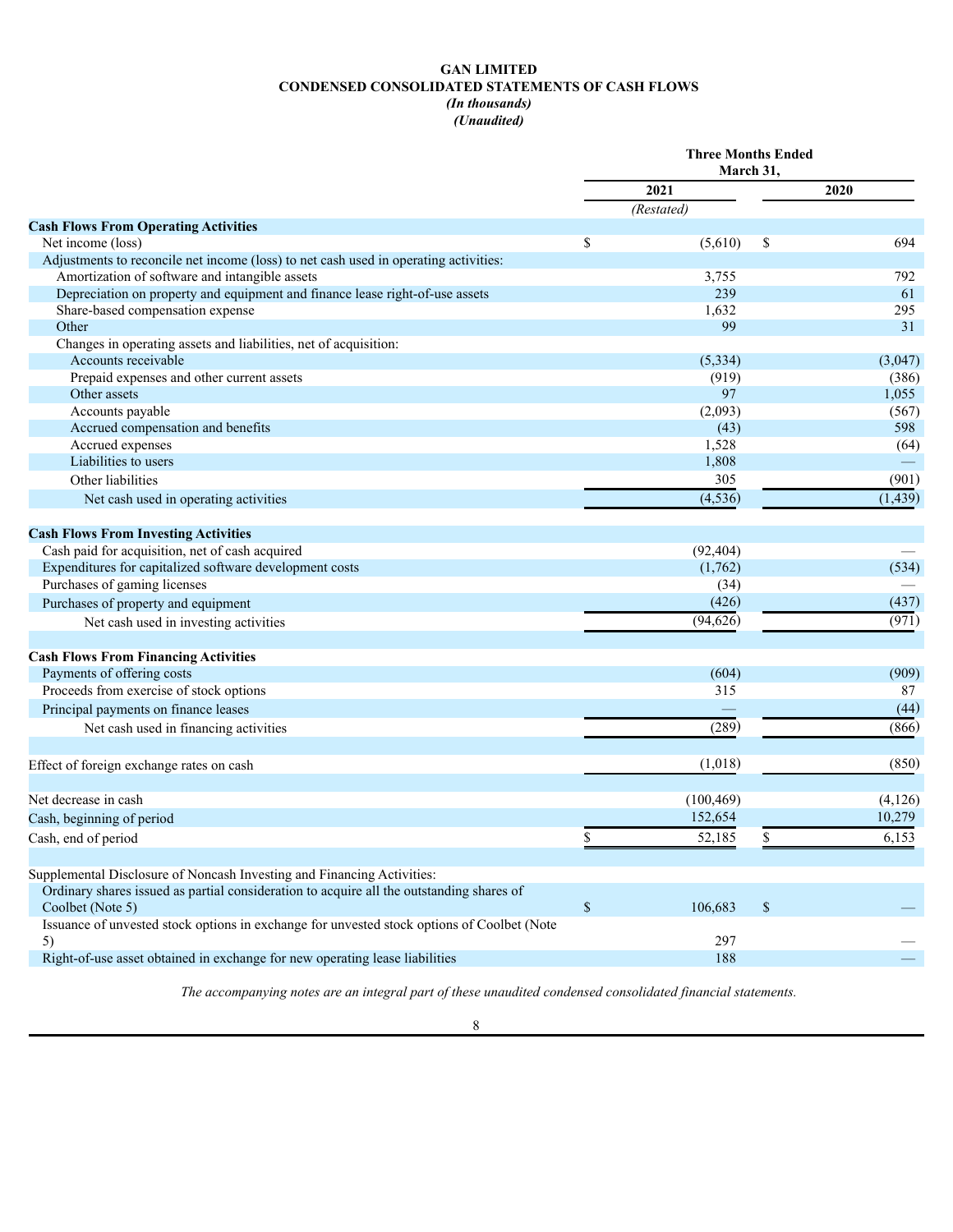# GAN LIMITED

## CONDENSED CONSOLIDATED STATEMENTS OF CASH FLOWS

*(In thousands)*

*(Unaudited)*

| | Three Months Ended March 31, | |
|---|---|---|
| | 2021 | 2020 |
| | *(Restated)* | |
| **Cash Flows From Operating Activities** | | |
| Net income (loss) | $ (5,610) | $ 694 |
| Adjustments to reconcile net income (loss) to net cash used in operating activities: | | |
| Amortization of software and intangible assets | 3,755 | 792 |
| Depreciation on property and equipment and finance lease right-of-use assets | 239 | 61 |
| Share-based compensation expense | 1,632 | 295 |
| Other | 99 | 31 |
| Changes in operating assets and liabilities, net of acquisition: | | |
| Accounts receivable | (5,334) | (3,047) |
| Prepaid expenses and other current assets | (919) | (386) |
| Other assets | 97 | 1,055 |
| Accounts payable | (2,093) | (567) |
| Accrued compensation and benefits | (43) | 598 |
| Accrued expenses | 1,528 | (64) |
| Liabilities to users | 1,808 | — |
| Other liabilities | 305 | (901) |
| Net cash used in operating activities | (4,536) | (1,439) |
| **Cash Flows From Investing Activities** | | |
| Cash paid for acquisition, net of cash acquired | (92,404) | — |
| Expenditures for capitalized software development costs | (1,762) | (534) |
| Purchases of gaming licenses | (34) | — |
| Purchases of property and equipment | (426) | (437) |
| Net cash used in investing activities | (94,626) | (971) |
| **Cash Flows From Financing Activities** | | |
| Payments of offering costs | (604) | (909) |
| Proceeds from exercise of stock options | 315 | 87 |
| Principal payments on finance leases | — | (44) |
| Net cash used in financing activities | (289) | (866) |
| Effect of foreign exchange rates on cash | (1,018) | (850) |
| Net decrease in cash | (100,469) | (4,126) |
| Cash, beginning of period | 152,654 | 10,279 |
| Cash, end of period | $ 52,185 | $ 6,153 |
| Supplemental Disclosure of Noncash Investing and Financing Activities: | | |
| Ordinary shares issued as partial consideration to acquire all the outstanding shares of Coolbet (Note 5) | $ 106,683 | $ — |
| Issuance of unvested stock options in exchange for unvested stock options of Coolbet (Note 5) | 297 | — |
| Right-of-use asset obtained in exchange for new operating lease liabilities | 188 | — |

*The accompanying notes are an integral part of these unaudited condensed consolidated financial statements.*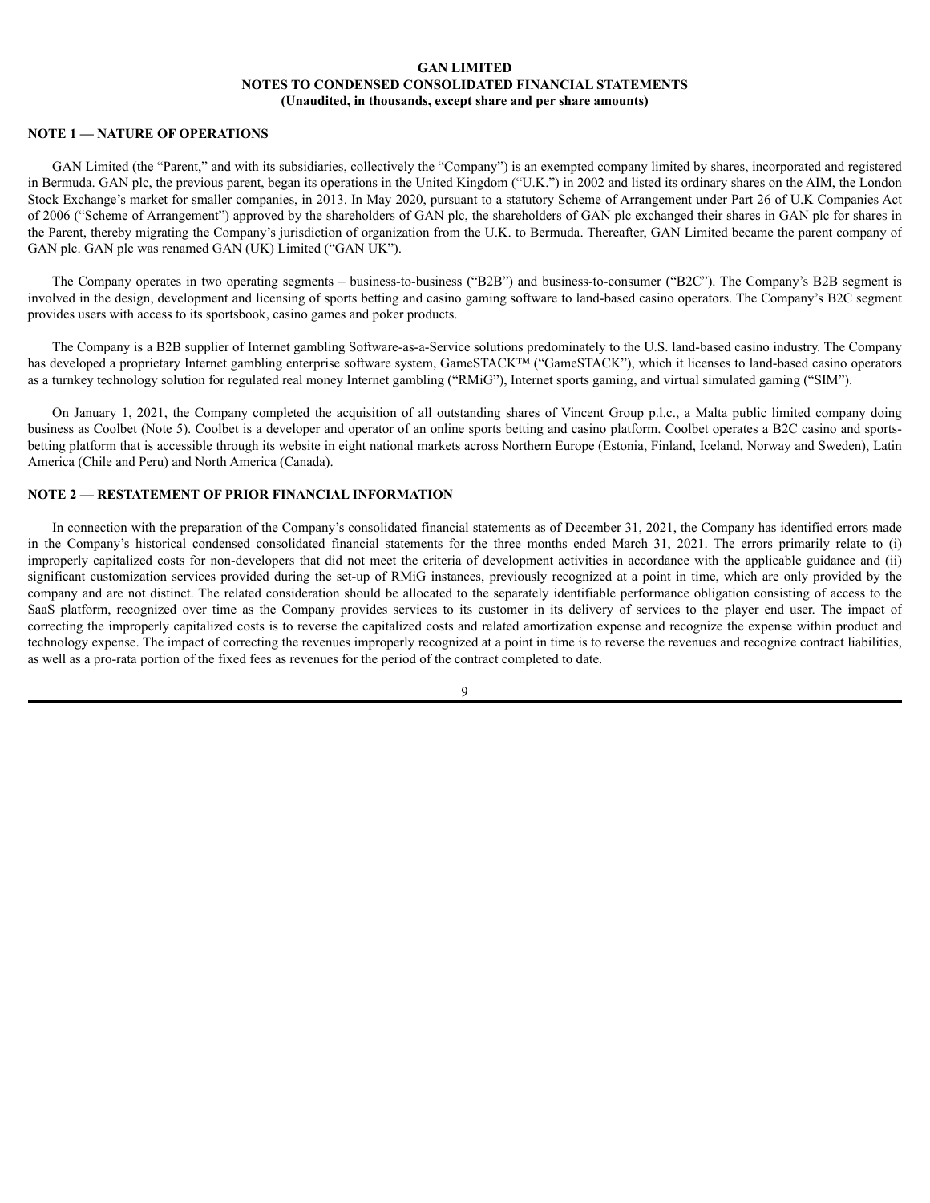**GAN LIMITED**
**NOTES TO CONDENSED CONSOLIDATED FINANCIAL STATEMENTS**
**(Unaudited, in thousands, except share and per share amounts)**

## NOTE 1 — NATURE OF OPERATIONS

GAN Limited (the "Parent," and with its subsidiaries, collectively the "Company") is an exempted company limited by shares, incorporated and registered in Bermuda. GAN plc, the previous parent, began its operations in the United Kingdom ("U.K.") in 2002 and listed its ordinary shares on the AIM, the London Stock Exchange's market for smaller companies, in 2013. In May 2020, pursuant to a statutory Scheme of Arrangement under Part 26 of U.K Companies Act of 2006 ("Scheme of Arrangement") approved by the shareholders of GAN plc, the shareholders of GAN plc exchanged their shares in GAN plc for shares in the Parent, thereby migrating the Company's jurisdiction of organization from the U.K. to Bermuda. Thereafter, GAN Limited became the parent company of GAN plc. GAN plc was renamed GAN (UK) Limited ("GAN UK").

The Company operates in two operating segments – business-to-business ("B2B") and business-to-consumer ("B2C"). The Company's B2B segment is involved in the design, development and licensing of sports betting and casino gaming software to land-based casino operators. The Company's B2C segment provides users with access to its sportsbook, casino games and poker products.

The Company is a B2B supplier of Internet gambling Software-as-a-Service solutions predominately to the U.S. land-based casino industry. The Company has developed a proprietary Internet gambling enterprise software system, GameSTACK™ ("GameSTACK"), which it licenses to land-based casino operators as a turnkey technology solution for regulated real money Internet gambling ("RMiG"), Internet sports gaming, and virtual simulated gaming ("SIM").

On January 1, 2021, the Company completed the acquisition of all outstanding shares of Vincent Group p.l.c., a Malta public limited company doing business as Coolbet (Note 5). Coolbet is a developer and operator of an online sports betting and casino platform. Coolbet operates a B2C casino and sports-betting platform that is accessible through its website in eight national markets across Northern Europe (Estonia, Finland, Iceland, Norway and Sweden), Latin America (Chile and Peru) and North America (Canada).

## NOTE 2 — RESTATEMENT OF PRIOR FINANCIAL INFORMATION

In connection with the preparation of the Company's consolidated financial statements as of December 31, 2021, the Company has identified errors made in the Company's historical condensed consolidated financial statements for the three months ended March 31, 2021. The errors primarily relate to (i) improperly capitalized costs for non-developers that did not meet the criteria of development activities in accordance with the applicable guidance and (ii) significant customization services provided during the set-up of RMiG instances, previously recognized at a point in time, which are only provided by the company and are not distinct. The related consideration should be allocated to the separately identifiable performance obligation consisting of access to the SaaS platform, recognized over time as the Company provides services to its customer in its delivery of services to the player end user. The impact of correcting the improperly capitalized costs is to reverse the capitalized costs and related amortization expense and recognize the expense within product and technology expense. The impact of correcting the revenues improperly recognized at a point in time is to reverse the revenues and recognize contract liabilities, as well as a pro-rata portion of the fixed fees as revenues for the period of the contract completed to date.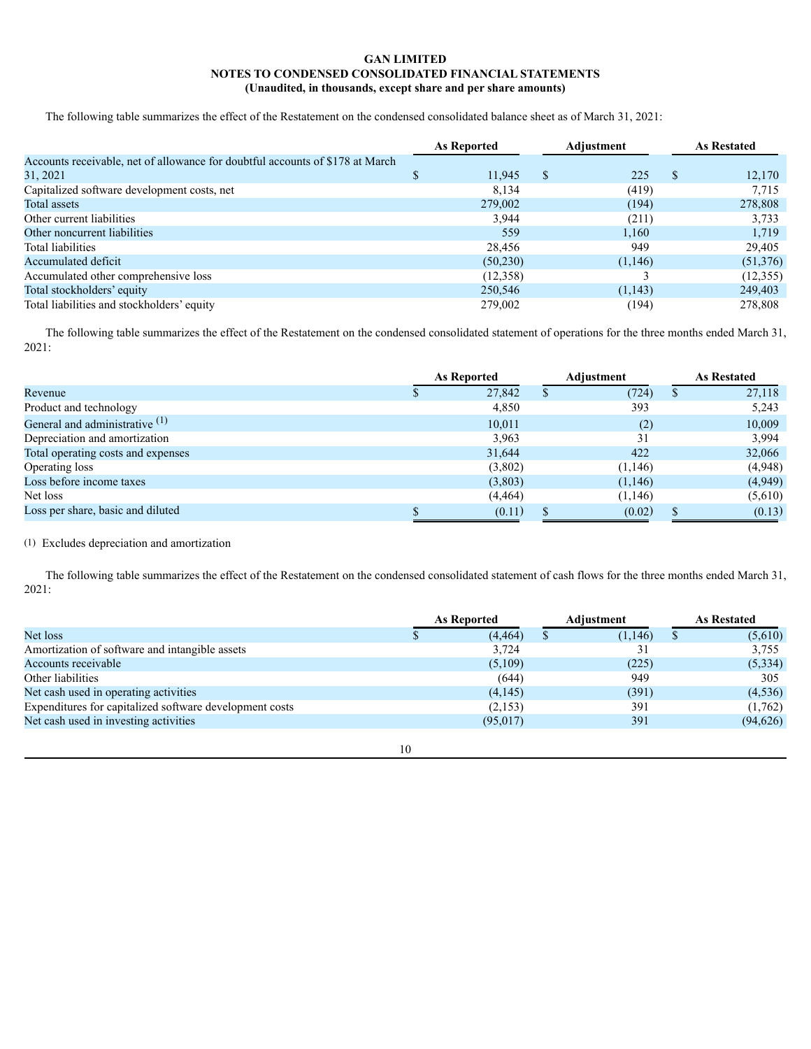**GAN LIMITED**
**NOTES TO CONDENSED CONSOLIDATED FINANCIAL STATEMENTS**
**(Unaudited, in thousands, except share and per share amounts)**

The following table summarizes the effect of the Restatement on the condensed consolidated balance sheet as of March 31, 2021:

| | As Reported | Adjustment | As Restated |
|---|---|---|---|
| Accounts receivable, net of allowance for doubtful accounts of $178 at March 31, 2021 | $ 11,945 | $ 225 | $ 12,170 |
| Capitalized software development costs, net | 8,134 | (419) | 7,715 |
| Total assets | 279,002 | (194) | 278,808 |
| Other current liabilities | 3,944 | (211) | 3,733 |
| Other noncurrent liabilities | 559 | 1,160 | 1,719 |
| Total liabilities | 28,456 | 949 | 29,405 |
| Accumulated deficit | (50,230) | (1,146) | (51,376) |
| Accumulated other comprehensive loss | (12,358) | 3 | (12,355) |
| Total stockholders' equity | 250,546 | (1,143) | 249,403 |
| Total liabilities and stockholders' equity | 279,002 | (194) | 278,808 |

The following table summarizes the effect of the Restatement on the condensed consolidated statement of operations for the three months ended March 31, 2021:

| | As Reported | Adjustment | As Restated |
|---|---|---|---|
| Revenue | $ 27,842 | $ (724) | $ 27,118 |
| Product and technology | 4,850 | 393 | 5,243 |
| General and administrative [(1)] | 10,011 | (2) | 10,009 |
| Depreciation and amortization | 3,963 | 31 | 3,994 |
| Total operating costs and expenses | 31,644 | 422 | 32,066 |
| Operating loss | (3,802) | (1,146) | (4,948) |
| Loss before income taxes | (3,803) | (1,146) | (4,949) |
| Net loss | (4,464) | (1,146) | (5,610) |
| Loss per share, basic and diluted | $ (0.11) | $ (0.02) | $ (0.13) |

(1) Excludes depreciation and amortization

The following table summarizes the effect of the Restatement on the condensed consolidated statement of cash flows for the three months ended March 31, 2021:

| | As Reported | Adjustment | As Restated |
|---|---|---|---|
| Net loss | $ (4,464) | $ (1,146) | $ (5,610) |
| Amortization of software and intangible assets | 3,724 | 31 | 3,755 |
| Accounts receivable | (5,109) | (225) | (5,334) |
| Other liabilities | (644) | 949 | 305 |
| Net cash used in operating activities | (4,145) | (391) | (4,536) |
| Expenditures for capitalized software development costs | (2,153) | 391 | (1,762) |
| Net cash used in investing activities | (95,017) | 391 | (94,626) |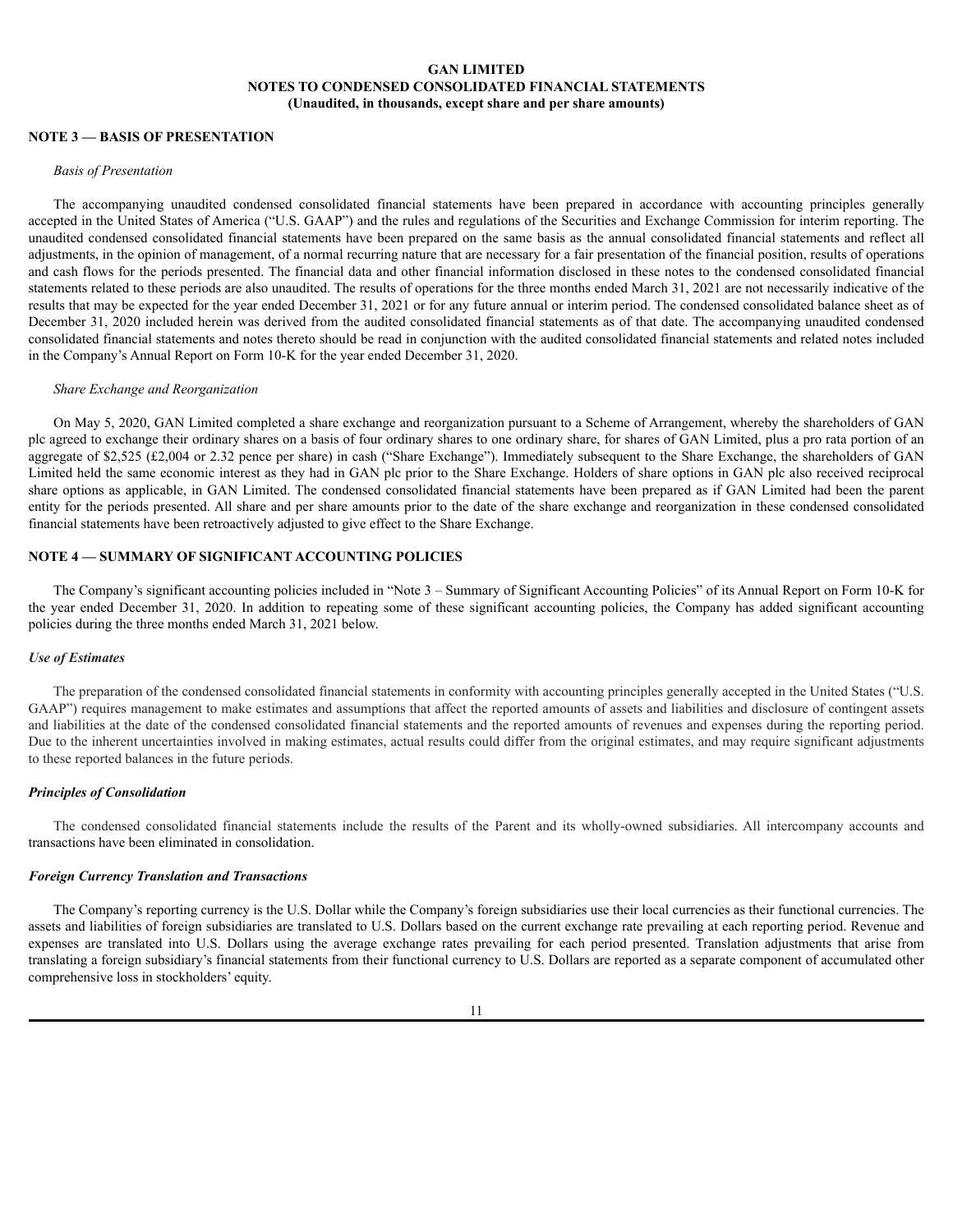**GAN LIMITED**
**NOTES TO CONDENSED CONSOLIDATED FINANCIAL STATEMENTS**
**(Unaudited, in thousands, except share and per share amounts)**

## NOTE 3 — BASIS OF PRESENTATION

*Basis of Presentation*

The accompanying unaudited condensed consolidated financial statements have been prepared in accordance with accounting principles generally accepted in the United States of America ("U.S. GAAP") and the rules and regulations of the Securities and Exchange Commission for interim reporting. The unaudited condensed consolidated financial statements have been prepared on the same basis as the annual consolidated financial statements and reflect all adjustments, in the opinion of management, of a normal recurring nature that are necessary for a fair presentation of the financial position, results of operations and cash flows for the periods presented. The financial data and other financial information disclosed in these notes to the condensed consolidated financial statements related to these periods are also unaudited. The results of operations for the three months ended March 31, 2021 are not necessarily indicative of the results that may be expected for the year ended December 31, 2021 or for any future annual or interim period. The condensed consolidated balance sheet as of December 31, 2020 included herein was derived from the audited consolidated financial statements as of that date. The accompanying unaudited condensed consolidated financial statements and notes thereto should be read in conjunction with the audited consolidated financial statements and related notes included in the Company's Annual Report on Form 10-K for the year ended December 31, 2020.

*Share Exchange and Reorganization*

On May 5, 2020, GAN Limited completed a share exchange and reorganization pursuant to a Scheme of Arrangement, whereby the shareholders of GAN plc agreed to exchange their ordinary shares on a basis of four ordinary shares to one ordinary share, for shares of GAN Limited, plus a pro rata portion of an aggregate of $2,525 (£2,004 or 2.32 pence per share) in cash ("Share Exchange"). Immediately subsequent to the Share Exchange, the shareholders of GAN Limited held the same economic interest as they had in GAN plc prior to the Share Exchange. Holders of share options in GAN plc also received reciprocal share options as applicable, in GAN Limited. The condensed consolidated financial statements have been prepared as if GAN Limited had been the parent entity for the periods presented. All share and per share amounts prior to the date of the share exchange and reorganization in these condensed consolidated financial statements have been retroactively adjusted to give effect to the Share Exchange.

## NOTE 4 — SUMMARY OF SIGNIFICANT ACCOUNTING POLICIES

The Company's significant accounting policies included in "Note 3 – Summary of Significant Accounting Policies" of its Annual Report on Form 10-K for the year ended December 31, 2020. In addition to repeating some of these significant accounting policies, the Company has added significant accounting policies during the three months ended March 31, 2021 below.

***Use of Estimates***

The preparation of the condensed consolidated financial statements in conformity with accounting principles generally accepted in the United States ("U.S. GAAP") requires management to make estimates and assumptions that affect the reported amounts of assets and liabilities and disclosure of contingent assets and liabilities at the date of the condensed consolidated financial statements and the reported amounts of revenues and expenses during the reporting period. Due to the inherent uncertainties involved in making estimates, actual results could differ from the original estimates, and may require significant adjustments to these reported balances in the future periods.

***Principles of Consolidation***

The condensed consolidated financial statements include the results of the Parent and its wholly-owned subsidiaries. All intercompany accounts and transactions have been eliminated in consolidation.

***Foreign Currency Translation and Transactions***

The Company's reporting currency is the U.S. Dollar while the Company's foreign subsidiaries use their local currencies as their functional currencies. The assets and liabilities of foreign subsidiaries are translated to U.S. Dollars based on the current exchange rate prevailing at each reporting period. Revenue and expenses are translated into U.S. Dollars using the average exchange rates prevailing for each period presented. Translation adjustments that arise from translating a foreign subsidiary's financial statements from their functional currency to U.S. Dollars are reported as a separate component of accumulated other comprehensive loss in stockholders' equity.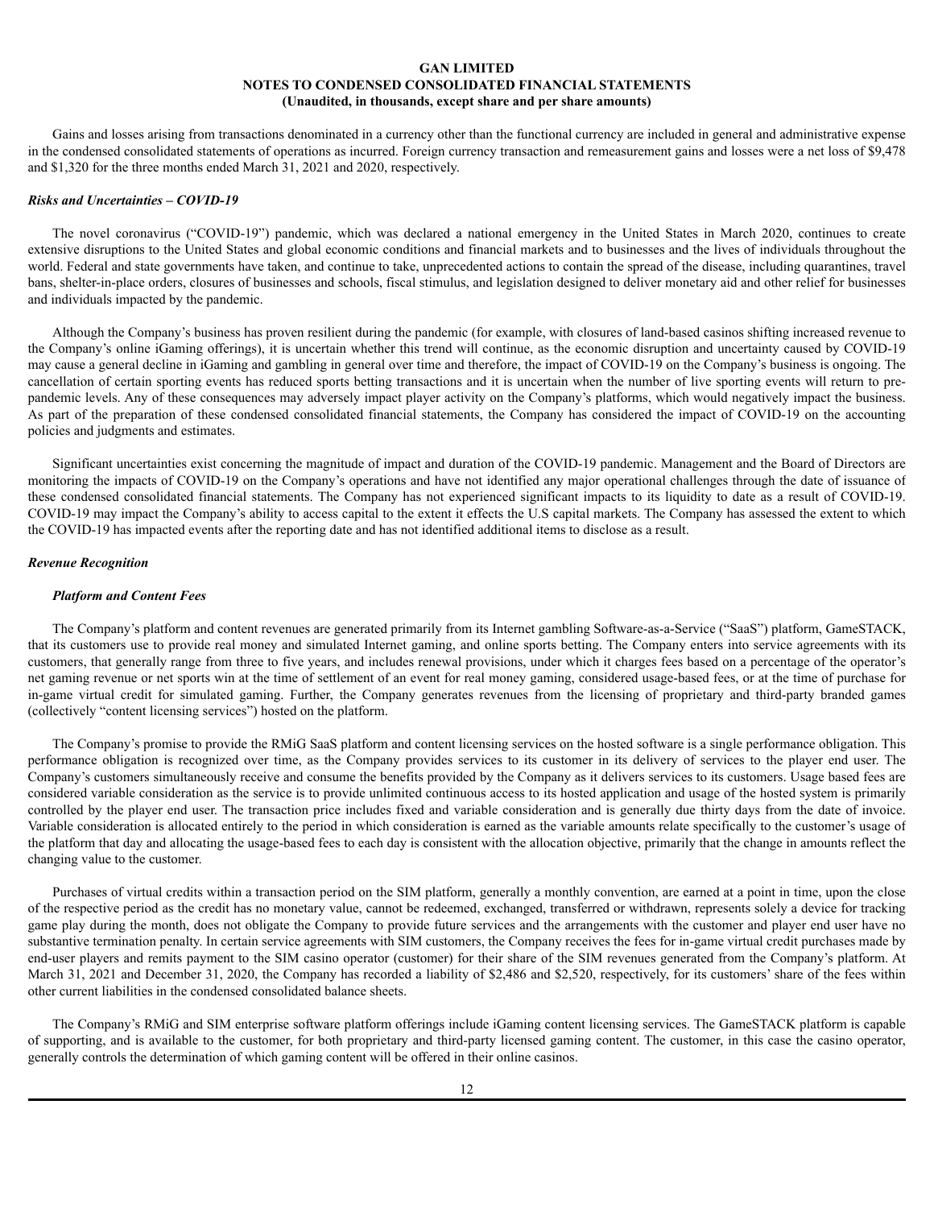Gains and losses arising from transactions denominated in a currency other than the functional currency are included in general and administrative expense in the condensed consolidated statements of operations as incurred. Foreign currency transaction and remeasurement gains and losses were a net loss of $9,478 and $1,320 for the three months ended March 31, 2021 and 2020, respectively.

***Risks and Uncertainties – COVID-19***

The novel coronavirus ("COVID-19") pandemic, which was declared a national emergency in the United States in March 2020, continues to create extensive disruptions to the United States and global economic conditions and financial markets and to businesses and the lives of individuals throughout the world. Federal and state governments have taken, and continue to take, unprecedented actions to contain the spread of the disease, including quarantines, travel bans, shelter-in-place orders, closures of businesses and schools, fiscal stimulus, and legislation designed to deliver monetary aid and other relief for businesses and individuals impacted by the pandemic.

Although the Company's business has proven resilient during the pandemic (for example, with closures of land-based casinos shifting increased revenue to the Company's online iGaming offerings), it is uncertain whether this trend will continue, as the economic disruption and uncertainty caused by COVID-19 may cause a general decline in iGaming and gambling in general over time and therefore, the impact of COVID-19 on the Company's business is ongoing. The cancellation of certain sporting events has reduced sports betting transactions and it is uncertain when the number of live sporting events will return to pre-pandemic levels. Any of these consequences may adversely impact player activity on the Company's platforms, which would negatively impact the business. As part of the preparation of these condensed consolidated financial statements, the Company has considered the impact of COVID-19 on the accounting policies and judgments and estimates.

Significant uncertainties exist concerning the magnitude of impact and duration of the COVID-19 pandemic. Management and the Board of Directors are monitoring the impacts of COVID-19 on the Company's operations and have not identified any major operational challenges through the date of issuance of these condensed consolidated financial statements. The Company has not experienced significant impacts to its liquidity to date as a result of COVID-19. COVID-19 may impact the Company's ability to access capital to the extent it effects the U.S capital markets. The Company has assessed the extent to which the COVID-19 has impacted events after the reporting date and has not identified additional items to disclose as a result.

***Revenue Recognition***

***Platform and Content Fees***

The Company's platform and content revenues are generated primarily from its Internet gambling Software-as-a-Service ("SaaS") platform, GameSTACK, that its customers use to provide real money and simulated Internet gaming, and online sports betting. The Company enters into service agreements with its customers, that generally range from three to five years, and includes renewal provisions, under which it charges fees based on a percentage of the operator's net gaming revenue or net sports win at the time of settlement of an event for real money gaming, considered usage-based fees, or at the time of purchase for in-game virtual credit for simulated gaming. Further, the Company generates revenues from the licensing of proprietary and third-party branded games (collectively "content licensing services") hosted on the platform.

The Company's promise to provide the RMiG SaaS platform and content licensing services on the hosted software is a single performance obligation. This performance obligation is recognized over time, as the Company provides services to its customer in its delivery of services to the player end user. The Company's customers simultaneously receive and consume the benefits provided by the Company as it delivers services to its customers. Usage based fees are considered variable consideration as the service is to provide unlimited continuous access to its hosted application and usage of the hosted system is primarily controlled by the player end user. The transaction price includes fixed and variable consideration and is generally due thirty days from the date of invoice. Variable consideration is allocated entirely to the period in which consideration is earned as the variable amounts relate specifically to the customer's usage of the platform that day and allocating the usage-based fees to each day is consistent with the allocation objective, primarily that the change in amounts reflect the changing value to the customer.

Purchases of virtual credits within a transaction period on the SIM platform, generally a monthly convention, are earned at a point in time, upon the close of the respective period as the credit has no monetary value, cannot be redeemed, exchanged, transferred or withdrawn, represents solely a device for tracking game play during the month, does not obligate the Company to provide future services and the arrangements with the customer and player end user have no substantive termination penalty. In certain service agreements with SIM customers, the Company receives the fees for in-game virtual credit purchases made by end-user players and remits payment to the SIM casino operator (customer) for their share of the SIM revenues generated from the Company's platform. At March 31, 2021 and December 31, 2020, the Company has recorded a liability of $2,486 and $2,520, respectively, for its customers' share of the fees within other current liabilities in the condensed consolidated balance sheets.

The Company's RMiG and SIM enterprise software platform offerings include iGaming content licensing services. The GameSTACK platform is capable of supporting, and is available to the customer, for both proprietary and third-party licensed gaming content. The customer, in this case the casino operator, generally controls the determination of which gaming content will be offered in their online casinos.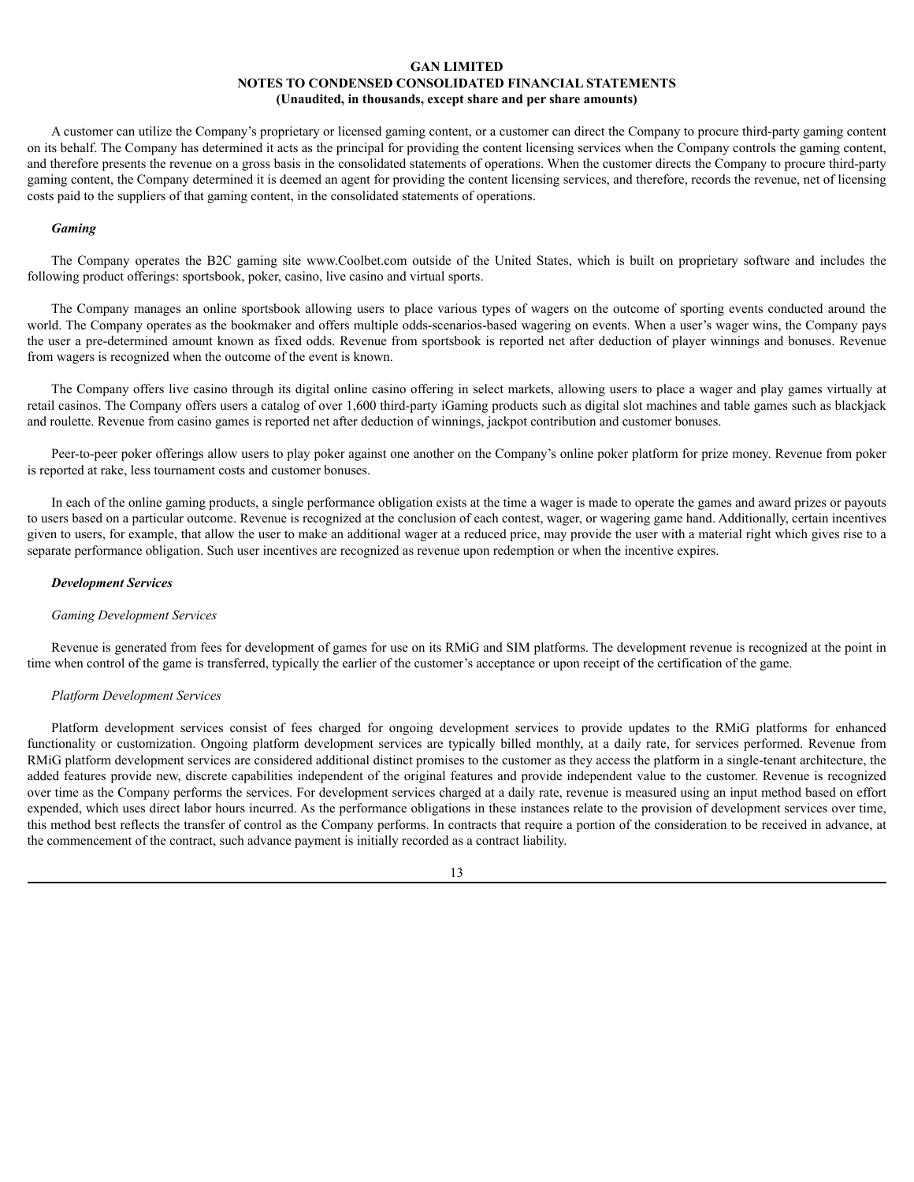A customer can utilize the Company's proprietary or licensed gaming content, or a customer can direct the Company to procure third-party gaming content on its behalf. The Company has determined it acts as the principal for providing the content licensing services when the Company controls the gaming content, and therefore presents the revenue on a gross basis in the consolidated statements of operations. When the customer directs the Company to procure third-party gaming content, the Company determined it is deemed an agent for providing the content licensing services, and therefore, records the revenue, net of licensing costs paid to the suppliers of that gaming content, in the consolidated statements of operations.

***Gaming***

The Company operates the B2C gaming site www.Coolbet.com outside of the United States, which is built on proprietary software and includes the following product offerings: sportsbook, poker, casino, live casino and virtual sports.

The Company manages an online sportsbook allowing users to place various types of wagers on the outcome of sporting events conducted around the world. The Company operates as the bookmaker and offers multiple odds-scenarios-based wagering on events. When a user's wager wins, the Company pays the user a pre-determined amount known as fixed odds. Revenue from sportsbook is reported net after deduction of player winnings and bonuses. Revenue from wagers is recognized when the outcome of the event is known.

The Company offers live casino through its digital online casino offering in select markets, allowing users to place a wager and play games virtually at retail casinos. The Company offers users a catalog of over 1,600 third-party iGaming products such as digital slot machines and table games such as blackjack and roulette. Revenue from casino games is reported net after deduction of winnings, jackpot contribution and customer bonuses.

Peer-to-peer poker offerings allow users to play poker against one another on the Company's online poker platform for prize money. Revenue from poker is reported at rake, less tournament costs and customer bonuses.

In each of the online gaming products, a single performance obligation exists at the time a wager is made to operate the games and award prizes or payouts to users based on a particular outcome. Revenue is recognized at the conclusion of each contest, wager, or wagering game hand. Additionally, certain incentives given to users, for example, that allow the user to make an additional wager at a reduced price, may provide the user with a material right which gives rise to a separate performance obligation. Such user incentives are recognized as revenue upon redemption or when the incentive expires.

***Development Services***

*Gaming Development Services*

Revenue is generated from fees for development of games for use on its RMiG and SIM platforms. The development revenue is recognized at the point in time when control of the game is transferred, typically the earlier of the customer's acceptance or upon receipt of the certification of the game.

*Platform Development Services*

Platform development services consist of fees charged for ongoing development services to provide updates to the RMiG platforms for enhanced functionality or customization. Ongoing platform development services are typically billed monthly, at a daily rate, for services performed. Revenue from RMiG platform development services are considered additional distinct promises to the customer as they access the platform in a single-tenant architecture, the added features provide new, discrete capabilities independent of the original features and provide independent value to the customer. Revenue is recognized over time as the Company performs the services. For development services charged at a daily rate, revenue is measured using an input method based on effort expended, which uses direct labor hours incurred. As the performance obligations in these instances relate to the provision of development services over time, this method best reflects the transfer of control as the Company performs. In contracts that require a portion of the consideration to be received in advance, at the commencement of the contract, such advance payment is initially recorded as a contract liability.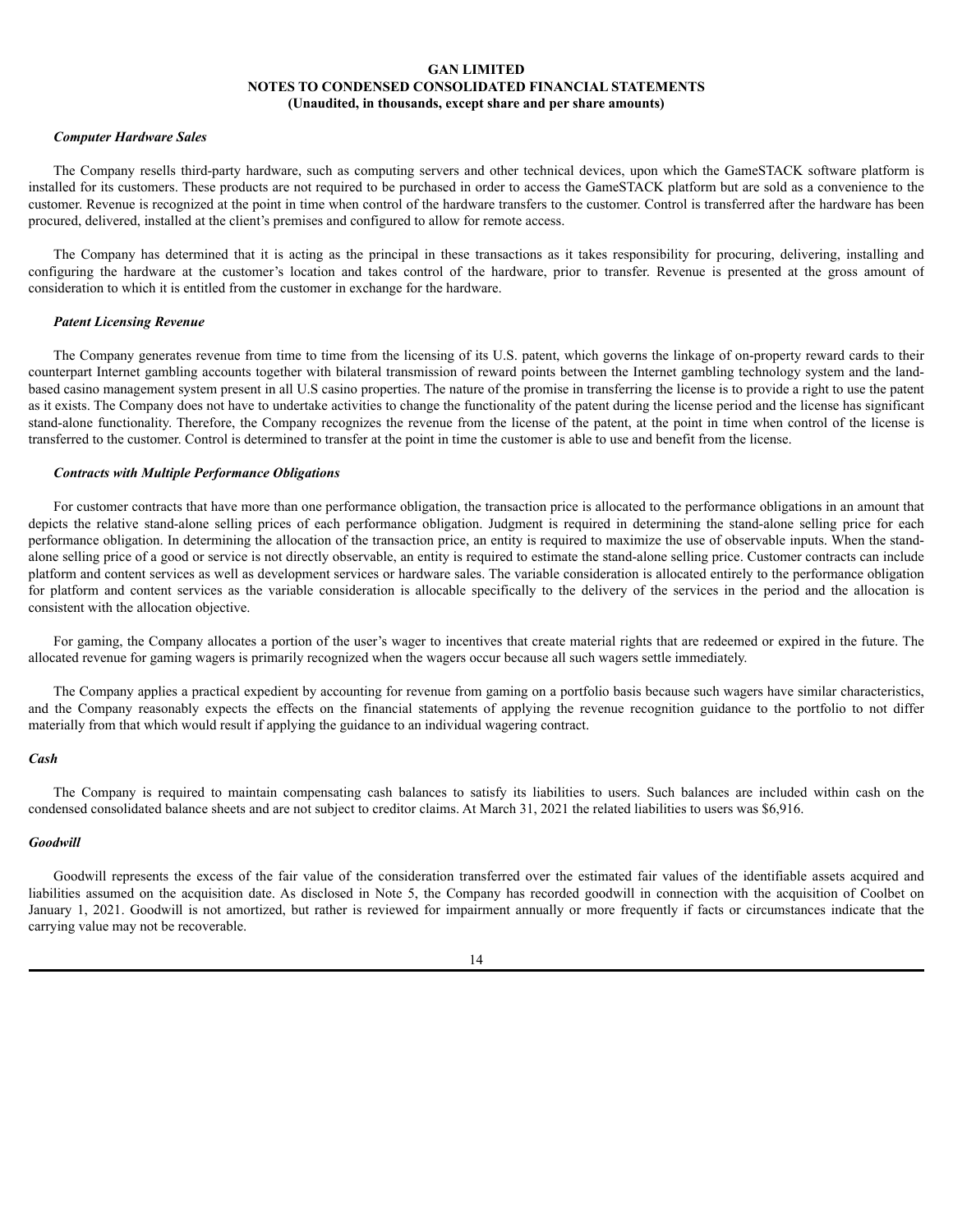*Computer Hardware Sales*

The Company resells third-party hardware, such as computing servers and other technical devices, upon which the GameSTACK software platform is installed for its customers. These products are not required to be purchased in order to access the GameSTACK platform but are sold as a convenience to the customer. Revenue is recognized at the point in time when control of the hardware transfers to the customer. Control is transferred after the hardware has been procured, delivered, installed at the client's premises and configured to allow for remote access.

The Company has determined that it is acting as the principal in these transactions as it takes responsibility for procuring, delivering, installing and configuring the hardware at the customer's location and takes control of the hardware, prior to transfer. Revenue is presented at the gross amount of consideration to which it is entitled from the customer in exchange for the hardware.

*Patent Licensing Revenue*

The Company generates revenue from time to time from the licensing of its U.S. patent, which governs the linkage of on-property reward cards to their counterpart Internet gambling accounts together with bilateral transmission of reward points between the Internet gambling technology system and the land-based casino management system present in all U.S casino properties. The nature of the promise in transferring the license is to provide a right to use the patent as it exists. The Company does not have to undertake activities to change the functionality of the patent during the license period and the license has significant stand-alone functionality. Therefore, the Company recognizes the revenue from the license of the patent, at the point in time when control of the license is transferred to the customer. Control is determined to transfer at the point in time the customer is able to use and benefit from the license.

*Contracts with Multiple Performance Obligations*

For customer contracts that have more than one performance obligation, the transaction price is allocated to the performance obligations in an amount that depicts the relative stand-alone selling prices of each performance obligation. Judgment is required in determining the stand-alone selling price for each performance obligation. In determining the allocation of the transaction price, an entity is required to maximize the use of observable inputs. When the stand-alone selling price of a good or service is not directly observable, an entity is required to estimate the stand-alone selling price. Customer contracts can include platform and content services as well as development services or hardware sales. The variable consideration is allocated entirely to the performance obligation for platform and content services as the variable consideration is allocable specifically to the delivery of the services in the period and the allocation is consistent with the allocation objective.

For gaming, the Company allocates a portion of the user's wager to incentives that create material rights that are redeemed or expired in the future. The allocated revenue for gaming wagers is primarily recognized when the wagers occur because all such wagers settle immediately.

The Company applies a practical expedient by accounting for revenue from gaming on a portfolio basis because such wagers have similar characteristics, and the Company reasonably expects the effects on the financial statements of applying the revenue recognition guidance to the portfolio to not differ materially from that which would result if applying the guidance to an individual wagering contract.

***Cash***

The Company is required to maintain compensating cash balances to satisfy its liabilities to users. Such balances are included within cash on the condensed consolidated balance sheets and are not subject to creditor claims. At March 31, 2021 the related liabilities to users was $6,916.

***Goodwill***

Goodwill represents the excess of the fair value of the consideration transferred over the estimated fair values of the identifiable assets acquired and liabilities assumed on the acquisition date. As disclosed in Note 5, the Company has recorded goodwill in connection with the acquisition of Coolbet on January 1, 2021. Goodwill is not amortized, but rather is reviewed for impairment annually or more frequently if facts or circumstances indicate that the carrying value may not be recoverable.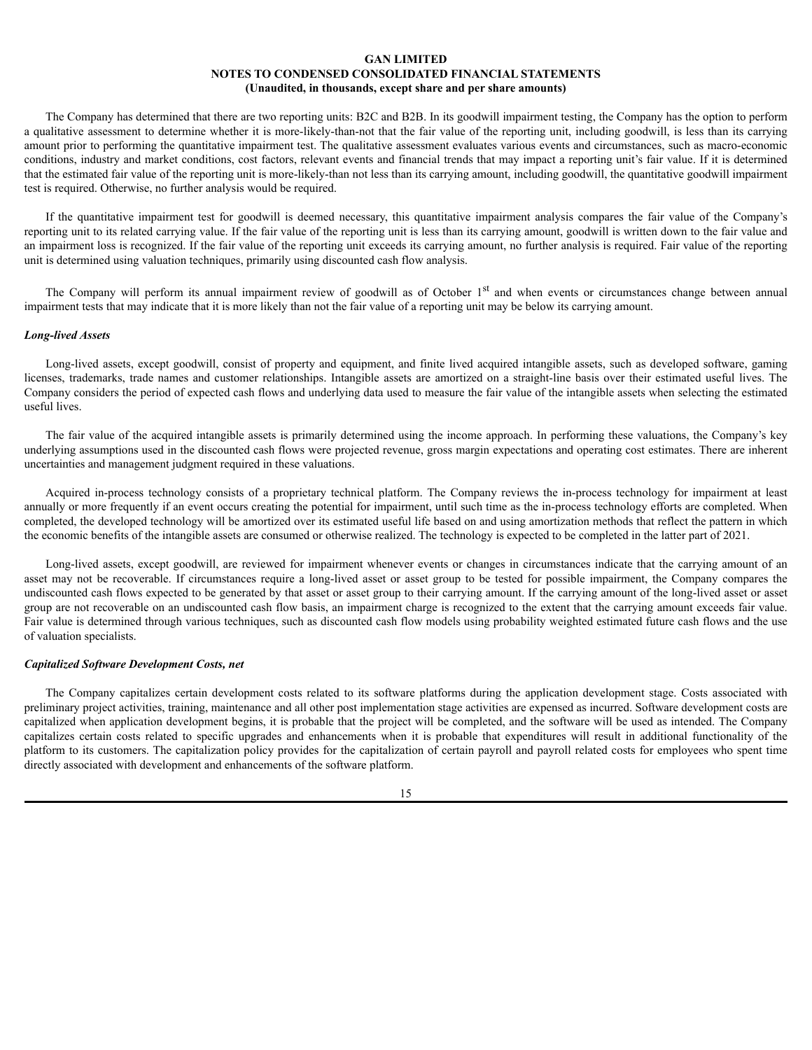The Company has determined that there are two reporting units: B2C and B2B. In its goodwill impairment testing, the Company has the option to perform a qualitative assessment to determine whether it is more-likely-than-not that the fair value of the reporting unit, including goodwill, is less than its carrying amount prior to performing the quantitative impairment test. The qualitative assessment evaluates various events and circumstances, such as macro-economic conditions, industry and market conditions, cost factors, relevant events and financial trends that may impact a reporting unit's fair value. If it is determined that the estimated fair value of the reporting unit is more-likely-than not less than its carrying amount, including goodwill, the quantitative goodwill impairment test is required. Otherwise, no further analysis would be required.

If the quantitative impairment test for goodwill is deemed necessary, this quantitative impairment analysis compares the fair value of the Company's reporting unit to its related carrying value. If the fair value of the reporting unit is less than its carrying amount, goodwill is written down to the fair value and an impairment loss is recognized. If the fair value of the reporting unit exceeds its carrying amount, no further analysis is required. Fair value of the reporting unit is determined using valuation techniques, primarily using discounted cash flow analysis.

The Company will perform its annual impairment review of goodwill as of October 1st and when events or circumstances change between annual impairment tests that may indicate that it is more likely than not the fair value of a reporting unit may be below its carrying amount.

***Long-lived Assets***

Long-lived assets, except goodwill, consist of property and equipment, and finite lived acquired intangible assets, such as developed software, gaming licenses, trademarks, trade names and customer relationships. Intangible assets are amortized on a straight-line basis over their estimated useful lives. The Company considers the period of expected cash flows and underlying data used to measure the fair value of the intangible assets when selecting the estimated useful lives.

The fair value of the acquired intangible assets is primarily determined using the income approach. In performing these valuations, the Company's key underlying assumptions used in the discounted cash flows were projected revenue, gross margin expectations and operating cost estimates. There are inherent uncertainties and management judgment required in these valuations.

Acquired in-process technology consists of a proprietary technical platform. The Company reviews the in-process technology for impairment at least annually or more frequently if an event occurs creating the potential for impairment, until such time as the in-process technology efforts are completed. When completed, the developed technology will be amortized over its estimated useful life based on and using amortization methods that reflect the pattern in which the economic benefits of the intangible assets are consumed or otherwise realized. The technology is expected to be completed in the latter part of 2021.

Long-lived assets, except goodwill, are reviewed for impairment whenever events or changes in circumstances indicate that the carrying amount of an asset may not be recoverable. If circumstances require a long-lived asset or asset group to be tested for possible impairment, the Company compares the undiscounted cash flows expected to be generated by that asset or asset group to their carrying amount. If the carrying amount of the long-lived asset or asset group are not recoverable on an undiscounted cash flow basis, an impairment charge is recognized to the extent that the carrying amount exceeds fair value. Fair value is determined through various techniques, such as discounted cash flow models using probability weighted estimated future cash flows and the use of valuation specialists.

***Capitalized Software Development Costs, net***

The Company capitalizes certain development costs related to its software platforms during the application development stage. Costs associated with preliminary project activities, training, maintenance and all other post implementation stage activities are expensed as incurred. Software development costs are capitalized when application development begins, it is probable that the project will be completed, and the software will be used as intended. The Company capitalizes certain costs related to specific upgrades and enhancements when it is probable that expenditures will result in additional functionality of the platform to its customers. The capitalization policy provides for the capitalization of certain payroll and payroll related costs for employees who spent time directly associated with development and enhancements of the software platform.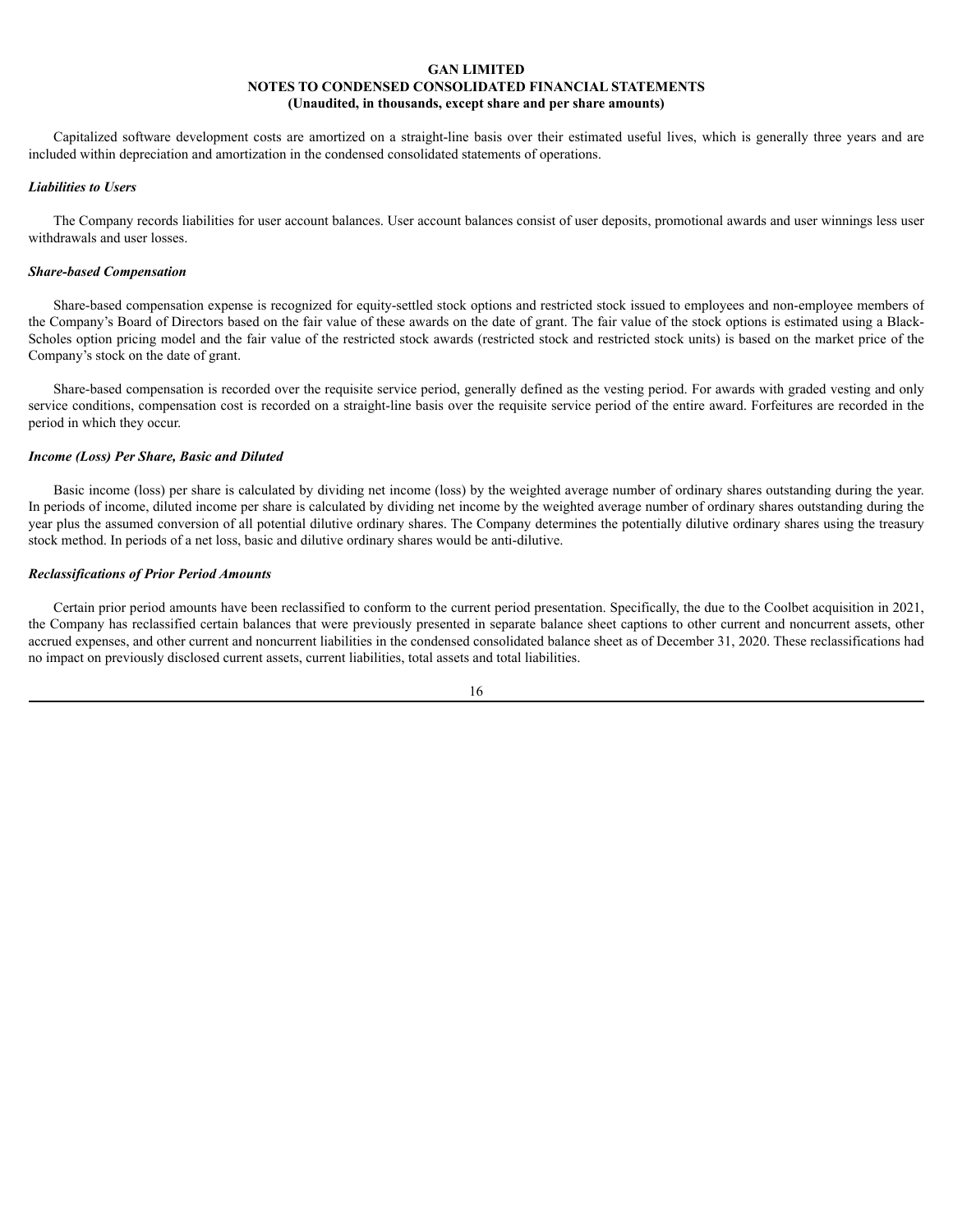Capitalized software development costs are amortized on a straight-line basis over their estimated useful lives, which is generally three years and are included within depreciation and amortization in the condensed consolidated statements of operations.

***Liabilities to Users***

The Company records liabilities for user account balances. User account balances consist of user deposits, promotional awards and user winnings less user withdrawals and user losses.

***Share-based Compensation***

Share-based compensation expense is recognized for equity-settled stock options and restricted stock issued to employees and non-employee members of the Company's Board of Directors based on the fair value of these awards on the date of grant. The fair value of the stock options is estimated using a Black-Scholes option pricing model and the fair value of the restricted stock awards (restricted stock and restricted stock units) is based on the market price of the Company's stock on the date of grant.

Share-based compensation is recorded over the requisite service period, generally defined as the vesting period. For awards with graded vesting and only service conditions, compensation cost is recorded on a straight-line basis over the requisite service period of the entire award. Forfeitures are recorded in the period in which they occur.

***Income (Loss) Per Share, Basic and Diluted***

Basic income (loss) per share is calculated by dividing net income (loss) by the weighted average number of ordinary shares outstanding during the year. In periods of income, diluted income per share is calculated by dividing net income by the weighted average number of ordinary shares outstanding during the year plus the assumed conversion of all potential dilutive ordinary shares. The Company determines the potentially dilutive ordinary shares using the treasury stock method. In periods of a net loss, basic and dilutive ordinary shares would be anti-dilutive.

***Reclassifications of Prior Period Amounts***

Certain prior period amounts have been reclassified to conform to the current period presentation. Specifically, the due to the Coolbet acquisition in 2021, the Company has reclassified certain balances that were previously presented in separate balance sheet captions to other current and noncurrent assets, other accrued expenses, and other current and noncurrent liabilities in the condensed consolidated balance sheet as of December 31, 2020. These reclassifications had no impact on previously disclosed current assets, current liabilities, total assets and total liabilities.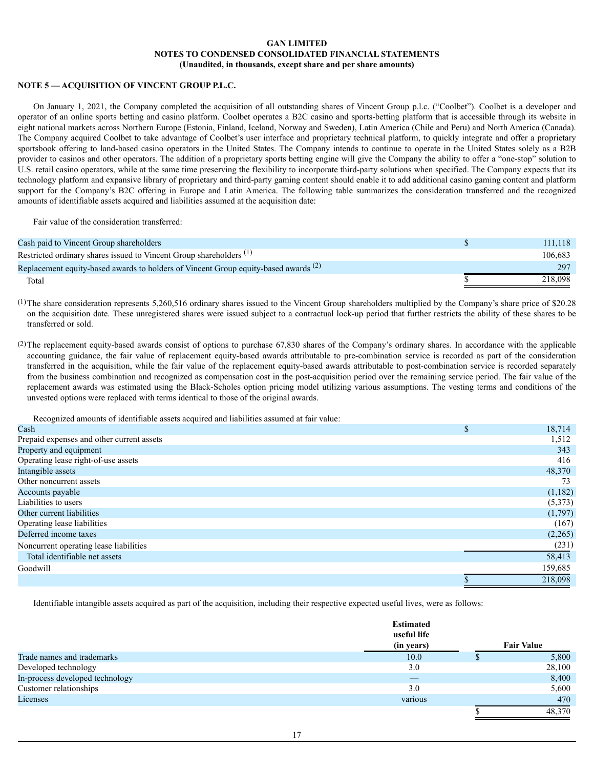## NOTE 5 — ACQUISITION OF VINCENT GROUP P.L.C.

On January 1, 2021, the Company completed the acquisition of all outstanding shares of Vincent Group p.l.c. ("Coolbet"). Coolbet is a developer and operator of an online sports betting and casino platform. Coolbet operates a B2C casino and sports-betting platform that is accessible through its website in eight national markets across Northern Europe (Estonia, Finland, Iceland, Norway and Sweden), Latin America (Chile and Peru) and North America (Canada). The Company acquired Coolbet to take advantage of Coolbet's user interface and proprietary technical platform, to quickly integrate and offer a proprietary sportsbook offering to land-based casino operators in the United States. The Company intends to continue to operate in the United States solely as a B2B provider to casinos and other operators. The addition of a proprietary sports betting engine will give the Company the ability to offer a "one-stop" solution to U.S. retail casino operators, while at the same time preserving the flexibility to incorporate third-party solutions when specified. The Company expects that its technology platform and expansive library of proprietary and third-party gaming content should enable it to add additional casino gaming content and platform support for the Company's B2C offering in Europe and Latin America. The following table summarizes the consideration transferred and the recognized amounts of identifiable assets acquired and liabilities assumed at the acquisition date:

Fair value of the consideration transferred:

| | |
|---|---|
| Cash paid to Vincent Group shareholders | $ 111,118 |
| Restricted ordinary shares issued to Vincent Group shareholders [(1)] | 106,683 |
| Replacement equity-based awards to holders of Vincent Group equity-based awards [(2)] | 297 |
| Total | $ 218,098 |

(1) The share consideration represents 5,260,516 ordinary shares issued to the Vincent Group shareholders multiplied by the Company's share price of $20.28 on the acquisition date. These unregistered shares were issued subject to a contractual lock-up period that further restricts the ability of these shares to be transferred or sold.

(2) The replacement equity-based awards consist of options to purchase 67,830 shares of the Company's ordinary shares. In accordance with the applicable accounting guidance, the fair value of replacement equity-based awards attributable to pre-combination service is recorded as part of the consideration transferred in the acquisition, while the fair value of the replacement equity-based awards attributable to post-combination service is recorded separately from the business combination and recognized as compensation cost in the post-acquisition period over the remaining service period. The fair value of the replacement awards was estimated using the Black-Scholes option pricing model utilizing various assumptions. The vesting terms and conditions of the unvested options were replaced with terms identical to those of the original awards.

Recognized amounts of identifiable assets acquired and liabilities assumed at fair value:

| | |
|---|---|
| Cash | $ 18,714 |
| Prepaid expenses and other current assets | 1,512 |
| Property and equipment | 343 |
| Operating lease right-of-use assets | 416 |
| Intangible assets | 48,370 |
| Other noncurrent assets | 73 |
| Accounts payable | (1,182) |
| Liabilities to users | (5,373) |
| Other current liabilities | (1,797) |
| Operating lease liabilities | (167) |
| Deferred income taxes | (2,265) |
| Noncurrent operating lease liabilities | (231) |
| Total identifiable net assets | 58,413 |
| Goodwill | 159,685 |
| | $ 218,098 |

Identifiable intangible assets acquired as part of the acquisition, including their respective expected useful lives, were as follows:

| | Estimated useful life (in years) | Fair Value |
|---|---|---|
| Trade names and trademarks | 10.0 | $ 5,800 |
| Developed technology | 3.0 | 28,100 |
| In-process developed technology | — | 8,400 |
| Customer relationships | 3.0 | 5,600 |
| Licenses | various | 470 |
| | | $ 48,370 |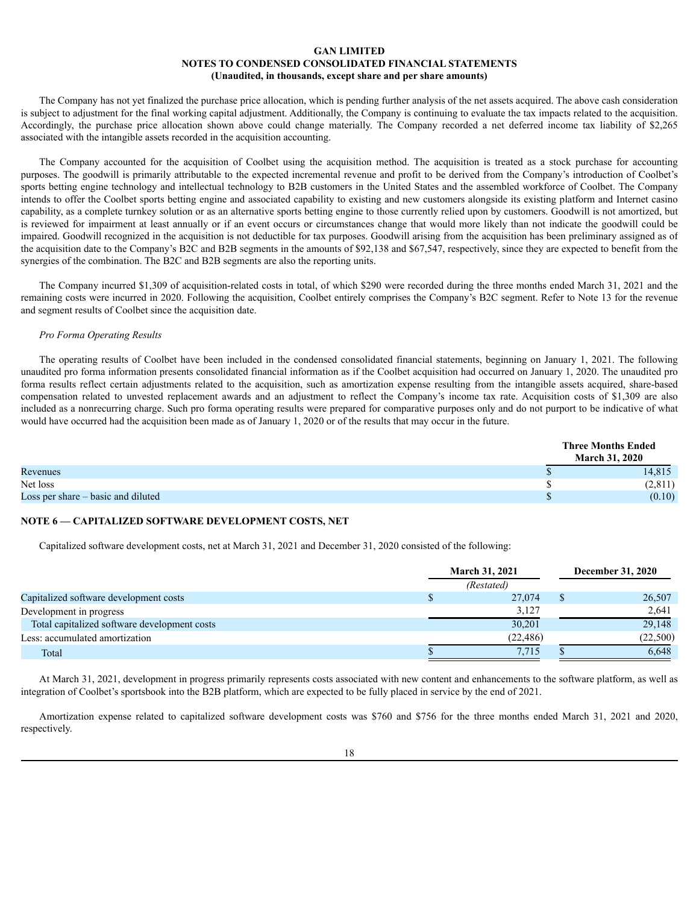The Company has not yet finalized the purchase price allocation, which is pending further analysis of the net assets acquired. The above cash consideration is subject to adjustment for the final working capital adjustment. Additionally, the Company is continuing to evaluate the tax impacts related to the acquisition. Accordingly, the purchase price allocation shown above could change materially. The Company recorded a net deferred income tax liability of $2,265 associated with the intangible assets recorded in the acquisition accounting.

The Company accounted for the acquisition of Coolbet using the acquisition method. The acquisition is treated as a stock purchase for accounting purposes. The goodwill is primarily attributable to the expected incremental revenue and profit to be derived from the Company's introduction of Coolbet's sports betting engine technology and intellectual technology to B2B customers in the United States and the assembled workforce of Coolbet. The Company intends to offer the Coolbet sports betting engine and associated capability to existing and new customers alongside its existing platform and Internet casino capability, as a complete turnkey solution or as an alternative sports betting engine to those currently relied upon by customers. Goodwill is not amortized, but is reviewed for impairment at least annually or if an event occurs or circumstances change that would more likely than not indicate the goodwill could be impaired. Goodwill recognized in the acquisition is not deductible for tax purposes. Goodwill arising from the acquisition has been preliminary assigned as of the acquisition date to the Company's B2C and B2B segments in the amounts of $92,138 and $67,547, respectively, since they are expected to benefit from the synergies of the combination. The B2C and B2B segments are also the reporting units.

The Company incurred $1,309 of acquisition-related costs in total, of which $290 were recorded during the three months ended March 31, 2021 and the remaining costs were incurred in 2020. Following the acquisition, Coolbet entirely comprises the Company's B2C segment. Refer to Note 13 for the revenue and segment results of Coolbet since the acquisition date.

*Pro Forma Operating Results*

The operating results of Coolbet have been included in the condensed consolidated financial statements, beginning on January 1, 2021. The following unaudited pro forma information presents consolidated financial information as if the Coolbet acquisition had occurred on January 1, 2020. The unaudited pro forma results reflect certain adjustments related to the acquisition, such as amortization expense resulting from the intangible assets acquired, share-based compensation related to unvested replacement awards and an adjustment to reflect the Company's income tax rate. Acquisition costs of $1,309 are also included as a nonrecurring charge. Such pro forma operating results were prepared for comparative purposes only and do not purport to be indicative of what would have occurred had the acquisition been made as of January 1, 2020 or of the results that may occur in the future.

| | Three Months Ended March 31, 2020 |
|---|---|
| Revenues | $ 14,815 |
| Net loss | $ (2,811) |
| Loss per share – basic and diluted | $ (0.10) |

## NOTE 6 — CAPITALIZED SOFTWARE DEVELOPMENT COSTS, NET

Capitalized software development costs, net at March 31, 2021 and December 31, 2020 consisted of the following:

| | March 31, 2021 | December 31, 2020 |
|---|---|---|
| | *(Restated)* | |
| Capitalized software development costs | $ 27,074 | $ 26,507 |
| Development in progress | 3,127 | 2,641 |
| Total capitalized software development costs | 30,201 | 29,148 |
| Less: accumulated amortization | (22,486) | (22,500) |
| Total | $ 7,715 | $ 6,648 |

At March 31, 2021, development in progress primarily represents costs associated with new content and enhancements to the software platform, as well as integration of Coolbet's sportsbook into the B2B platform, which are expected to be fully placed in service by the end of 2021.

Amortization expense related to capitalized software development costs was $760 and $756 for the three months ended March 31, 2021 and 2020, respectively.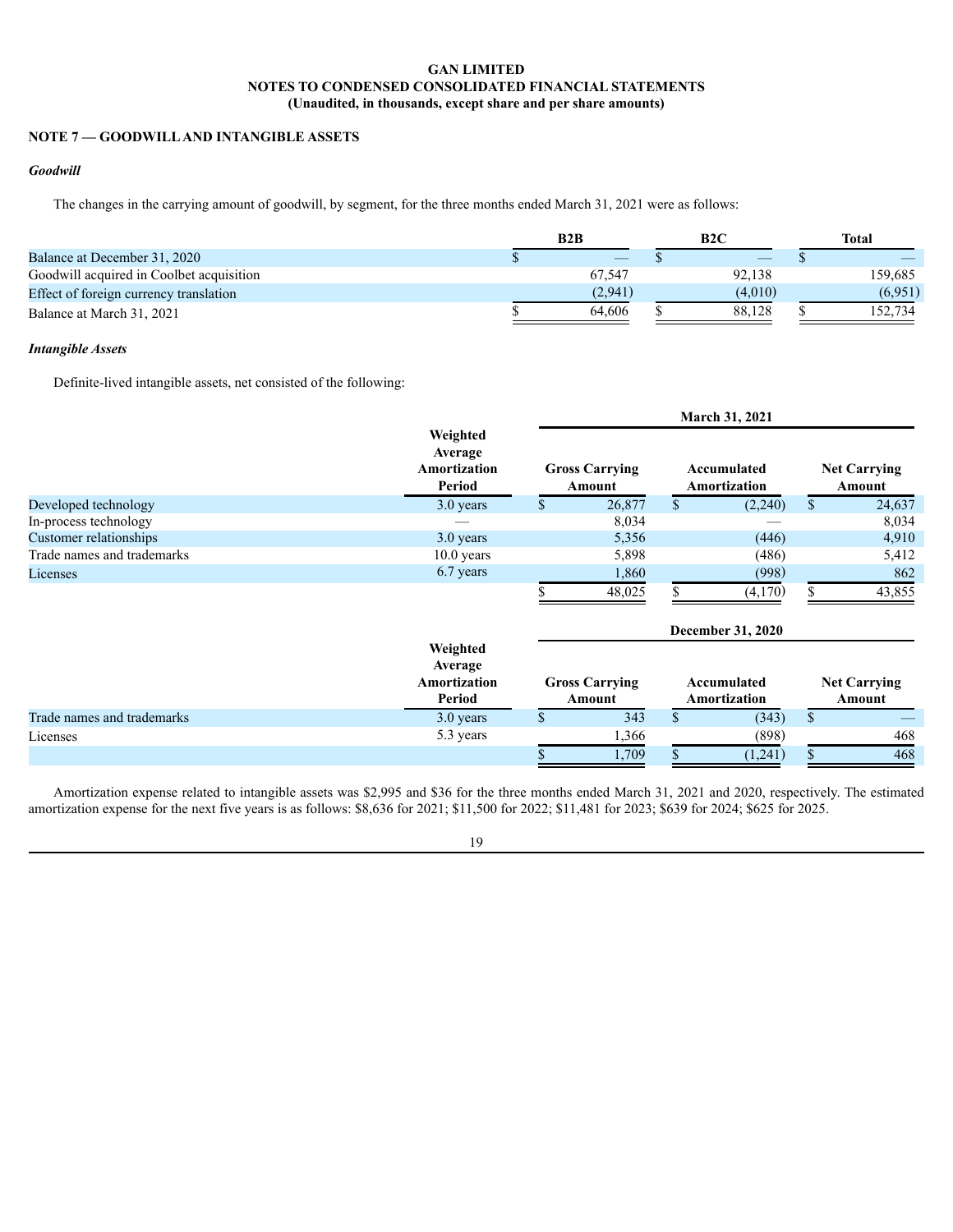**GAN LIMITED**
**NOTES TO CONDENSED CONSOLIDATED FINANCIAL STATEMENTS**
**(Unaudited, in thousands, except share and per share amounts)**

## NOTE 7 — GOODWILL AND INTANGIBLE ASSETS

### *Goodwill*

The changes in the carrying amount of goodwill, by segment, for the three months ended March 31, 2021 were as follows:

| | B2B | B2C | Total |
|---|---|---|---|
| Balance at December 31, 2020 | $ — | $ — | $ — |
| Goodwill acquired in Coolbet acquisition | 67,547 | 92,138 | 159,685 |
| Effect of foreign currency translation | (2,941) | (4,010) | (6,951) |
| Balance at March 31, 2021 | $ 64,606 | $ 88,128 | $ 152,734 |

### *Intangible Assets*

Definite-lived intangible assets, net consisted of the following:

| | | March 31, 2021 | | |
|---|---|---|---|---|
| | Weighted Average Amortization Period | Gross Carrying Amount | Accumulated Amortization | Net Carrying Amount |
| Developed technology | 3.0 years | $ 26,877 | $ (2,240) | $ 24,637 |
| In-process technology | — | 8,034 | — | 8,034 |
| Customer relationships | 3.0 years | 5,356 | (446) | 4,910 |
| Trade names and trademarks | 10.0 years | 5,898 | (486) | 5,412 |
| Licenses | 6.7 years | 1,860 | (998) | 862 |
| | | $ 48,025 | $ (4,170) | $ 43,855 |

| | | December 31, 2020 | | |
|---|---|---|---|---|
| | Weighted Average Amortization Period | Gross Carrying Amount | Accumulated Amortization | Net Carrying Amount |
| Trade names and trademarks | 3.0 years | $ 343 | $ (343) | $ — |
| Licenses | 5.3 years | 1,366 | (898) | 468 |
| | | $ 1,709 | $ (1,241) | $ 468 |

Amortization expense related to intangible assets was $2,995 and $36 for the three months ended March 31, 2021 and 2020, respectively. The estimated amortization expense for the next five years is as follows: $8,636 for 2021; $11,500 for 2022; $11,481 for 2023; $639 for 2024; $625 for 2025.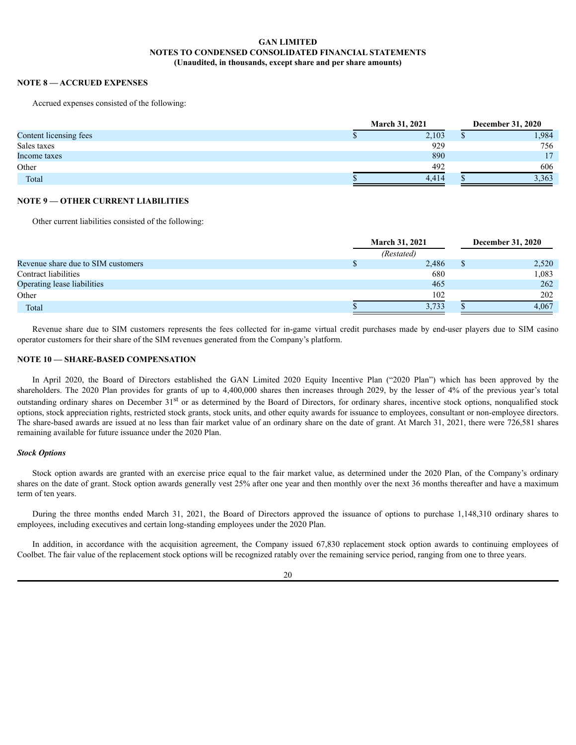**GAN LIMITED**
**NOTES TO CONDENSED CONSOLIDATED FINANCIAL STATEMENTS**
**(Unaudited, in thousands, except share and per share amounts)**

## NOTE 8 — ACCRUED EXPENSES

Accrued expenses consisted of the following:

| | March 31, 2021 | December 31, 2020 |
|---|---|---|
| Content licensing fees | $ 2,103 | $ 1,984 |
| Sales taxes | 929 | 756 |
| Income taxes | 890 | 17 |
| Other | 492 | 606 |
| Total | $ 4,414 | $ 3,363 |

## NOTE 9 — OTHER CURRENT LIABILITIES

Other current liabilities consisted of the following:

| | March 31, 2021 | December 31, 2020 |
|---|---|---|
| | *(Restated)* | |
| Revenue share due to SIM customers | $ 2,486 | $ 2,520 |
| Contract liabilities | 680 | 1,083 |
| Operating lease liabilities | 465 | 262 |
| Other | 102 | 202 |
| Total | $ 3,733 | $ 4,067 |

Revenue share due to SIM customers represents the fees collected for in-game virtual credit purchases made by end-user players due to SIM casino operator customers for their share of the SIM revenues generated from the Company's platform.

## NOTE 10 — SHARE-BASED COMPENSATION

In April 2020, the Board of Directors established the GAN Limited 2020 Equity Incentive Plan ("2020 Plan") which has been approved by the shareholders. The 2020 Plan provides for grants of up to 4,400,000 shares then increases through 2029, by the lesser of 4% of the previous year's total outstanding ordinary shares on December 31st or as determined by the Board of Directors, for ordinary shares, incentive stock options, nonqualified stock options, stock appreciation rights, restricted stock grants, stock units, and other equity awards for issuance to employees, consultant or non-employee directors. The share-based awards are issued at no less than fair market value of an ordinary share on the date of grant. At March 31, 2021, there were 726,581 shares remaining available for future issuance under the 2020 Plan.

### *Stock Options*

Stock option awards are granted with an exercise price equal to the fair market value, as determined under the 2020 Plan, of the Company's ordinary shares on the date of grant. Stock option awards generally vest 25% after one year and then monthly over the next 36 months thereafter and have a maximum term of ten years.

During the three months ended March 31, 2021, the Board of Directors approved the issuance of options to purchase 1,148,310 ordinary shares to employees, including executives and certain long-standing employees under the 2020 Plan.

In addition, in accordance with the acquisition agreement, the Company issued 67,830 replacement stock option awards to continuing employees of Coolbet. The fair value of the replacement stock options will be recognized ratably over the remaining service period, ranging from one to three years.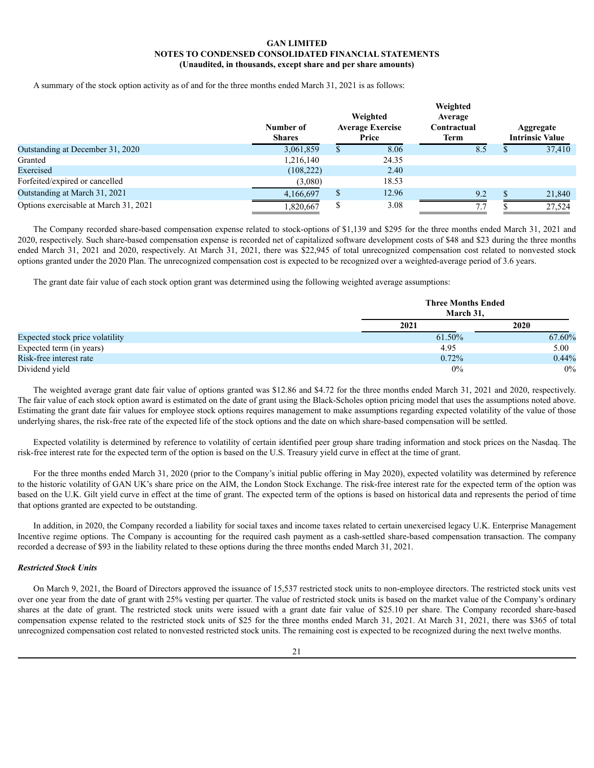A summary of the stock option activity as of and for the three months ended March 31, 2021 is as follows:

| | Number of Shares | Weighted Average Exercise Price | Weighted Average Contractual Term | Aggregate Intrinsic Value |
|---|---|---|---|---|
| Outstanding at December 31, 2020 | 3,061,859 | $ 8.06 | 8.5 | $ 37,410 |
| Granted | 1,216,140 | 24.35 | | |
| Exercised | (108,222) | 2.40 | | |
| Forfeited/expired or cancelled | (3,080) | 18.53 | | |
| Outstanding at March 31, 2021 | 4,166,697 | $ 12.96 | 9.2 | $ 21,840 |
| Options exercisable at March 31, 2021 | 1,820,667 | $ 3.08 | 7.7 | $ 27,524 |

The Company recorded share-based compensation expense related to stock-options of $1,139 and $295 for the three months ended March 31, 2021 and 2020, respectively. Such share-based compensation expense is recorded net of capitalized software development costs of $48 and $23 during the three months ended March 31, 2021 and 2020, respectively. At March 31, 2021, there was $22,945 of total unrecognized compensation cost related to nonvested stock options granted under the 2020 Plan. The unrecognized compensation cost is expected to be recognized over a weighted-average period of 3.6 years.

The grant date fair value of each stock option grant was determined using the following weighted average assumptions:

| | Three Months Ended March 31, | |
|---|---|---|
| | 2021 | 2020 |
| Expected stock price volatility | 61.50% | 67.60% |
| Expected term (in years) | 4.95 | 5.00 |
| Risk-free interest rate | 0.72% | 0.44% |
| Dividend yield | 0% | 0% |

The weighted average grant date fair value of options granted was $12.86 and $4.72 for the three months ended March 31, 2021 and 2020, respectively. The fair value of each stock option award is estimated on the date of grant using the Black-Scholes option pricing model that uses the assumptions noted above. Estimating the grant date fair values for employee stock options requires management to make assumptions regarding expected volatility of the value of those underlying shares, the risk-free rate of the expected life of the stock options and the date on which share-based compensation will be settled.

Expected volatility is determined by reference to volatility of certain identified peer group share trading information and stock prices on the Nasdaq. The risk-free interest rate for the expected term of the option is based on the U.S. Treasury yield curve in effect at the time of grant.

For the three months ended March 31, 2020 (prior to the Company's initial public offering in May 2020), expected volatility was determined by reference to the historic volatility of GAN UK's share price on the AIM, the London Stock Exchange. The risk-free interest rate for the expected term of the option was based on the U.K. Gilt yield curve in effect at the time of grant. The expected term of the options is based on historical data and represents the period of time that options granted are expected to be outstanding.

In addition, in 2020, the Company recorded a liability for social taxes and income taxes related to certain unexercised legacy U.K. Enterprise Management Incentive regime options. The Company is accounting for the required cash payment as a cash-settled share-based compensation transaction. The company recorded a decrease of $93 in the liability related to these options during the three months ended March 31, 2021.

***Restricted Stock Units***

On March 9, 2021, the Board of Directors approved the issuance of 15,537 restricted stock units to non-employee directors. The restricted stock units vest over one year from the date of grant with 25% vesting per quarter. The value of restricted stock units is based on the market value of the Company's ordinary shares at the date of grant. The restricted stock units were issued with a grant date fair value of $25.10 per share. The Company recorded share-based compensation expense related to the restricted stock units of $25 for the three months ended March 31, 2021. At March 31, 2021, there was $365 of total unrecognized compensation cost related to nonvested restricted stock units. The remaining cost is expected to be recognized during the next twelve months.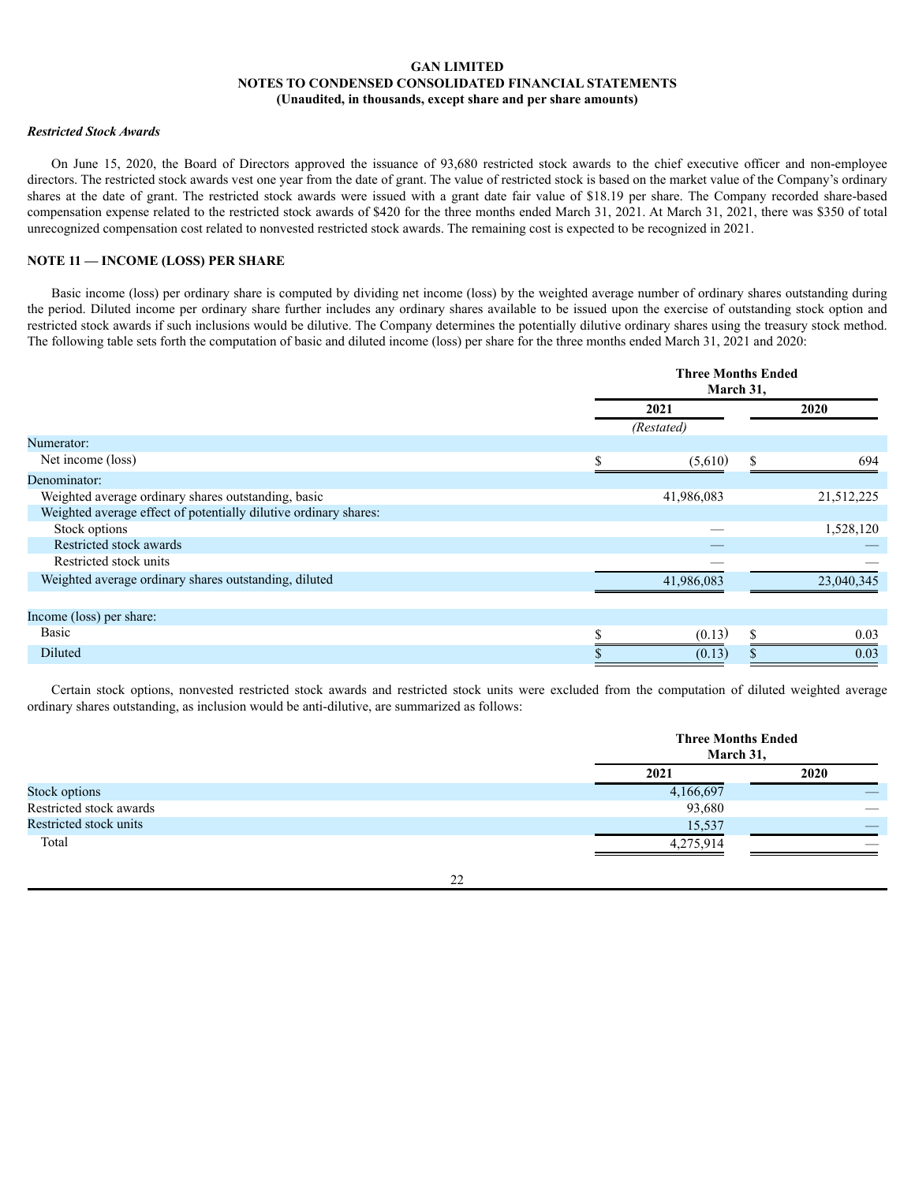**GAN LIMITED**
**NOTES TO CONDENSED CONSOLIDATED FINANCIAL STATEMENTS**
**(Unaudited, in thousands, except share and per share amounts)**

***Restricted Stock Awards***

On June 15, 2020, the Board of Directors approved the issuance of 93,680 restricted stock awards to the chief executive officer and non-employee directors. The restricted stock awards vest one year from the date of grant. The value of restricted stock is based on the market value of the Company's ordinary shares at the date of grant. The restricted stock awards were issued with a grant date fair value of $18.19 per share. The Company recorded share-based compensation expense related to the restricted stock awards of $420 for the three months ended March 31, 2021. At March 31, 2021, there was $350 of total unrecognized compensation cost related to nonvested restricted stock awards. The remaining cost is expected to be recognized in 2021.

## NOTE 11 — INCOME (LOSS) PER SHARE

Basic income (loss) per ordinary share is computed by dividing net income (loss) by the weighted average number of ordinary shares outstanding during the period. Diluted income per ordinary share further includes any ordinary shares available to be issued upon the exercise of outstanding stock option and restricted stock awards if such inclusions would be dilutive. The Company determines the potentially dilutive ordinary shares using the treasury stock method. The following table sets forth the computation of basic and diluted income (loss) per share for the three months ended March 31, 2021 and 2020:

| | Three Months Ended March 31, | |
|---|---|---|
| | 2021 | 2020 |
| | (Restated) | |
| Numerator: | | |
| Net income (loss) | $ (5,610) | $ 694 |
| Denominator: | | |
| Weighted average ordinary shares outstanding, basic | 41,986,083 | 21,512,225 |
| Weighted average effect of potentially dilutive ordinary shares: | | |
| Stock options | — | 1,528,120 |
| Restricted stock awards | — | — |
| Restricted stock units | — | — |
| Weighted average ordinary shares outstanding, diluted | 41,986,083 | 23,040,345 |
| Income (loss) per share: | | |
| Basic | $ (0.13) | $ 0.03 |
| Diluted | $ (0.13) | $ 0.03 |

Certain stock options, nonvested restricted stock awards and restricted stock units were excluded from the computation of diluted weighted average ordinary shares outstanding, as inclusion would be anti-dilutive, are summarized as follows:

| | Three Months Ended March 31, | |
|---|---|---|
| | 2021 | 2020 |
| Stock options | 4,166,697 | — |
| Restricted stock awards | 93,680 | — |
| Restricted stock units | 15,537 | — |
| Total | 4,275,914 | — |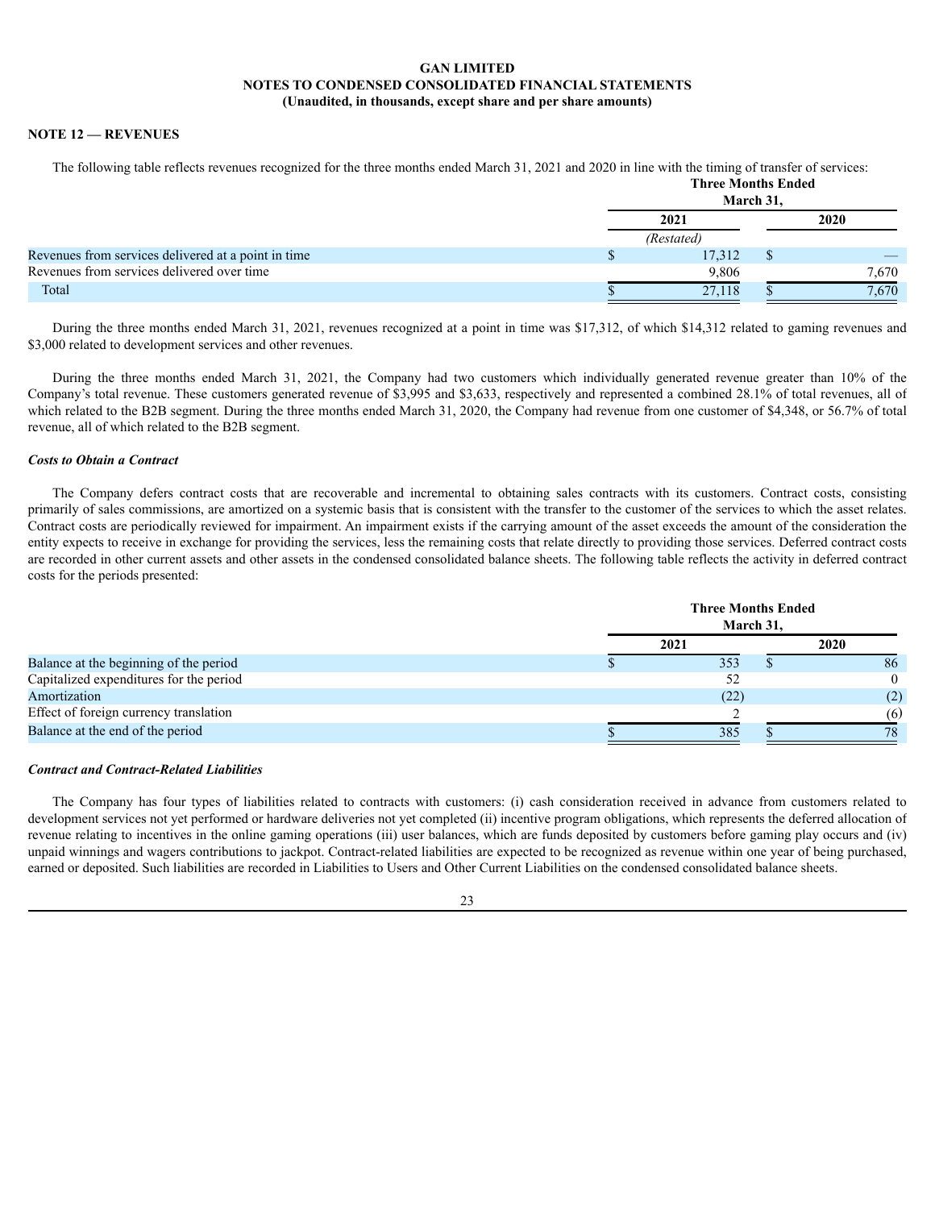**GAN LIMITED**
**NOTES TO CONDENSED CONSOLIDATED FINANCIAL STATEMENTS**
**(Unaudited, in thousands, except share and per share amounts)**

## NOTE 12 — REVENUES

The following table reflects revenues recognized for the three months ended March 31, 2021 and 2020 in line with the timing of transfer of services:

| | Three Months Ended March 31, | |
|---|---|---|
| | 2021 | 2020 |
| | *(Restated)* | |
| Revenues from services delivered at a point in time | $ 17,312 | $ — |
| Revenues from services delivered over time | 9,806 | 7,670 |
| Total | $ 27,118 | $ 7,670 |

During the three months ended March 31, 2021, revenues recognized at a point in time was $17,312, of which $14,312 related to gaming revenues and $3,000 related to development services and other revenues.

During the three months ended March 31, 2021, the Company had two customers which individually generated revenue greater than 10% of the Company's total revenue. These customers generated revenue of $3,995 and $3,633, respectively and represented a combined 28.1% of total revenues, all of which related to the B2B segment. During the three months ended March 31, 2020, the Company had revenue from one customer of $4,348, or 56.7% of total revenue, all of which related to the B2B segment.

### *Costs to Obtain a Contract*

The Company defers contract costs that are recoverable and incremental to obtaining sales contracts with its customers. Contract costs, consisting primarily of sales commissions, are amortized on a systemic basis that is consistent with the transfer to the customer of the services to which the asset relates. Contract costs are periodically reviewed for impairment. An impairment exists if the carrying amount of the asset exceeds the amount of the consideration the entity expects to receive in exchange for providing the services, less the remaining costs that relate directly to providing those services. Deferred contract costs are recorded in other current assets and other assets in the condensed consolidated balance sheets. The following table reflects the activity in deferred contract costs for the periods presented:

| | Three Months Ended March 31, | |
|---|---|---|
| | 2021 | 2020 |
| Balance at the beginning of the period | $ 353 | $ 86 |
| Capitalized expenditures for the period | 52 | 0 |
| Amortization | (22) | (2) |
| Effect of foreign currency translation | 2 | (6) |
| Balance at the end of the period | $ 385 | $ 78 |

### *Contract and Contract-Related Liabilities*

The Company has four types of liabilities related to contracts with customers: (i) cash consideration received in advance from customers related to development services not yet performed or hardware deliveries not yet completed (ii) incentive program obligations, which represents the deferred allocation of revenue relating to incentives in the online gaming operations (iii) user balances, which are funds deposited by customers before gaming play occurs and (iv) unpaid winnings and wagers contributions to jackpot. Contract-related liabilities are expected to be recognized as revenue within one year of being purchased, earned or deposited. Such liabilities are recorded in Liabilities to Users and Other Current Liabilities on the condensed consolidated balance sheets.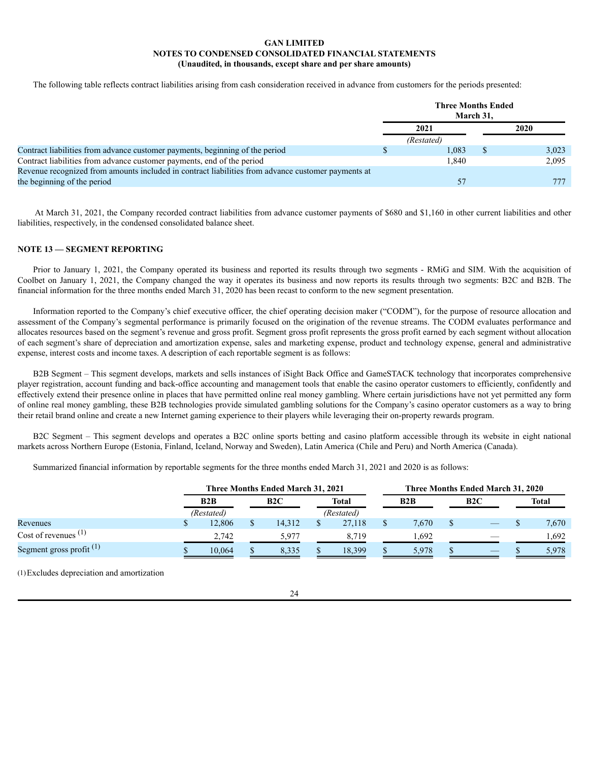**GAN LIMITED**
**NOTES TO CONDENSED CONSOLIDATED FINANCIAL STATEMENTS**
**(Unaudited, in thousands, except share and per share amounts)**

The following table reflects contract liabilities arising from cash consideration received in advance from customers for the periods presented:

| | Three Months Ended March 31, | |
|---|---|---|
| | 2021 | 2020 |
| | *(Restated)* | |
| Contract liabilities from advance customer payments, beginning of the period | $ 1,083 | $ 3,023 |
| Contract liabilities from advance customer payments, end of the period | 1,840 | 2,095 |
| Revenue recognized from amounts included in contract liabilities from advance customer payments at the beginning of the period | 57 | 777 |

At March 31, 2021, the Company recorded contract liabilities from advance customer payments of $680 and $1,160 in other current liabilities and other liabilities, respectively, in the condensed consolidated balance sheet.

## NOTE 13 — SEGMENT REPORTING

Prior to January 1, 2021, the Company operated its business and reported its results through two segments - RMiG and SIM. With the acquisition of Coolbet on January 1, 2021, the Company changed the way it operates its business and now reports its results through two segments: B2C and B2B. The financial information for the three months ended March 31, 2020 has been recast to conform to the new segment presentation.

Information reported to the Company's chief executive officer, the chief operating decision maker ("CODM"), for the purpose of resource allocation and assessment of the Company's segmental performance is primarily focused on the origination of the revenue streams. The CODM evaluates performance and allocates resources based on the segment's revenue and gross profit. Segment gross profit represents the gross profit earned by each segment without allocation of each segment's share of depreciation and amortization expense, sales and marketing expense, product and technology expense, general and administrative expense, interest costs and income taxes. A description of each reportable segment is as follows:

B2B Segment – This segment develops, markets and sells instances of iSight Back Office and GameSTACK technology that incorporates comprehensive player registration, account funding and back-office accounting and management tools that enable the casino operator customers to efficiently, confidently and effectively extend their presence online in places that have permitted online real money gambling. Where certain jurisdictions have not yet permitted any form of online real money gambling, these B2B technologies provide simulated gambling solutions for the Company's casino operator customers as a way to bring their retail brand online and create a new Internet gaming experience to their players while leveraging their on-property rewards program.

B2C Segment – This segment develops and operates a B2C online sports betting and casino platform accessible through its website in eight national markets across Northern Europe (Estonia, Finland, Iceland, Norway and Sweden), Latin America (Chile and Peru) and North America (Canada).

Summarized financial information by reportable segments for the three months ended March 31, 2021 and 2020 is as follows:

| | Three Months Ended March 31, 2021 | | | Three Months Ended March 31, 2020 | | |
|---|---|---|---|---|---|---|
| | B2B | B2C | Total | B2B | B2C | Total |
| | *(Restated)* | | *(Restated)* | | | |
| Revenues | $ 12,806 | $ 14,312 | $ 27,118 | $ 7,670 | $ — | $ 7,670 |
| Cost of revenues [(1)] | 2,742 | 5,977 | 8,719 | 1,692 | — | 1,692 |
| Segment gross profit [(1)] | $ 10,064 | $ 8,335 | $ 18,399 | $ 5,978 | $ — | $ 5,978 |

(1) Excludes depreciation and amortization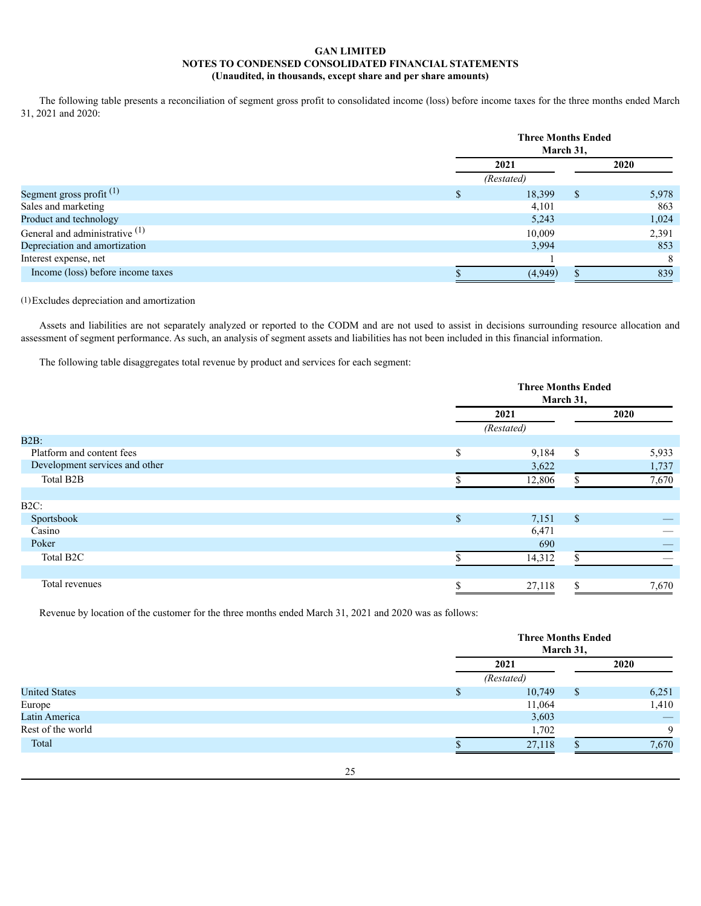**GAN LIMITED**
**NOTES TO CONDENSED CONSOLIDATED FINANCIAL STATEMENTS**
**(Unaudited, in thousands, except share and per share amounts)**

The following table presents a reconciliation of segment gross profit to consolidated income (loss) before income taxes for the three months ended March 31, 2021 and 2020:

| | Three Months Ended March 31, | |
|---|---|---|
| | 2021 | 2020 |
| | (Restated) | |
| Segment gross profit [(1)] | $ 18,399 | $ 5,978 |
| Sales and marketing | 4,101 | 863 |
| Product and technology | 5,243 | 1,024 |
| General and administrative [(1)] | 10,009 | 2,391 |
| Depreciation and amortization | 3,994 | 853 |
| Interest expense, net | 1 | 8 |
| Income (loss) before income taxes | $ (4,949) | $ 839 |

(1) Excludes depreciation and amortization

Assets and liabilities are not separately analyzed or reported to the CODM and are not used to assist in decisions surrounding resource allocation and assessment of segment performance. As such, an analysis of segment assets and liabilities has not been included in this financial information.

The following table disaggregates total revenue by product and services for each segment:

| | Three Months Ended March 31, | |
|---|---|---|
| | 2021 | 2020 |
| | (Restated) | |
| B2B: | | |
| Platform and content fees | $ 9,184 | $ 5,933 |
| Development services and other | 3,622 | 1,737 |
| Total B2B | $ 12,806 | $ 7,670 |
| | | |
| B2C: | | |
| Sportsbook | $ 7,151 | $ — |
| Casino | 6,471 | — |
| Poker | 690 | — |
| Total B2C | $ 14,312 | $ — |
| | | |
| Total revenues | $ 27,118 | $ 7,670 |

Revenue by location of the customer for the three months ended March 31, 2021 and 2020 was as follows:

| | Three Months Ended March 31, | |
|---|---|---|
| | 2021 | 2020 |
| | (Restated) | |
| United States | $ 10,749 | $ 6,251 |
| Europe | 11,064 | 1,410 |
| Latin America | 3,603 | — |
| Rest of the world | 1,702 | 9 |
| Total | $ 27,118 | $ 7,670 |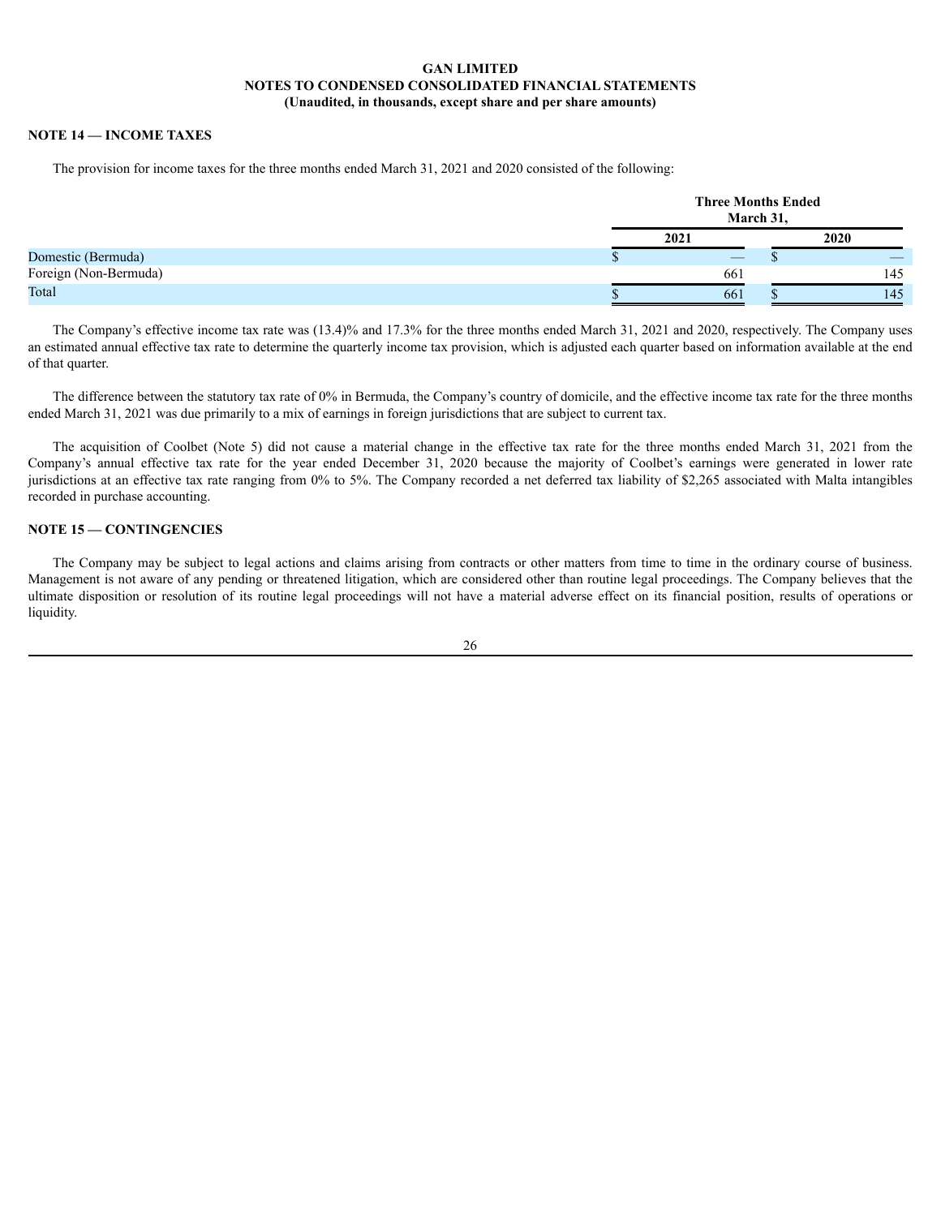**GAN LIMITED**
**NOTES TO CONDENSED CONSOLIDATED FINANCIAL STATEMENTS**
**(Unaudited, in thousands, except share and per share amounts)**

## NOTE 14 — INCOME TAXES

The provision for income taxes for the three months ended March 31, 2021 and 2020 consisted of the following:

| | Three Months Ended March 31, | |
|---|---|---|
| | 2021 | 2020 |
| Domestic (Bermuda) | $ — | $ — |
| Foreign (Non-Bermuda) | 661 | 145 |
| Total | $ 661 | $ 145 |

The Company's effective income tax rate was (13.4)% and 17.3% for the three months ended March 31, 2021 and 2020, respectively. The Company uses an estimated annual effective tax rate to determine the quarterly income tax provision, which is adjusted each quarter based on information available at the end of that quarter.

The difference between the statutory tax rate of 0% in Bermuda, the Company's country of domicile, and the effective income tax rate for the three months ended March 31, 2021 was due primarily to a mix of earnings in foreign jurisdictions that are subject to current tax.

The acquisition of Coolbet (Note 5) did not cause a material change in the effective tax rate for the three months ended March 31, 2021 from the Company's annual effective tax rate for the year ended December 31, 2020 because the majority of Coolbet's earnings were generated in lower rate jurisdictions at an effective tax rate ranging from 0% to 5%. The Company recorded a net deferred tax liability of $2,265 associated with Malta intangibles recorded in purchase accounting.

## NOTE 15 — CONTINGENCIES

The Company may be subject to legal actions and claims arising from contracts or other matters from time to time in the ordinary course of business. Management is not aware of any pending or threatened litigation, which are considered other than routine legal proceedings. The Company believes that the ultimate disposition or resolution of its routine legal proceedings will not have a material adverse effect on its financial position, results of operations or liquidity.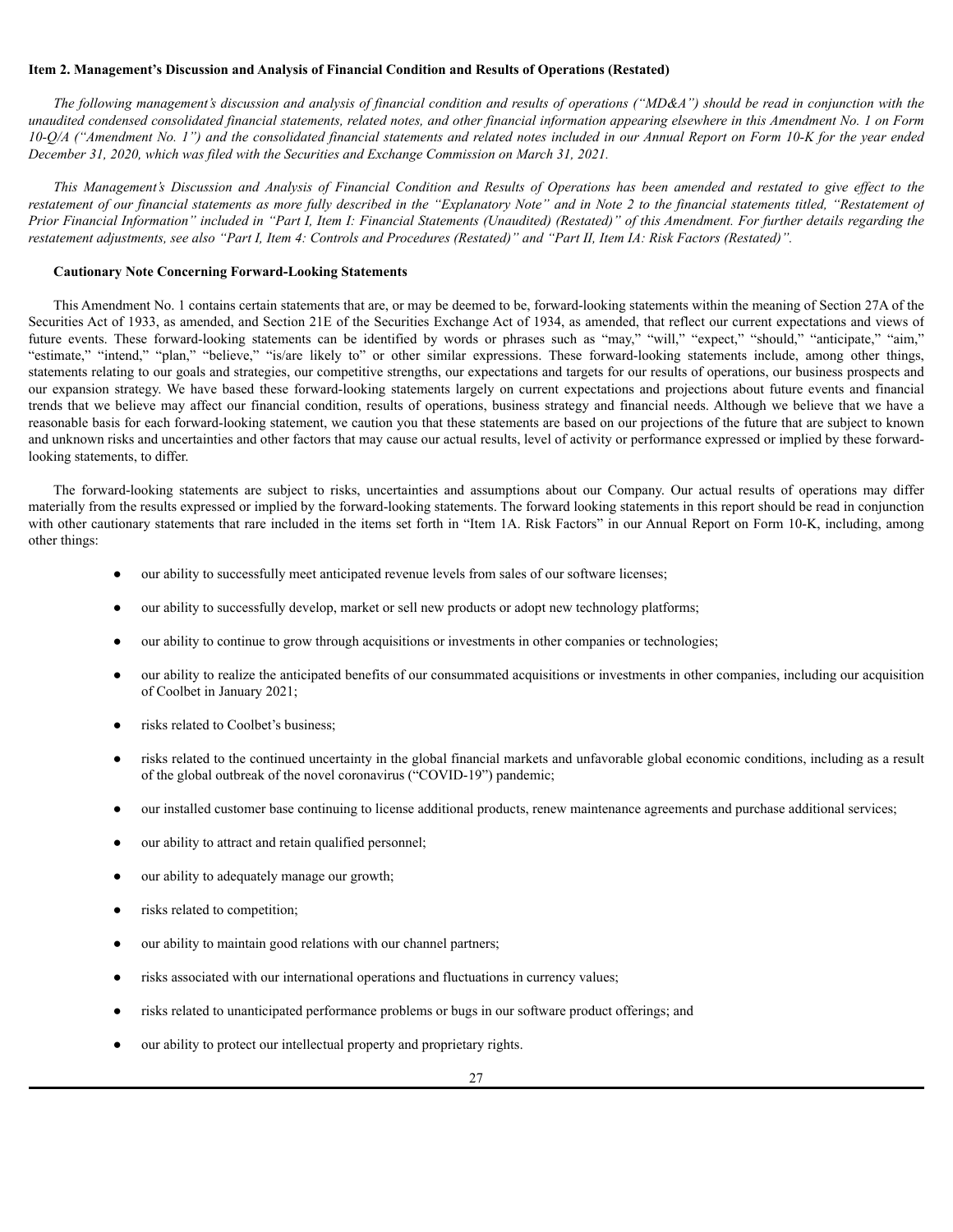**Item 2. Management's Discussion and Analysis of Financial Condition and Results of Operations (Restated)**

*The following management's discussion and analysis of financial condition and results of operations ("MD&A") should be read in conjunction with the unaudited condensed consolidated financial statements, related notes, and other financial information appearing elsewhere in this Amendment No. 1 on Form 10-Q/A ("Amendment No. 1") and the consolidated financial statements and related notes included in our Annual Report on Form 10-K for the year ended December 31, 2020, which was filed with the Securities and Exchange Commission on March 31, 2021.*

*This Management's Discussion and Analysis of Financial Condition and Results of Operations has been amended and restated to give effect to the restatement of our financial statements as more fully described in the "Explanatory Note" and in Note 2 to the financial statements titled, "Restatement of Prior Financial Information" included in "Part I, Item I: Financial Statements (Unaudited) (Restated)" of this Amendment. For further details regarding the restatement adjustments, see also "Part I, Item 4: Controls and Procedures (Restated)" and "Part II, Item IA: Risk Factors (Restated)".*

**Cautionary Note Concerning Forward-Looking Statements**

This Amendment No. 1 contains certain statements that are, or may be deemed to be, forward-looking statements within the meaning of Section 27A of the Securities Act of 1933, as amended, and Section 21E of the Securities Exchange Act of 1934, as amended, that reflect our current expectations and views of future events. These forward-looking statements can be identified by words or phrases such as "may," "will," "expect," "should," "anticipate," "aim," "estimate," "intend," "plan," "believe," "is/are likely to" or other similar expressions. These forward-looking statements include, among other things, statements relating to our goals and strategies, our competitive strengths, our expectations and targets for our results of operations, our business prospects and our expansion strategy. We have based these forward-looking statements largely on current expectations and projections about future events and financial trends that we believe may affect our financial condition, results of operations, business strategy and financial needs. Although we believe that we have a reasonable basis for each forward-looking statement, we caution you that these statements are based on our projections of the future that are subject to known and unknown risks and uncertainties and other factors that may cause our actual results, level of activity or performance expressed or implied by these forward-looking statements, to differ.

The forward-looking statements are subject to risks, uncertainties and assumptions about our Company. Our actual results of operations may differ materially from the results expressed or implied by the forward-looking statements. The forward looking statements in this report should be read in conjunction with other cautionary statements that rare included in the items set forth in "Item 1A. Risk Factors" in our Annual Report on Form 10-K, including, among other things:

- our ability to successfully meet anticipated revenue levels from sales of our software licenses;
- our ability to successfully develop, market or sell new products or adopt new technology platforms;
- our ability to continue to grow through acquisitions or investments in other companies or technologies;
- our ability to realize the anticipated benefits of our consummated acquisitions or investments in other companies, including our acquisition of Coolbet in January 2021;
- risks related to Coolbet's business;
- risks related to the continued uncertainty in the global financial markets and unfavorable global economic conditions, including as a result of the global outbreak of the novel coronavirus ("COVID-19") pandemic;
- our installed customer base continuing to license additional products, renew maintenance agreements and purchase additional services;
- our ability to attract and retain qualified personnel;
- our ability to adequately manage our growth;
- risks related to competition;
- our ability to maintain good relations with our channel partners;
- risks associated with our international operations and fluctuations in currency values;
- risks related to unanticipated performance problems or bugs in our software product offerings; and
- our ability to protect our intellectual property and proprietary rights.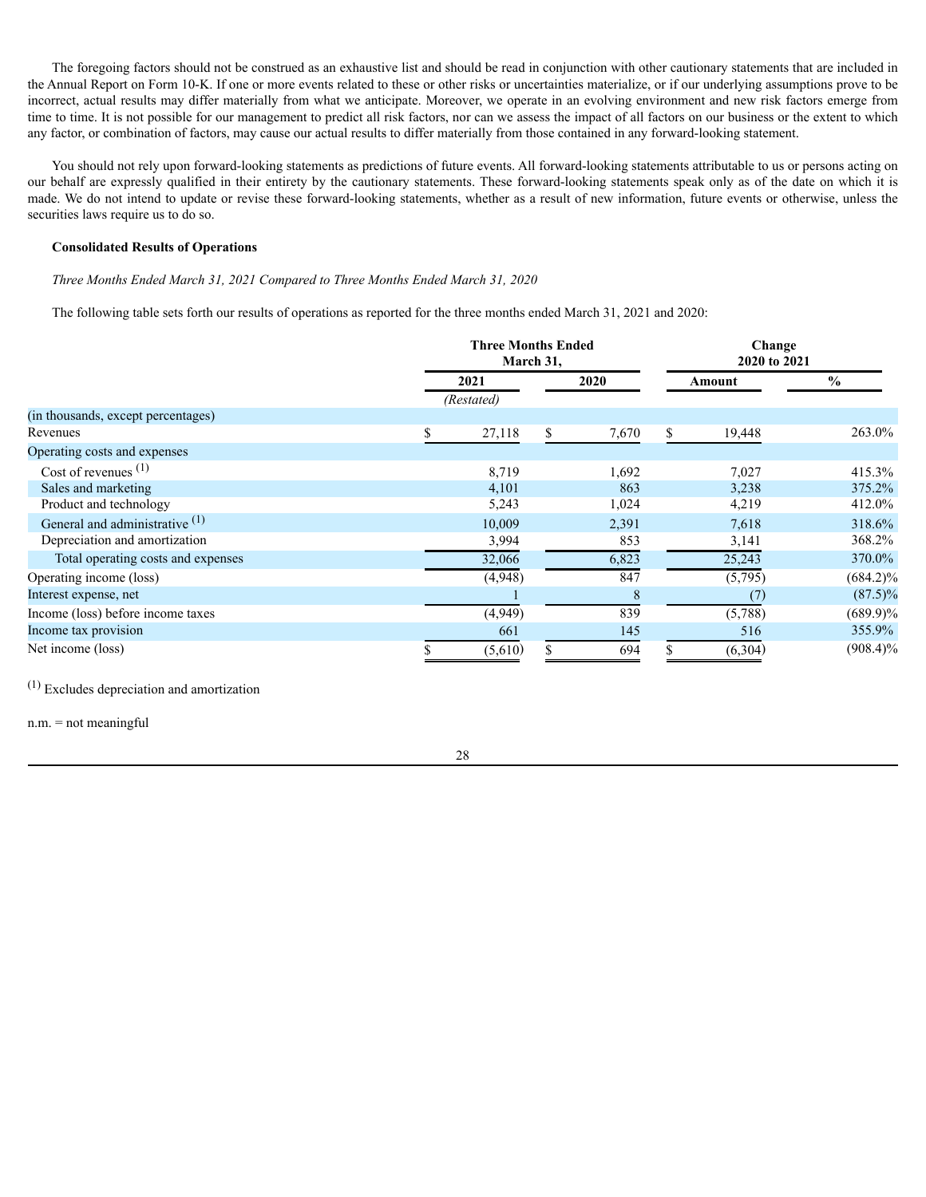The foregoing factors should not be construed as an exhaustive list and should be read in conjunction with other cautionary statements that are included in the Annual Report on Form 10-K. If one or more events related to these or other risks or uncertainties materialize, or if our underlying assumptions prove to be incorrect, actual results may differ materially from what we anticipate. Moreover, we operate in an evolving environment and new risk factors emerge from time to time. It is not possible for our management to predict all risk factors, nor can we assess the impact of all factors on our business or the extent to which any factor, or combination of factors, may cause our actual results to differ materially from those contained in any forward-looking statement.

You should not rely upon forward-looking statements as predictions of future events. All forward-looking statements attributable to us or persons acting on our behalf are expressly qualified in their entirety by the cautionary statements. These forward-looking statements speak only as of the date on which it is made. We do not intend to update or revise these forward-looking statements, whether as a result of new information, future events or otherwise, unless the securities laws require us to do so.

**Consolidated Results of Operations**

*Three Months Ended March 31, 2021 Compared to Three Months Ended March 31, 2020*

The following table sets forth our results of operations as reported for the three months ended March 31, 2021 and 2020:

| | Three Months Ended March 31, | | Change 2020 to 2021 | |
|---|---|---|---|---|
| | 2021 *(Restated)* | 2020 | Amount | % |
| (in thousands, except percentages) | | | | |
| Revenues | $ 27,118 | $ 7,670 | $ 19,448 | 263.0% |
| Operating costs and expenses | | | | |
| Cost of revenues [(1)] | 8,719 | 1,692 | 7,027 | 415.3% |
| Sales and marketing | 4,101 | 863 | 3,238 | 375.2% |
| Product and technology | 5,243 | 1,024 | 4,219 | 412.0% |
| General and administrative [(1)] | 10,009 | 2,391 | 7,618 | 318.6% |
| Depreciation and amortization | 3,994 | 853 | 3,141 | 368.2% |
| Total operating costs and expenses | 32,066 | 6,823 | 25,243 | 370.0% |
| Operating income (loss) | (4,948) | 847 | (5,795) | (684.2)% |
| Interest expense, net | 1 | 8 | (7) | (87.5)% |
| Income (loss) before income taxes | (4,949) | 839 | (5,788) | (689.9)% |
| Income tax provision | 661 | 145 | 516 | 355.9% |
| Net income (loss) | $ (5,610) | $ 694 | $ (6,304) | (908.4)% |

[(1)] Excludes depreciation and amortization

n.m. = not meaningful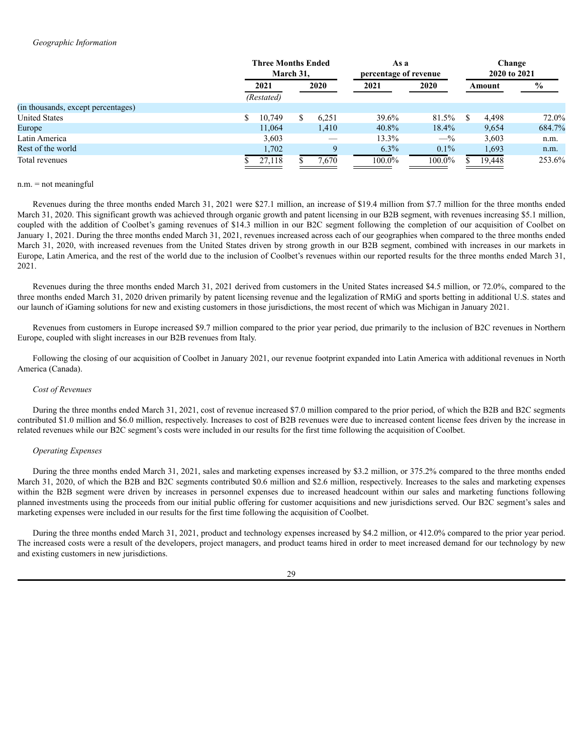*Geographic Information*

| | Three Months Ended March 31, | | As a percentage of revenue | | Change 2020 to 2021 | |
|---|---|---|---|---|---|---|
| | 2021 | 2020 | 2021 | 2020 | Amount | % |
| | (Restated) | | | | | |
| (in thousands, except percentages) | | | | | | |
| United States | $ 10,749 | $ 6,251 | 39.6% | 81.5% | $ 4,498 | 72.0% |
| Europe | 11,064 | 1,410 | 40.8% | 18.4% | 9,654 | 684.7% |
| Latin America | 3,603 | — | 13.3% | —% | 3,603 | n.m. |
| Rest of the world | 1,702 | 9 | 6.3% | 0.1% | 1,693 | n.m. |
| Total revenues | $ 27,118 | $ 7,670 | 100.0% | 100.0% | $ 19,448 | 253.6% |

n.m. = not meaningful

Revenues during the three months ended March 31, 2021 were $27.1 million, an increase of $19.4 million from $7.7 million for the three months ended March 31, 2020. This significant growth was achieved through organic growth and patent licensing in our B2B segment, with revenues increasing $5.1 million, coupled with the addition of Coolbet's gaming revenues of $14.3 million in our B2C segment following the completion of our acquisition of Coolbet on January 1, 2021. During the three months ended March 31, 2021, revenues increased across each of our geographies when compared to the three months ended March 31, 2020, with increased revenues from the United States driven by strong growth in our B2B segment, combined with increases in our markets in Europe, Latin America, and the rest of the world due to the inclusion of Coolbet's revenues within our reported results for the three months ended March 31, 2021.

Revenues during the three months ended March 31, 2021 derived from customers in the United States increased $4.5 million, or 72.0%, compared to the three months ended March 31, 2020 driven primarily by patent licensing revenue and the legalization of RMiG and sports betting in additional U.S. states and our launch of iGaming solutions for new and existing customers in those jurisdictions, the most recent of which was Michigan in January 2021.

Revenues from customers in Europe increased $9.7 million compared to the prior year period, due primarily to the inclusion of B2C revenues in Northern Europe, coupled with slight increases in our B2B revenues from Italy.

Following the closing of our acquisition of Coolbet in January 2021, our revenue footprint expanded into Latin America with additional revenues in North America (Canada).

*Cost of Revenues*

During the three months ended March 31, 2021, cost of revenue increased $7.0 million compared to the prior period, of which the B2B and B2C segments contributed $1.0 million and $6.0 million, respectively. Increases to cost of B2B revenues were due to increased content license fees driven by the increase in related revenues while our B2C segment's costs were included in our results for the first time following the acquisition of Coolbet.

*Operating Expenses*

During the three months ended March 31, 2021, sales and marketing expenses increased by $3.2 million, or 375.2% compared to the three months ended March 31, 2020, of which the B2B and B2C segments contributed $0.6 million and $2.6 million, respectively. Increases to the sales and marketing expenses within the B2B segment were driven by increases in personnel expenses due to increased headcount within our sales and marketing functions following planned investments using the proceeds from our initial public offering for customer acquisitions and new jurisdictions served. Our B2C segment's sales and marketing expenses were included in our results for the first time following the acquisition of Coolbet.

During the three months ended March 31, 2021, product and technology expenses increased by $4.2 million, or 412.0% compared to the prior year period. The increased costs were a result of the developers, project managers, and product teams hired in order to meet increased demand for our technology by new and existing customers in new jurisdictions.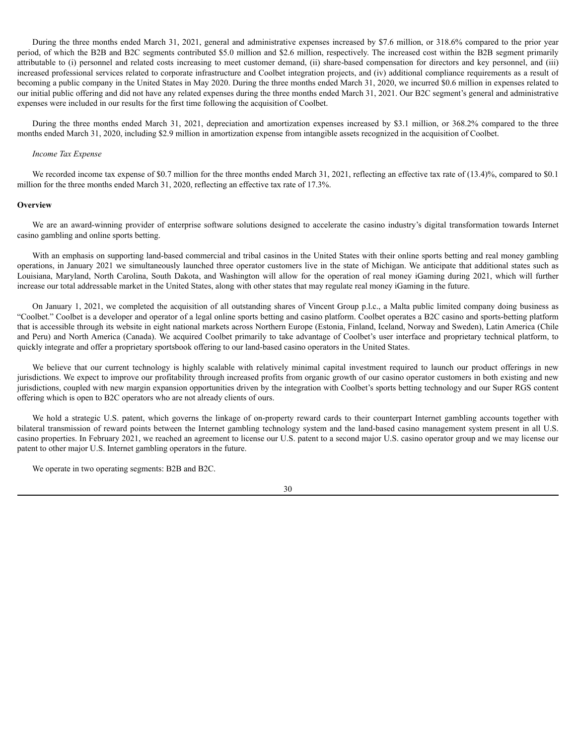During the three months ended March 31, 2021, general and administrative expenses increased by $7.6 million, or 318.6% compared to the prior year period, of which the B2B and B2C segments contributed $5.0 million and $2.6 million, respectively. The increased cost within the B2B segment primarily attributable to (i) personnel and related costs increasing to meet customer demand, (ii) share-based compensation for directors and key personnel, and (iii) increased professional services related to corporate infrastructure and Coolbet integration projects, and (iv) additional compliance requirements as a result of becoming a public company in the United States in May 2020. During the three months ended March 31, 2020, we incurred $0.6 million in expenses related to our initial public offering and did not have any related expenses during the three months ended March 31, 2021. Our B2C segment's general and administrative expenses were included in our results for the first time following the acquisition of Coolbet.

During the three months ended March 31, 2021, depreciation and amortization expenses increased by $3.1 million, or 368.2% compared to the three months ended March 31, 2020, including $2.9 million in amortization expense from intangible assets recognized in the acquisition of Coolbet.

*Income Tax Expense*

We recorded income tax expense of $0.7 million for the three months ended March 31, 2021, reflecting an effective tax rate of (13.4)%, compared to $0.1 million for the three months ended March 31, 2020, reflecting an effective tax rate of 17.3%.

**Overview**

We are an award-winning provider of enterprise software solutions designed to accelerate the casino industry's digital transformation towards Internet casino gambling and online sports betting.

With an emphasis on supporting land-based commercial and tribal casinos in the United States with their online sports betting and real money gambling operations, in January 2021 we simultaneously launched three operator customers live in the state of Michigan. We anticipate that additional states such as Louisiana, Maryland, North Carolina, South Dakota, and Washington will allow for the operation of real money iGaming during 2021, which will further increase our total addressable market in the United States, along with other states that may regulate real money iGaming in the future.

On January 1, 2021, we completed the acquisition of all outstanding shares of Vincent Group p.l.c., a Malta public limited company doing business as "Coolbet." Coolbet is a developer and operator of a legal online sports betting and casino platform. Coolbet operates a B2C casino and sports-betting platform that is accessible through its website in eight national markets across Northern Europe (Estonia, Finland, Iceland, Norway and Sweden), Latin America (Chile and Peru) and North America (Canada). We acquired Coolbet primarily to take advantage of Coolbet's user interface and proprietary technical platform, to quickly integrate and offer a proprietary sportsbook offering to our land-based casino operators in the United States.

We believe that our current technology is highly scalable with relatively minimal capital investment required to launch our product offerings in new jurisdictions. We expect to improve our profitability through increased profits from organic growth of our casino operator customers in both existing and new jurisdictions, coupled with new margin expansion opportunities driven by the integration with Coolbet's sports betting technology and our Super RGS content offering which is open to B2C operators who are not already clients of ours.

We hold a strategic U.S. patent, which governs the linkage of on-property reward cards to their counterpart Internet gambling accounts together with bilateral transmission of reward points between the Internet gambling technology system and the land-based casino management system present in all U.S. casino properties. In February 2021, we reached an agreement to license our U.S. patent to a second major U.S. casino operator group and we may license our patent to other major U.S. Internet gambling operators in the future.

We operate in two operating segments: B2B and B2C.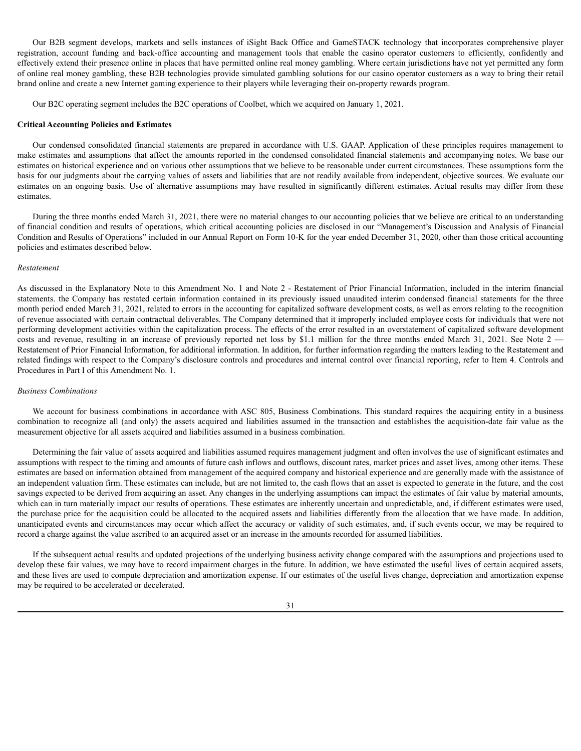Our B2B segment develops, markets and sells instances of iSight Back Office and GameSTACK technology that incorporates comprehensive player registration, account funding and back-office accounting and management tools that enable the casino operator customers to efficiently, confidently and effectively extend their presence online in places that have permitted online real money gambling. Where certain jurisdictions have not yet permitted any form of online real money gambling, these B2B technologies provide simulated gambling solutions for our casino operator customers as a way to bring their retail brand online and create a new Internet gaming experience to their players while leveraging their on-property rewards program.

Our B2C operating segment includes the B2C operations of Coolbet, which we acquired on January 1, 2021.

**Critical Accounting Policies and Estimates**

Our condensed consolidated financial statements are prepared in accordance with U.S. GAAP. Application of these principles requires management to make estimates and assumptions that affect the amounts reported in the condensed consolidated financial statements and accompanying notes. We base our estimates on historical experience and on various other assumptions that we believe to be reasonable under current circumstances. These assumptions form the basis for our judgments about the carrying values of assets and liabilities that are not readily available from independent, objective sources. We evaluate our estimates on an ongoing basis. Use of alternative assumptions may have resulted in significantly different estimates. Actual results may differ from these estimates.

During the three months ended March 31, 2021, there were no material changes to our accounting policies that we believe are critical to an understanding of financial condition and results of operations, which critical accounting policies are disclosed in our "Management's Discussion and Analysis of Financial Condition and Results of Operations" included in our Annual Report on Form 10-K for the year ended December 31, 2020, other than those critical accounting policies and estimates described below.

*Restatement*

As discussed in the Explanatory Note to this Amendment No. 1 and Note 2 - Restatement of Prior Financial Information, included in the interim financial statements. the Company has restated certain information contained in its previously issued unaudited interim condensed financial statements for the three month period ended March 31, 2021, related to errors in the accounting for capitalized software development costs, as well as errors relating to the recognition of revenue associated with certain contractual deliverables. The Company determined that it improperly included employee costs for individuals that were not performing development activities within the capitalization process. The effects of the error resulted in an overstatement of capitalized software development costs and revenue, resulting in an increase of previously reported net loss by $1.1 million for the three months ended March 31, 2021. See Note 2 — Restatement of Prior Financial Information, for additional information. In addition, for further information regarding the matters leading to the Restatement and related findings with respect to the Company's disclosure controls and procedures and internal control over financial reporting, refer to Item 4. Controls and Procedures in Part I of this Amendment No. 1.

*Business Combinations*

We account for business combinations in accordance with ASC 805, Business Combinations. This standard requires the acquiring entity in a business combination to recognize all (and only) the assets acquired and liabilities assumed in the transaction and establishes the acquisition-date fair value as the measurement objective for all assets acquired and liabilities assumed in a business combination.

Determining the fair value of assets acquired and liabilities assumed requires management judgment and often involves the use of significant estimates and assumptions with respect to the timing and amounts of future cash inflows and outflows, discount rates, market prices and asset lives, among other items. These estimates are based on information obtained from management of the acquired company and historical experience and are generally made with the assistance of an independent valuation firm. These estimates can include, but are not limited to, the cash flows that an asset is expected to generate in the future, and the cost savings expected to be derived from acquiring an asset. Any changes in the underlying assumptions can impact the estimates of fair value by material amounts, which can in turn materially impact our results of operations. These estimates are inherently uncertain and unpredictable, and, if different estimates were used, the purchase price for the acquisition could be allocated to the acquired assets and liabilities differently from the allocation that we have made. In addition, unanticipated events and circumstances may occur which affect the accuracy or validity of such estimates, and, if such events occur, we may be required to record a charge against the value ascribed to an acquired asset or an increase in the amounts recorded for assumed liabilities.

If the subsequent actual results and updated projections of the underlying business activity change compared with the assumptions and projections used to develop these fair values, we may have to record impairment charges in the future. In addition, we have estimated the useful lives of certain acquired assets, and these lives are used to compute depreciation and amortization expense. If our estimates of the useful lives change, depreciation and amortization expense may be required to be accelerated or decelerated.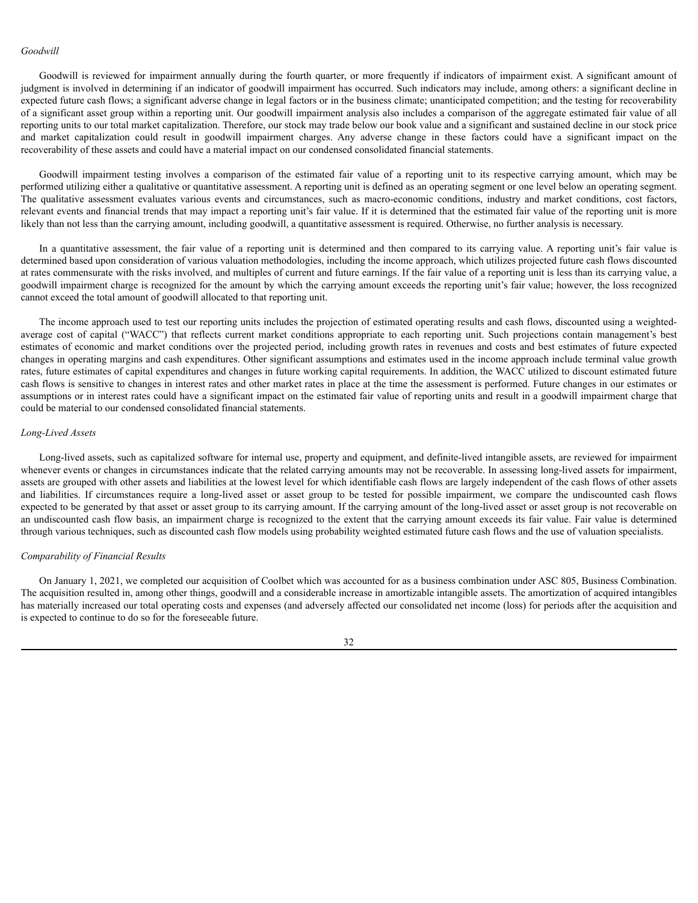*Goodwill*

Goodwill is reviewed for impairment annually during the fourth quarter, or more frequently if indicators of impairment exist. A significant amount of judgment is involved in determining if an indicator of goodwill impairment has occurred. Such indicators may include, among others: a significant decline in expected future cash flows; a significant adverse change in legal factors or in the business climate; unanticipated competition; and the testing for recoverability of a significant asset group within a reporting unit. Our goodwill impairment analysis also includes a comparison of the aggregate estimated fair value of all reporting units to our total market capitalization. Therefore, our stock may trade below our book value and a significant and sustained decline in our stock price and market capitalization could result in goodwill impairment charges. Any adverse change in these factors could have a significant impact on the recoverability of these assets and could have a material impact on our condensed consolidated financial statements.

Goodwill impairment testing involves a comparison of the estimated fair value of a reporting unit to its respective carrying amount, which may be performed utilizing either a qualitative or quantitative assessment. A reporting unit is defined as an operating segment or one level below an operating segment. The qualitative assessment evaluates various events and circumstances, such as macro-economic conditions, industry and market conditions, cost factors, relevant events and financial trends that may impact a reporting unit's fair value. If it is determined that the estimated fair value of the reporting unit is more likely than not less than the carrying amount, including goodwill, a quantitative assessment is required. Otherwise, no further analysis is necessary.

In a quantitative assessment, the fair value of a reporting unit is determined and then compared to its carrying value. A reporting unit's fair value is determined based upon consideration of various valuation methodologies, including the income approach, which utilizes projected future cash flows discounted at rates commensurate with the risks involved, and multiples of current and future earnings. If the fair value of a reporting unit is less than its carrying value, a goodwill impairment charge is recognized for the amount by which the carrying amount exceeds the reporting unit's fair value; however, the loss recognized cannot exceed the total amount of goodwill allocated to that reporting unit.

The income approach used to test our reporting units includes the projection of estimated operating results and cash flows, discounted using a weighted-average cost of capital ("WACC") that reflects current market conditions appropriate to each reporting unit. Such projections contain management's best estimates of economic and market conditions over the projected period, including growth rates in revenues and costs and best estimates of future expected changes in operating margins and cash expenditures. Other significant assumptions and estimates used in the income approach include terminal value growth rates, future estimates of capital expenditures and changes in future working capital requirements. In addition, the WACC utilized to discount estimated future cash flows is sensitive to changes in interest rates and other market rates in place at the time the assessment is performed. Future changes in our estimates or assumptions or in interest rates could have a significant impact on the estimated fair value of reporting units and result in a goodwill impairment charge that could be material to our condensed consolidated financial statements.

*Long-Lived Assets*

Long-lived assets, such as capitalized software for internal use, property and equipment, and definite-lived intangible assets, are reviewed for impairment whenever events or changes in circumstances indicate that the related carrying amounts may not be recoverable. In assessing long-lived assets for impairment, assets are grouped with other assets and liabilities at the lowest level for which identifiable cash flows are largely independent of the cash flows of other assets and liabilities. If circumstances require a long-lived asset or asset group to be tested for possible impairment, we compare the undiscounted cash flows expected to be generated by that asset or asset group to its carrying amount. If the carrying amount of the long-lived asset or asset group is not recoverable on an undiscounted cash flow basis, an impairment charge is recognized to the extent that the carrying amount exceeds its fair value. Fair value is determined through various techniques, such as discounted cash flow models using probability weighted estimated future cash flows and the use of valuation specialists.

*Comparability of Financial Results*

On January 1, 2021, we completed our acquisition of Coolbet which was accounted for as a business combination under ASC 805, Business Combination. The acquisition resulted in, among other things, goodwill and a considerable increase in amortizable intangible assets. The amortization of acquired intangibles has materially increased our total operating costs and expenses (and adversely affected our consolidated net income (loss) for periods after the acquisition and is expected to continue to do so for the foreseeable future.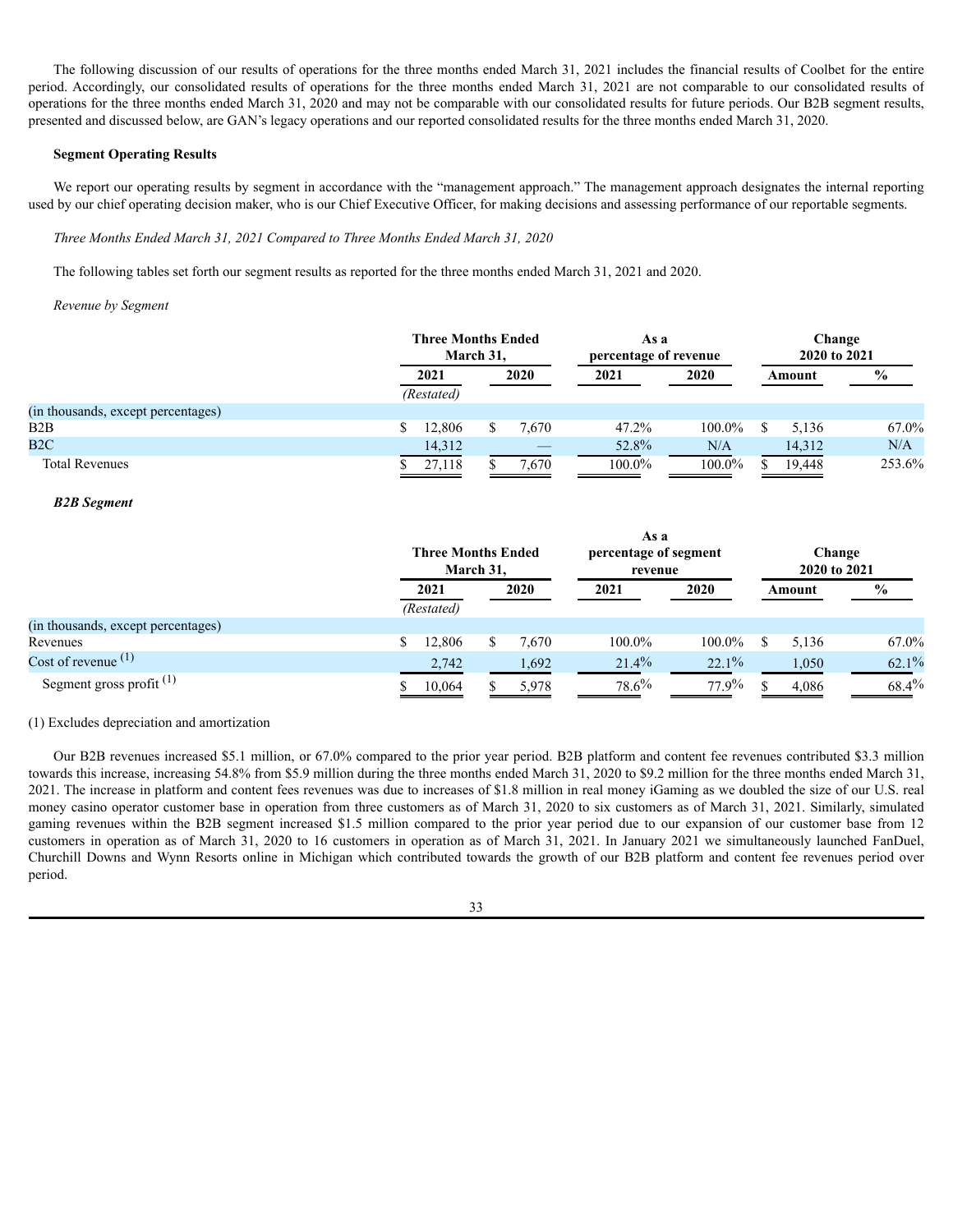The following discussion of our results of operations for the three months ended March 31, 2021 includes the financial results of Coolbet for the entire period. Accordingly, our consolidated results of operations for the three months ended March 31, 2021 are not comparable to our consolidated results of operations for the three months ended March 31, 2020 and may not be comparable with our consolidated results for future periods. Our B2B segment results, presented and discussed below, are GAN's legacy operations and our reported consolidated results for the three months ended March 31, 2020.

### Segment Operating Results

We report our operating results by segment in accordance with the "management approach." The management approach designates the internal reporting used by our chief operating decision maker, who is our Chief Executive Officer, for making decisions and assessing performance of our reportable segments.

*Three Months Ended March 31, 2021 Compared to Three Months Ended March 31, 2020*

The following tables set forth our segment results as reported for the three months ended March 31, 2021 and 2020.

*Revenue by Segment*

| | Three Months Ended March 31, | | As a percentage of revenue | | Change 2020 to 2021 | |
|---|---|---|---|---|---|---|
| | 2021 (Restated) | 2020 | 2021 | 2020 | Amount | % |
| (in thousands, except percentages) | | | | | | |
| B2B | $ 12,806 | $ 7,670 | 47.2% | 100.0% | $ 5,136 | 67.0% |
| B2C | 14,312 | — | 52.8% | N/A | 14,312 | N/A |
| Total Revenues | $ 27,118 | $ 7,670 | 100.0% | 100.0% | $ 19,448 | 253.6% |

***B2B Segment***

| | Three Months Ended March 31, | | As a percentage of segment revenue | | Change 2020 to 2021 | |
|---|---|---|---|---|---|---|
| | 2021 (Restated) | 2020 | 2021 | 2020 | Amount | % |
| (in thousands, except percentages) | | | | | | |
| Revenues | $ 12,806 | $ 7,670 | 100.0% | 100.0% | $ 5,136 | 67.0% |
| Cost of revenue (1) | 2,742 | 1,692 | 21.4% | 22.1% | 1,050 | 62.1% |
| Segment gross profit (1) | $ 10,064 | $ 5,978 | 78.6% | 77.9% | $ 4,086 | 68.4% |

(1) Excludes depreciation and amortization

Our B2B revenues increased $5.1 million, or 67.0% compared to the prior year period. B2B platform and content fee revenues contributed $3.3 million towards this increase, increasing 54.8% from $5.9 million during the three months ended March 31, 2020 to $9.2 million for the three months ended March 31, 2021. The increase in platform and content fees revenues was due to increases of $1.8 million in real money iGaming as we doubled the size of our U.S. real money casino operator customer base in operation from three customers as of March 31, 2020 to six customers as of March 31, 2021. Similarly, simulated gaming revenues within the B2B segment increased $1.5 million compared to the prior year period due to our expansion of our customer base from 12 customers in operation as of March 31, 2020 to 16 customers in operation as of March 31, 2021. In January 2021 we simultaneously launched FanDuel, Churchill Downs and Wynn Resorts online in Michigan which contributed towards the growth of our B2B platform and content fee revenues period over period.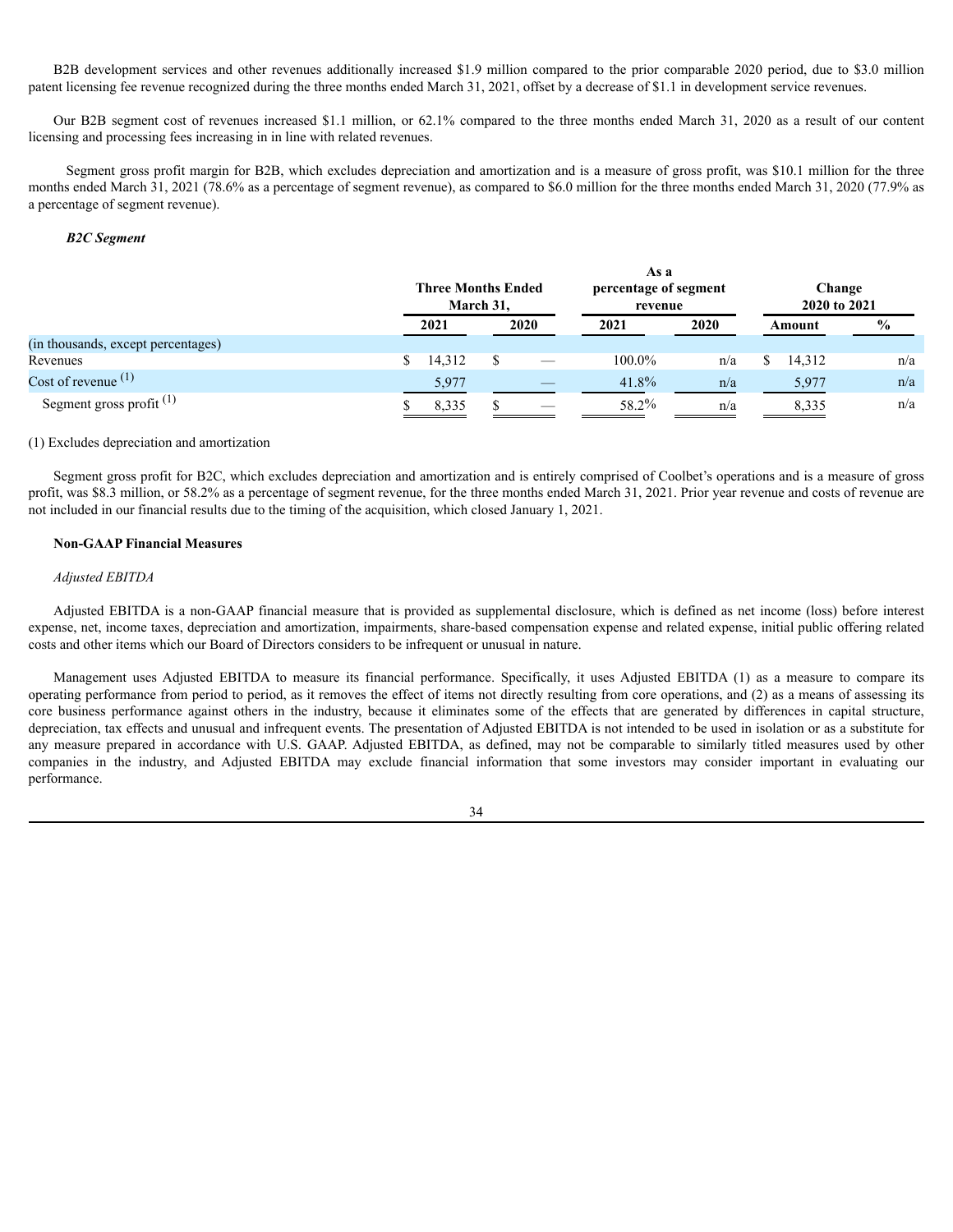B2B development services and other revenues additionally increased $1.9 million compared to the prior comparable 2020 period, due to $3.0 million patent licensing fee revenue recognized during the three months ended March 31, 2021, offset by a decrease of $1.1 in development service revenues.

Our B2B segment cost of revenues increased $1.1 million, or 62.1% compared to the three months ended March 31, 2020 as a result of our content licensing and processing fees increasing in in line with related revenues.

Segment gross profit margin for B2B, which excludes depreciation and amortization and is a measure of gross profit, was $10.1 million for the three months ended March 31, 2021 (78.6% as a percentage of segment revenue), as compared to $6.0 million for the three months ended March 31, 2020 (77.9% as a percentage of segment revenue).

***B2C Segment***

| | Three Months Ended March 31, | | As a percentage of segment revenue | | Change 2020 to 2021 | |
|---|---|---|---|---|---|---|
| | 2021 | 2020 | 2021 | 2020 | Amount | % |
| (in thousands, except percentages) | | | | | | |
| Revenues | $ 14,312 | $ — | 100.0% | n/a | $ 14,312 | n/a |
| Cost of revenue [(1)] | 5,977 | — | 41.8% | n/a | 5,977 | n/a |
| Segment gross profit [(1)] | $ 8,335 | $ — | 58.2% | n/a | 8,335 | n/a |

(1) Excludes depreciation and amortization

Segment gross profit for B2C, which excludes depreciation and amortization and is entirely comprised of Coolbet's operations and is a measure of gross profit, was $8.3 million, or 58.2% as a percentage of segment revenue, for the three months ended March 31, 2021. Prior year revenue and costs of revenue are not included in our financial results due to the timing of the acquisition, which closed January 1, 2021.

**Non-GAAP Financial Measures**

*Adjusted EBITDA*

Adjusted EBITDA is a non-GAAP financial measure that is provided as supplemental disclosure, which is defined as net income (loss) before interest expense, net, income taxes, depreciation and amortization, impairments, share-based compensation expense and related expense, initial public offering related costs and other items which our Board of Directors considers to be infrequent or unusual in nature.

Management uses Adjusted EBITDA to measure its financial performance. Specifically, it uses Adjusted EBITDA (1) as a measure to compare its operating performance from period to period, as it removes the effect of items not directly resulting from core operations, and (2) as a means of assessing its core business performance against others in the industry, because it eliminates some of the effects that are generated by differences in capital structure, depreciation, tax effects and unusual and infrequent events. The presentation of Adjusted EBITDA is not intended to be used in isolation or as a substitute for any measure prepared in accordance with U.S. GAAP. Adjusted EBITDA, as defined, may not be comparable to similarly titled measures used by other companies in the industry, and Adjusted EBITDA may exclude financial information that some investors may consider important in evaluating our performance.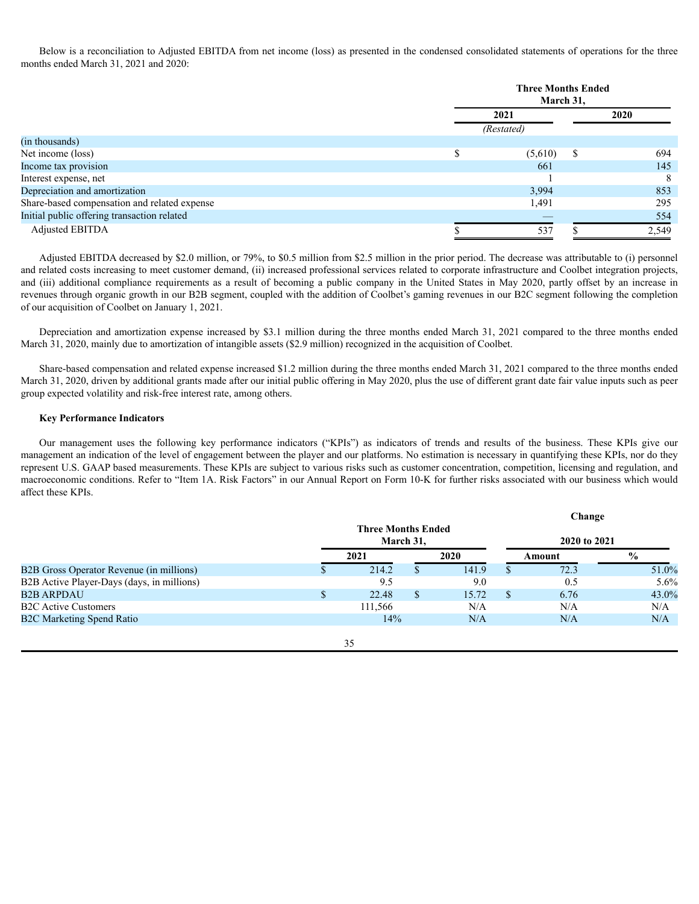Below is a reconciliation to Adjusted EBITDA from net income (loss) as presented in the condensed consolidated statements of operations for the three months ended March 31, 2021 and 2020:

| | Three Months Ended March 31, | |
|---|---|---|
| | 2021 | 2020 |
| | *(Restated)* | |
| (in thousands) | | |
| Net income (loss) | $ (5,610) | $ 694 |
| Income tax provision | 661 | 145 |
| Interest expense, net | 1 | 8 |
| Depreciation and amortization | 3,994 | 853 |
| Share-based compensation and related expense | 1,491 | 295 |
| Initial public offering transaction related | — | 554 |
| Adjusted EBITDA | $ 537 | $ 2,549 |

Adjusted EBITDA decreased by $2.0 million, or 79%, to $0.5 million from $2.5 million in the prior period. The decrease was attributable to (i) personnel and related costs increasing to meet customer demand, (ii) increased professional services related to corporate infrastructure and Coolbet integration projects, and (iii) additional compliance requirements as a result of becoming a public company in the United States in May 2020, partly offset by an increase in revenues through organic growth in our B2B segment, coupled with the addition of Coolbet's gaming revenues in our B2C segment following the completion of our acquisition of Coolbet on January 1, 2021.

Depreciation and amortization expense increased by $3.1 million during the three months ended March 31, 2021 compared to the three months ended March 31, 2020, mainly due to amortization of intangible assets ($2.9 million) recognized in the acquisition of Coolbet.

Share-based compensation and related expense increased $1.2 million during the three months ended March 31, 2021 compared to the three months ended March 31, 2020, driven by additional grants made after our initial public offering in May 2020, plus the use of different grant date fair value inputs such as peer group expected volatility and risk-free interest rate, among others.

### Key Performance Indicators

Our management uses the following key performance indicators ("KPIs") as indicators of trends and results of the business. These KPIs give our management an indication of the level of engagement between the player and our platforms. No estimation is necessary in quantifying these KPIs, nor do they represent U.S. GAAP based measurements. These KPIs are subject to various risks such as customer concentration, competition, licensing and regulation, and macroeconomic conditions. Refer to "Item 1A. Risk Factors" in our Annual Report on Form 10-K for further risks associated with our business which would affect these KPIs.

| | Three Months Ended March 31, | | Change 2020 to 2021 | |
|---|---|---|---|---|
| | 2021 | 2020 | Amount | % |
| B2B Gross Operator Revenue (in millions) | $ 214.2 | $ 141.9 | $ 72.3 | 51.0% |
| B2B Active Player-Days (days, in millions) | 9.5 | 9.0 | 0.5 | 5.6% |
| B2B ARPDAU | $ 22.48 | $ 15.72 | $ 6.76 | 43.0% |
| B2C Active Customers | 111,566 | N/A | N/A | N/A |
| B2C Marketing Spend Ratio | 14% | N/A | N/A | N/A |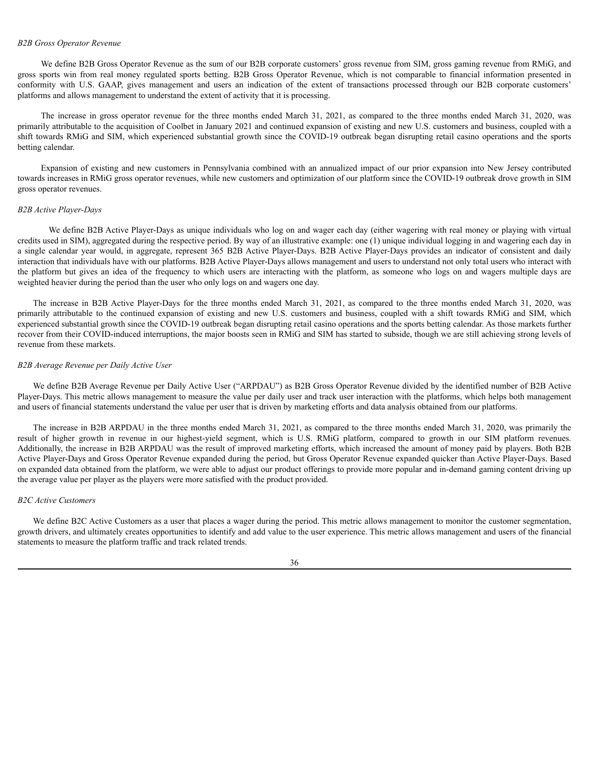*B2B Gross Operator Revenue*

We define B2B Gross Operator Revenue as the sum of our B2B corporate customers' gross revenue from SIM, gross gaming revenue from RMiG, and gross sports win from real money regulated sports betting. B2B Gross Operator Revenue, which is not comparable to financial information presented in conformity with U.S. GAAP, gives management and users an indication of the extent of transactions processed through our B2B corporate customers' platforms and allows management to understand the extent of activity that it is processing.

The increase in gross operator revenue for the three months ended March 31, 2021, as compared to the three months ended March 31, 2020, was primarily attributable to the acquisition of Coolbet in January 2021 and continued expansion of existing and new U.S. customers and business, coupled with a shift towards RMiG and SIM, which experienced substantial growth since the COVID-19 outbreak began disrupting retail casino operations and the sports betting calendar.

Expansion of existing and new customers in Pennsylvania combined with an annualized impact of our prior expansion into New Jersey contributed towards increases in RMiG gross operator revenues, while new customers and optimization of our platform since the COVID-19 outbreak drove growth in SIM gross operator revenues.

*B2B Active Player-Days*

We define B2B Active Player-Days as unique individuals who log on and wager each day (either wagering with real money or playing with virtual credits used in SIM), aggregated during the respective period. By way of an illustrative example: one (1) unique individual logging in and wagering each day in a single calendar year would, in aggregate, represent 365 B2B Active Player-Days. B2B Active Player-Days provides an indicator of consistent and daily interaction that individuals have with our platforms. B2B Active Player-Days allows management and users to understand not only total users who interact with the platform but gives an idea of the frequency to which users are interacting with the platform, as someone who logs on and wagers multiple days are weighted heavier during the period than the user who only logs on and wagers one day.

The increase in B2B Active Player-Days for the three months ended March 31, 2021, as compared to the three months ended March 31, 2020, was primarily attributable to the continued expansion of existing and new U.S. customers and business, coupled with a shift towards RMiG and SIM, which experienced substantial growth since the COVID-19 outbreak began disrupting retail casino operations and the sports betting calendar. As those markets further recover from their COVID-induced interruptions, the major boosts seen in RMiG and SIM has started to subside, though we are still achieving strong levels of revenue from these markets.

*B2B Average Revenue per Daily Active User*

We define B2B Average Revenue per Daily Active User ("ARPDAU") as B2B Gross Operator Revenue divided by the identified number of B2B Active Player-Days. This metric allows management to measure the value per daily user and track user interaction with the platforms, which helps both management and users of financial statements understand the value per user that is driven by marketing efforts and data analysis obtained from our platforms.

The increase in B2B ARPDAU in the three months ended March 31, 2021, as compared to the three months ended March 31, 2020, was primarily the result of higher growth in revenue in our highest-yield segment, which is U.S. RMiG platform, compared to growth in our SIM platform revenues. Additionally, the increase in B2B ARPDAU was the result of improved marketing efforts, which increased the amount of money paid by players. Both B2B Active Player-Days and Gross Operator Revenue expanded during the period, but Gross Operator Revenue expanded quicker than Active Player-Days. Based on expanded data obtained from the platform, we were able to adjust our product offerings to provide more popular and in-demand gaming content driving up the average value per player as the players were more satisfied with the product provided.

*B2C Active Customers*

We define B2C Active Customers as a user that places a wager during the period. This metric allows management to monitor the customer segmentation, growth drivers, and ultimately creates opportunities to identify and add value to the user experience. This metric allows management and users of the financial statements to measure the platform traffic and track related trends.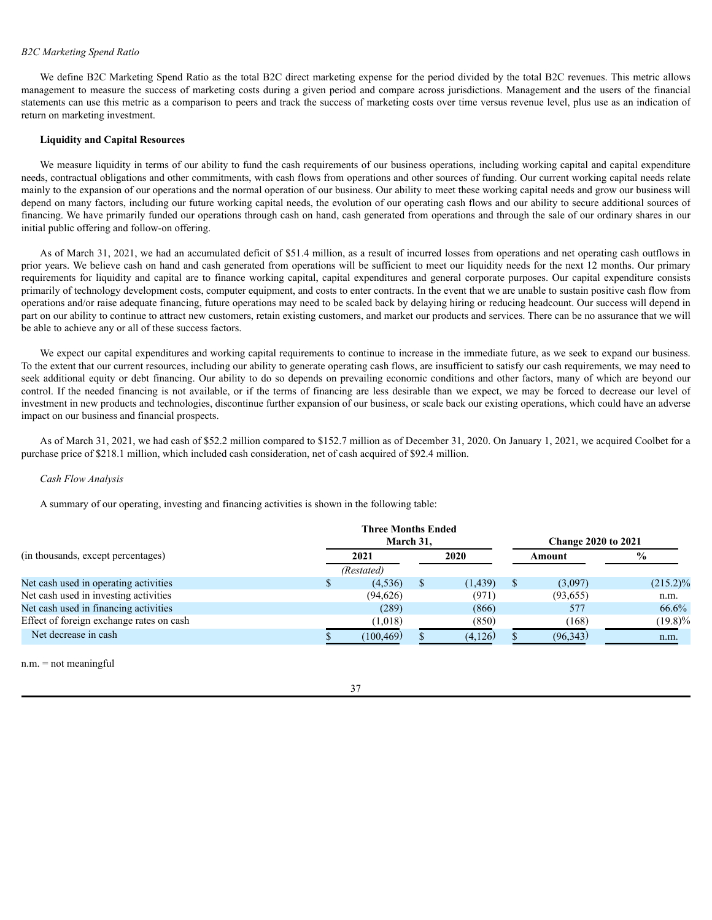*B2C Marketing Spend Ratio*

We define B2C Marketing Spend Ratio as the total B2C direct marketing expense for the period divided by the total B2C revenues. This metric allows management to measure the success of marketing costs during a given period and compare across jurisdictions. Management and the users of the financial statements can use this metric as a comparison to peers and track the success of marketing costs over time versus revenue level, plus use as an indication of return on marketing investment.

**Liquidity and Capital Resources**

We measure liquidity in terms of our ability to fund the cash requirements of our business operations, including working capital and capital expenditure needs, contractual obligations and other commitments, with cash flows from operations and other sources of funding. Our current working capital needs relate mainly to the expansion of our operations and the normal operation of our business. Our ability to meet these working capital needs and grow our business will depend on many factors, including our future working capital needs, the evolution of our operating cash flows and our ability to secure additional sources of financing. We have primarily funded our operations through cash on hand, cash generated from operations and through the sale of our ordinary shares in our initial public offering and follow-on offering.

As of March 31, 2021, we had an accumulated deficit of $51.4 million, as a result of incurred losses from operations and net operating cash outflows in prior years. We believe cash on hand and cash generated from operations will be sufficient to meet our liquidity needs for the next 12 months. Our primary requirements for liquidity and capital are to finance working capital, capital expenditures and general corporate purposes. Our capital expenditure consists primarily of technology development costs, computer equipment, and costs to enter contracts. In the event that we are unable to sustain positive cash flow from operations and/or raise adequate financing, future operations may need to be scaled back by delaying hiring or reducing headcount. Our success will depend in part on our ability to continue to attract new customers, retain existing customers, and market our products and services. There can be no assurance that we will be able to achieve any or all of these success factors.

We expect our capital expenditures and working capital requirements to continue to increase in the immediate future, as we seek to expand our business. To the extent that our current resources, including our ability to generate operating cash flows, are insufficient to satisfy our cash requirements, we may need to seek additional equity or debt financing. Our ability to do so depends on prevailing economic conditions and other factors, many of which are beyond our control. If the needed financing is not available, or if the terms of financing are less desirable than we expect, we may be forced to decrease our level of investment in new products and technologies, discontinue further expansion of our business, or scale back our existing operations, which could have an adverse impact on our business and financial prospects.

As of March 31, 2021, we had cash of $52.2 million compared to $152.7 million as of December 31, 2020. On January 1, 2021, we acquired Coolbet for a purchase price of $218.1 million, which included cash consideration, net of cash acquired of $92.4 million.

*Cash Flow Analysis*

A summary of our operating, investing and financing activities is shown in the following table:

| (in thousands, except percentages) | Three Months Ended March 31, 2021 (Restated) | Three Months Ended March 31, 2020 | Change 2020 to 2021 Amount | Change 2020 to 2021 % |
|---|---|---|---|---|
| Net cash used in operating activities | $ (4,536) | $ (1,439) | $ (3,097) | (215.2)% |
| Net cash used in investing activities | (94,626) | (971) | (93,655) | n.m. |
| Net cash used in financing activities | (289) | (866) | 577 | 66.6% |
| Effect of foreign exchange rates on cash | (1,018) | (850) | (168) | (19.8)% |
| Net decrease in cash | $ (100,469) | $ (4,126) | $ (96,343) | n.m. |

n.m. = not meaningful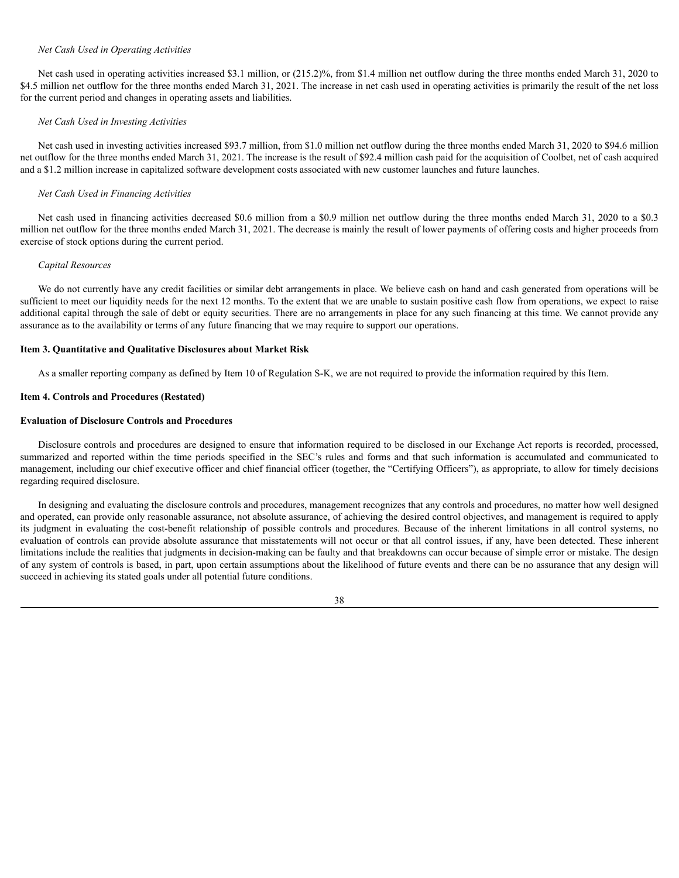*Net Cash Used in Operating Activities*

Net cash used in operating activities increased $3.1 million, or (215.2)%, from $1.4 million net outflow during the three months ended March 31, 2020 to $4.5 million net outflow for the three months ended March 31, 2021. The increase in net cash used in operating activities is primarily the result of the net loss for the current period and changes in operating assets and liabilities.

*Net Cash Used in Investing Activities*

Net cash used in investing activities increased $93.7 million, from $1.0 million net outflow during the three months ended March 31, 2020 to $94.6 million net outflow for the three months ended March 31, 2021. The increase is the result of $92.4 million cash paid for the acquisition of Coolbet, net of cash acquired and a $1.2 million increase in capitalized software development costs associated with new customer launches and future launches.

*Net Cash Used in Financing Activities*

Net cash used in financing activities decreased $0.6 million from a $0.9 million net outflow during the three months ended March 31, 2020 to a $0.3 million net outflow for the three months ended March 31, 2021. The decrease is mainly the result of lower payments of offering costs and higher proceeds from exercise of stock options during the current period.

*Capital Resources*

We do not currently have any credit facilities or similar debt arrangements in place. We believe cash on hand and cash generated from operations will be sufficient to meet our liquidity needs for the next 12 months. To the extent that we are unable to sustain positive cash flow from operations, we expect to raise additional capital through the sale of debt or equity securities. There are no arrangements in place for any such financing at this time. We cannot provide any assurance as to the availability or terms of any future financing that we may require to support our operations.

**Item 3. Quantitative and Qualitative Disclosures about Market Risk**

As a smaller reporting company as defined by Item 10 of Regulation S-K, we are not required to provide the information required by this Item.

**Item 4. Controls and Procedures (Restated)**

**Evaluation of Disclosure Controls and Procedures**

Disclosure controls and procedures are designed to ensure that information required to be disclosed in our Exchange Act reports is recorded, processed, summarized and reported within the time periods specified in the SEC's rules and forms and that such information is accumulated and communicated to management, including our chief executive officer and chief financial officer (together, the "Certifying Officers"), as appropriate, to allow for timely decisions regarding required disclosure.

In designing and evaluating the disclosure controls and procedures, management recognizes that any controls and procedures, no matter how well designed and operated, can provide only reasonable assurance, not absolute assurance, of achieving the desired control objectives, and management is required to apply its judgment in evaluating the cost-benefit relationship of possible controls and procedures. Because of the inherent limitations in all control systems, no evaluation of controls can provide absolute assurance that misstatements will not occur or that all control issues, if any, have been detected. These inherent limitations include the realities that judgments in decision-making can be faulty and that breakdowns can occur because of simple error or mistake. The design of any system of controls is based, in part, upon certain assumptions about the likelihood of future events and there can be no assurance that any design will succeed in achieving its stated goals under all potential future conditions.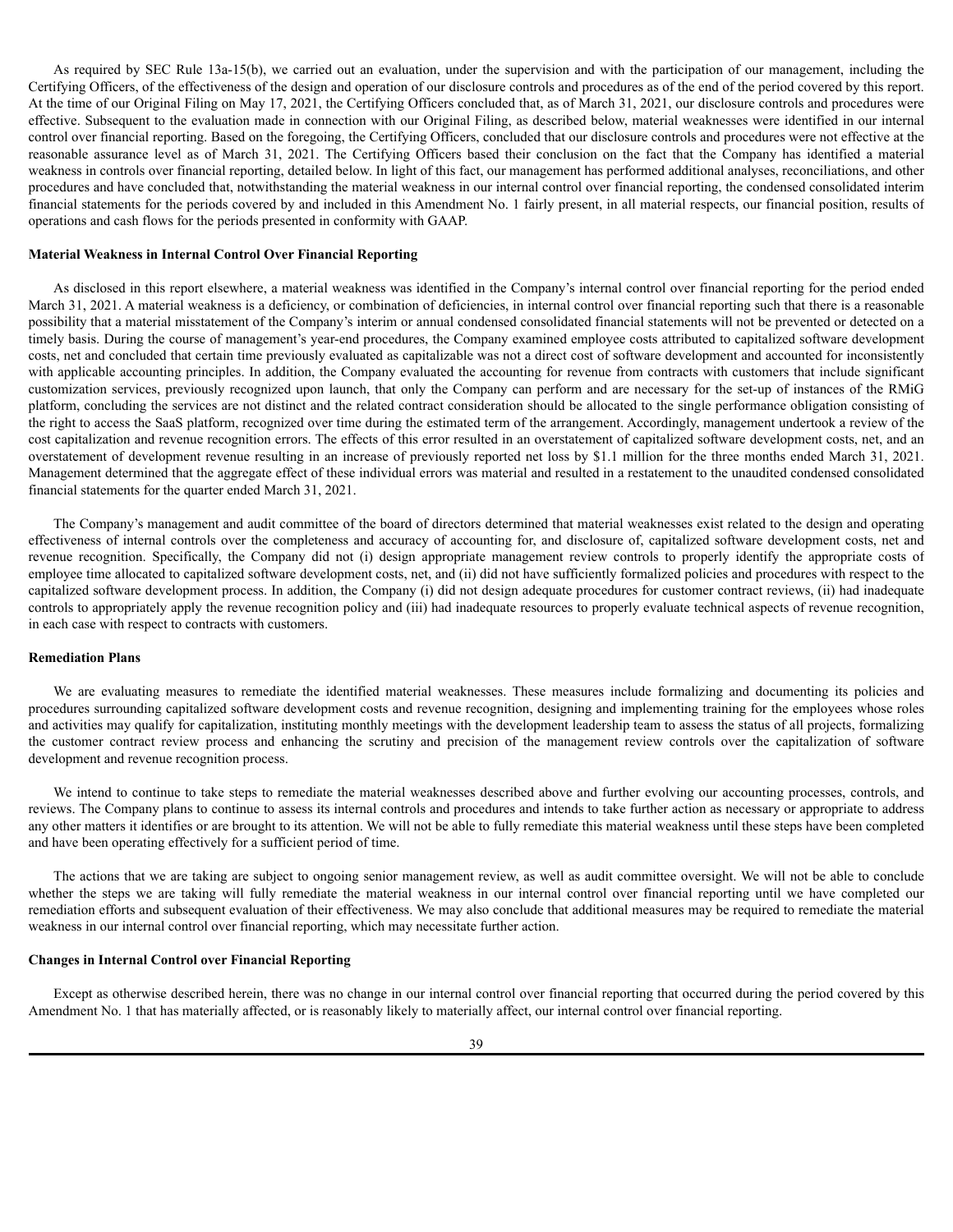As required by SEC Rule 13a-15(b), we carried out an evaluation, under the supervision and with the participation of our management, including the Certifying Officers, of the effectiveness of the design and operation of our disclosure controls and procedures as of the end of the period covered by this report. At the time of our Original Filing on May 17, 2021, the Certifying Officers concluded that, as of March 31, 2021, our disclosure controls and procedures were effective. Subsequent to the evaluation made in connection with our Original Filing, as described below, material weaknesses were identified in our internal control over financial reporting. Based on the foregoing, the Certifying Officers, concluded that our disclosure controls and procedures were not effective at the reasonable assurance level as of March 31, 2021. The Certifying Officers based their conclusion on the fact that the Company has identified a material weakness in controls over financial reporting, detailed below. In light of this fact, our management has performed additional analyses, reconciliations, and other procedures and have concluded that, notwithstanding the material weakness in our internal control over financial reporting, the condensed consolidated interim financial statements for the periods covered by and included in this Amendment No. 1 fairly present, in all material respects, our financial position, results of operations and cash flows for the periods presented in conformity with GAAP.

**Material Weakness in Internal Control Over Financial Reporting**

As disclosed in this report elsewhere, a material weakness was identified in the Company's internal control over financial reporting for the period ended March 31, 2021. A material weakness is a deficiency, or combination of deficiencies, in internal control over financial reporting such that there is a reasonable possibility that a material misstatement of the Company's interim or annual condensed consolidated financial statements will not be prevented or detected on a timely basis. During the course of management's year-end procedures, the Company examined employee costs attributed to capitalized software development costs, net and concluded that certain time previously evaluated as capitalizable was not a direct cost of software development and accounted for inconsistently with applicable accounting principles. In addition, the Company evaluated the accounting for revenue from contracts with customers that include significant customization services, previously recognized upon launch, that only the Company can perform and are necessary for the set-up of instances of the RMiG platform, concluding the services are not distinct and the related contract consideration should be allocated to the single performance obligation consisting of the right to access the SaaS platform, recognized over time during the estimated term of the arrangement. Accordingly, management undertook a review of the cost capitalization and revenue recognition errors. The effects of this error resulted in an overstatement of capitalized software development costs, net, and an overstatement of development revenue resulting in an increase of previously reported net loss by $1.1 million for the three months ended March 31, 2021. Management determined that the aggregate effect of these individual errors was material and resulted in a restatement to the unaudited condensed consolidated financial statements for the quarter ended March 31, 2021.

The Company's management and audit committee of the board of directors determined that material weaknesses exist related to the design and operating effectiveness of internal controls over the completeness and accuracy of accounting for, and disclosure of, capitalized software development costs, net and revenue recognition. Specifically, the Company did not (i) design appropriate management review controls to properly identify the appropriate costs of employee time allocated to capitalized software development costs, net, and (ii) did not have sufficiently formalized policies and procedures with respect to the capitalized software development process. In addition, the Company (i) did not design adequate procedures for customer contract reviews, (ii) had inadequate controls to appropriately apply the revenue recognition policy and (iii) had inadequate resources to properly evaluate technical aspects of revenue recognition, in each case with respect to contracts with customers.

**Remediation Plans**

We are evaluating measures to remediate the identified material weaknesses. These measures include formalizing and documenting its policies and procedures surrounding capitalized software development costs and revenue recognition, designing and implementing training for the employees whose roles and activities may qualify for capitalization, instituting monthly meetings with the development leadership team to assess the status of all projects, formalizing the customer contract review process and enhancing the scrutiny and precision of the management review controls over the capitalization of software development and revenue recognition process.

We intend to continue to take steps to remediate the material weaknesses described above and further evolving our accounting processes, controls, and reviews. The Company plans to continue to assess its internal controls and procedures and intends to take further action as necessary or appropriate to address any other matters it identifies or are brought to its attention. We will not be able to fully remediate this material weakness until these steps have been completed and have been operating effectively for a sufficient period of time.

The actions that we are taking are subject to ongoing senior management review, as well as audit committee oversight. We will not be able to conclude whether the steps we are taking will fully remediate the material weakness in our internal control over financial reporting until we have completed our remediation efforts and subsequent evaluation of their effectiveness. We may also conclude that additional measures may be required to remediate the material weakness in our internal control over financial reporting, which may necessitate further action.

**Changes in Internal Control over Financial Reporting**

Except as otherwise described herein, there was no change in our internal control over financial reporting that occurred during the period covered by this Amendment No. 1 that has materially affected, or is reasonably likely to materially affect, our internal control over financial reporting.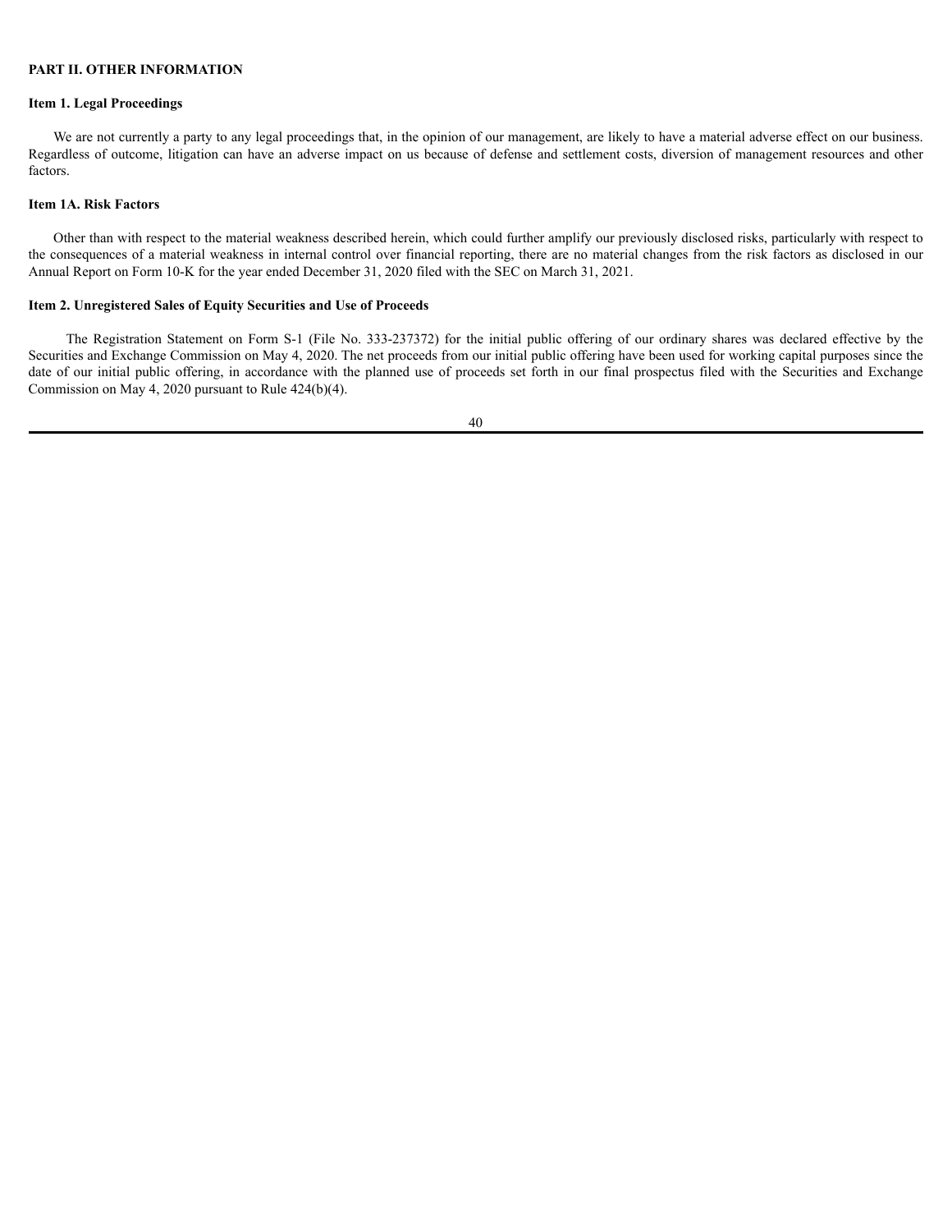**PART II. OTHER INFORMATION**

**Item 1. Legal Proceedings**

We are not currently a party to any legal proceedings that, in the opinion of our management, are likely to have a material adverse effect on our business. Regardless of outcome, litigation can have an adverse impact on us because of defense and settlement costs, diversion of management resources and other factors.

**Item 1A. Risk Factors**

Other than with respect to the material weakness described herein, which could further amplify our previously disclosed risks, particularly with respect to the consequences of a material weakness in internal control over financial reporting, there are no material changes from the risk factors as disclosed in our Annual Report on Form 10-K for the year ended December 31, 2020 filed with the SEC on March 31, 2021.

**Item 2. Unregistered Sales of Equity Securities and Use of Proceeds**

The Registration Statement on Form S-1 (File No. 333-237372) for the initial public offering of our ordinary shares was declared effective by the Securities and Exchange Commission on May 4, 2020. The net proceeds from our initial public offering have been used for working capital purposes since the date of our initial public offering, in accordance with the planned use of proceeds set forth in our final prospectus filed with the Securities and Exchange Commission on May 4, 2020 pursuant to Rule 424(b)(4).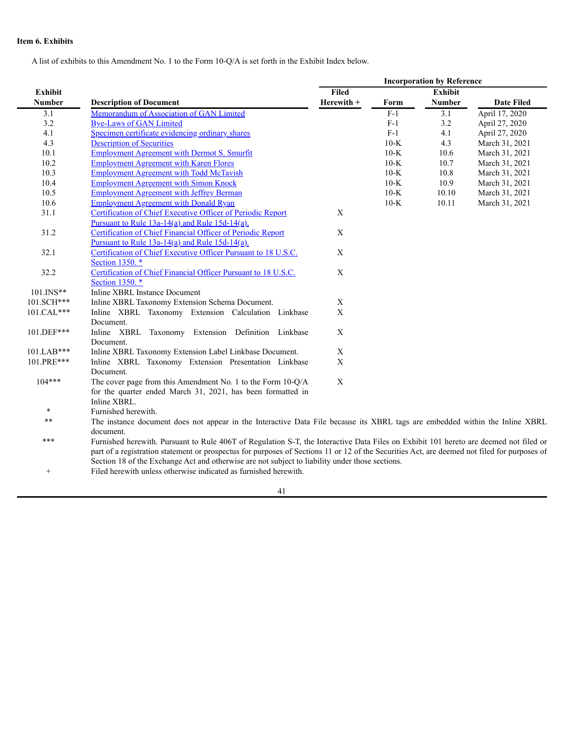**Item 6. Exhibits**

A list of exhibits to this Amendment No. 1 to the Form 10-Q/A is set forth in the Exhibit Index below.

| Exhibit Number | Description of Document | Filed Herewith + | Incorporation by Reference | | |
|---|---|---|---|---|---|
| | | | Form | Exhibit Number | Date Filed |
| 3.1 | Memorandum of Association of GAN Limited | | F-1 | 3.1 | April 17, 2020 |
| 3.2 | Bye-Laws of GAN Limited | | F-1 | 3.2 | April 27, 2020 |
| 4.1 | Specimen certificate evidencing ordinary shares | | F-1 | 4.1 | April 27, 2020 |
| 4.3 | Description of Securities | | 10-K | 4.3 | March 31, 2021 |
| 10.1 | Employment Agreement with Dermot S. Smurfit | | 10-K | 10.6 | March 31, 2021 |
| 10.2 | Employment Agreement with Karen Flores | | 10-K | 10.7 | March 31, 2021 |
| 10.3 | Employment Agreement with Todd McTavish | | 10-K | 10.8 | March 31, 2021 |
| 10.4 | Employment Agreement with Simon Knock | | 10-K | 10.9 | March 31, 2021 |
| 10.5 | Employment Agreement with Jeffrey Berman | | 10-K | 10.10 | March 31, 2021 |
| 10.6 | Employment Agreement with Donald Ryan | | 10-K | 10.11 | March 31, 2021 |
| 31.1 | Certification of Chief Executive Officer of Periodic Report Pursuant to Rule 13a-14(a) and Rule 15d-14(a). | X | | | |
| 31.2 | Certification of Chief Financial Officer of Periodic Report Pursuant to Rule 13a-14(a) and Rule 15d-14(a). | X | | | |
| 32.1 | Certification of Chief Executive Officer Pursuant to 18 U.S.C. Section 1350. * | X | | | |
| 32.2 | Certification of Chief Financial Officer Pursuant to 18 U.S.C. Section 1350. * | X | | | |
| 101.INS** | Inline XBRL Instance Document | | | | |
| 101.SCH*** | Inline XBRL Taxonomy Extension Schema Document. | X | | | |
| 101.CAL*** | Inline XBRL Taxonomy Extension Calculation Linkbase Document. | X | | | |
| 101.DEF*** | Inline XBRL Taxonomy Extension Definition Linkbase Document. | X | | | |
| 101.LAB*** | Inline XBRL Taxonomy Extension Label Linkbase Document. | X | | | |
| 101.PRE*** | Inline XBRL Taxonomy Extension Presentation Linkbase Document. | X | | | |
| 104*** | The cover page from this Amendment No. 1 to the Form 10-Q/A for the quarter ended March 31, 2021, has been formatted in Inline XBRL. | X | | | |

\* Furnished herewith.

\** The instance document does not appear in the Interactive Data File because its XBRL tags are embedded within the Inline XBRL document.

\*** Furnished herewith. Pursuant to Rule 406T of Regulation S-T, the Interactive Data Files on Exhibit 101 hereto are deemed not filed or part of a registration statement or prospectus for purposes of Sections 11 or 12 of the Securities Act, are deemed not filed for purposes of Section 18 of the Exchange Act and otherwise are not subject to liability under those sections.

\+ Filed herewith unless otherwise indicated as furnished herewith.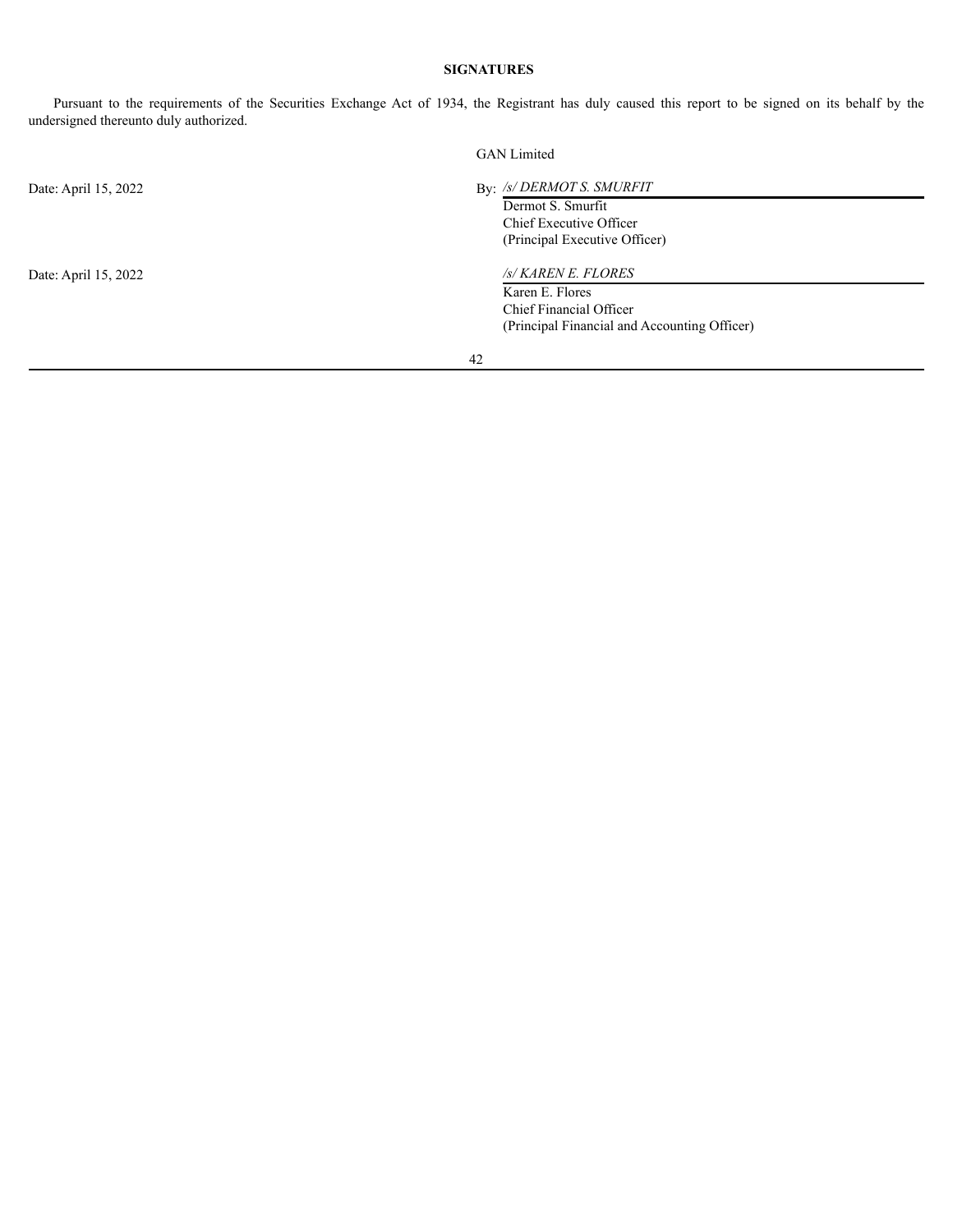## SIGNATURES

Pursuant to the requirements of the Securities Exchange Act of 1934, the Registrant has duly caused this report to be signed on its behalf by the undersigned thereunto duly authorized.

GAN Limited

Date: April 15, 2022

By: */s/ DERMOT S. SMURFIT*

Dermot S. Smurfit
Chief Executive Officer
(Principal Executive Officer)

Date: April 15, 2022

*/s/ KAREN E. FLORES*

Karen E. Flores
Chief Financial Officer
(Principal Financial and Accounting Officer)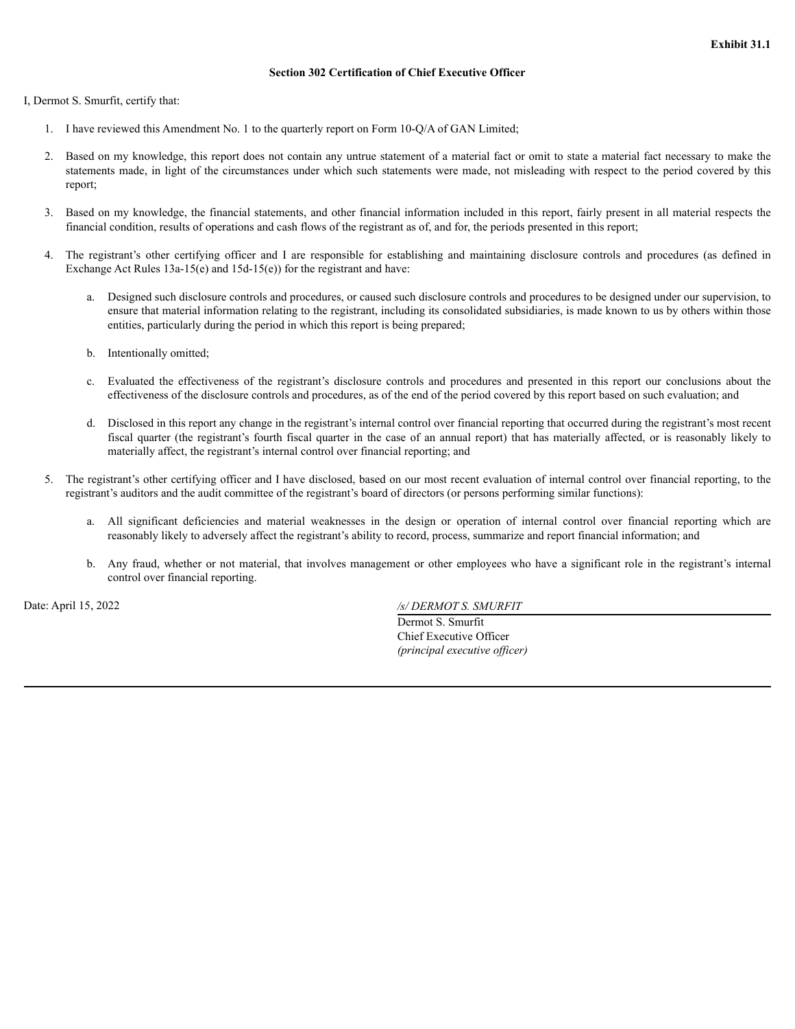**Exhibit 31.1**

**Section 302 Certification of Chief Executive Officer**

I, Dermot S. Smurfit, certify that:

1. I have reviewed this Amendment No. 1 to the quarterly report on Form 10-Q/A of GAN Limited;

2. Based on my knowledge, this report does not contain any untrue statement of a material fact or omit to state a material fact necessary to make the statements made, in light of the circumstances under which such statements were made, not misleading with respect to the period covered by this report;

3. Based on my knowledge, the financial statements, and other financial information included in this report, fairly present in all material respects the financial condition, results of operations and cash flows of the registrant as of, and for, the periods presented in this report;

4. The registrant's other certifying officer and I are responsible for establishing and maintaining disclosure controls and procedures (as defined in Exchange Act Rules 13a-15(e) and 15d-15(e)) for the registrant and have:

   a. Designed such disclosure controls and procedures, or caused such disclosure controls and procedures to be designed under our supervision, to ensure that material information relating to the registrant, including its consolidated subsidiaries, is made known to us by others within those entities, particularly during the period in which this report is being prepared;

   b. Intentionally omitted;

   c. Evaluated the effectiveness of the registrant's disclosure controls and procedures and presented in this report our conclusions about the effectiveness of the disclosure controls and procedures, as of the end of the period covered by this report based on such evaluation; and

   d. Disclosed in this report any change in the registrant's internal control over financial reporting that occurred during the registrant's most recent fiscal quarter (the registrant's fourth fiscal quarter in the case of an annual report) that has materially affected, or is reasonably likely to materially affect, the registrant's internal control over financial reporting; and

5. The registrant's other certifying officer and I have disclosed, based on our most recent evaluation of internal control over financial reporting, to the registrant's auditors and the audit committee of the registrant's board of directors (or persons performing similar functions):

   a. All significant deficiencies and material weaknesses in the design or operation of internal control over financial reporting which are reasonably likely to adversely affect the registrant's ability to record, process, summarize and report financial information; and

   b. Any fraud, whether or not material, that involves management or other employees who have a significant role in the registrant's internal control over financial reporting.

Date: April 15, 2022

*/s/ DERMOT S. SMURFIT*
Dermot S. Smurfit
Chief Executive Officer
*(principal executive officer)*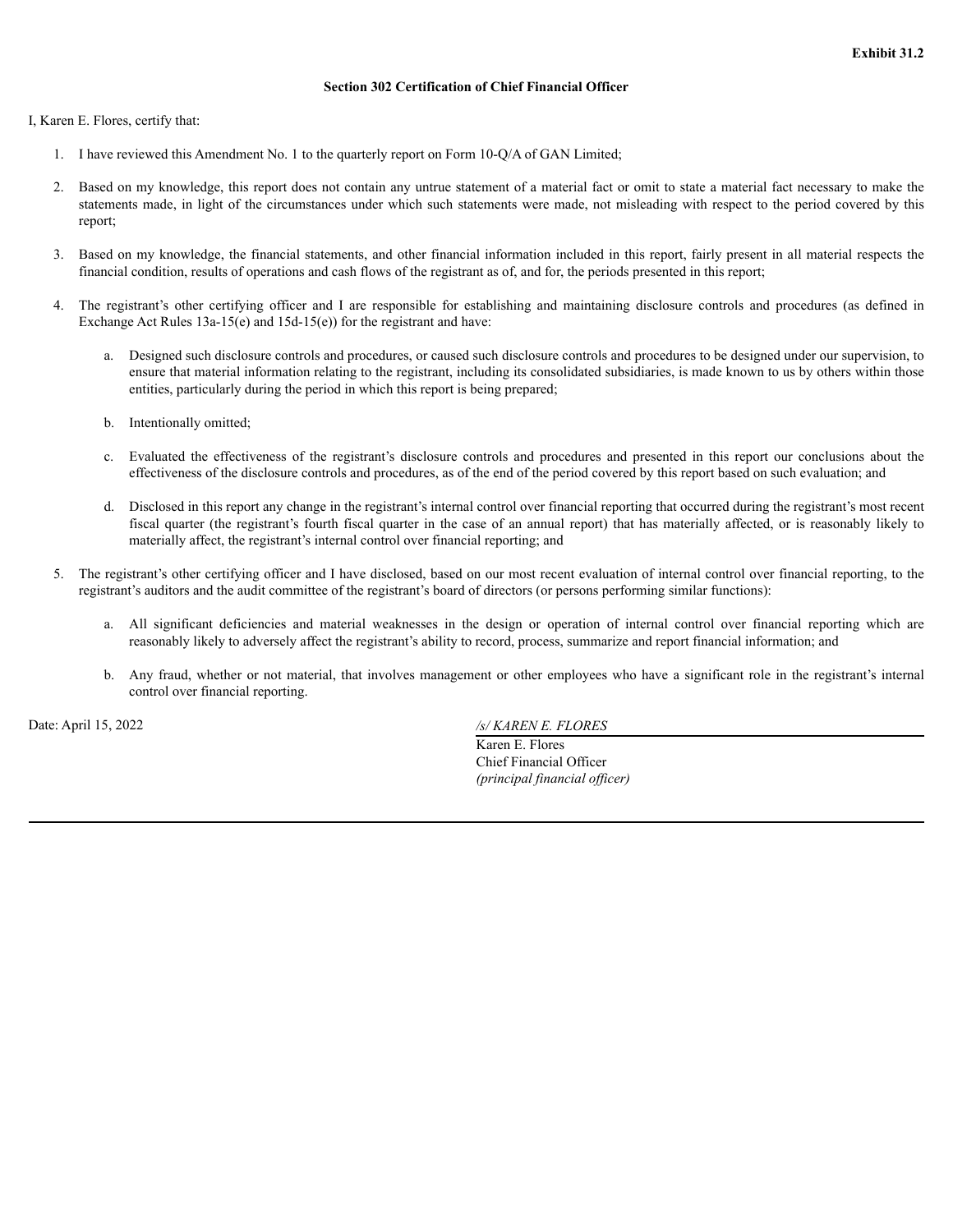**Exhibit 31.2**

**Section 302 Certification of Chief Financial Officer**

I, Karen E. Flores, certify that:

1. I have reviewed this Amendment No. 1 to the quarterly report on Form 10-Q/A of GAN Limited;

2. Based on my knowledge, this report does not contain any untrue statement of a material fact or omit to state a material fact necessary to make the statements made, in light of the circumstances under which such statements were made, not misleading with respect to the period covered by this report;

3. Based on my knowledge, the financial statements, and other financial information included in this report, fairly present in all material respects the financial condition, results of operations and cash flows of the registrant as of, and for, the periods presented in this report;

4. The registrant's other certifying officer and I are responsible for establishing and maintaining disclosure controls and procedures (as defined in Exchange Act Rules 13a-15(e) and 15d-15(e)) for the registrant and have:

   a. Designed such disclosure controls and procedures, or caused such disclosure controls and procedures to be designed under our supervision, to ensure that material information relating to the registrant, including its consolidated subsidiaries, is made known to us by others within those entities, particularly during the period in which this report is being prepared;

   b. Intentionally omitted;

   c. Evaluated the effectiveness of the registrant's disclosure controls and procedures and presented in this report our conclusions about the effectiveness of the disclosure controls and procedures, as of the end of the period covered by this report based on such evaluation; and

   d. Disclosed in this report any change in the registrant's internal control over financial reporting that occurred during the registrant's most recent fiscal quarter (the registrant's fourth fiscal quarter in the case of an annual report) that has materially affected, or is reasonably likely to materially affect, the registrant's internal control over financial reporting; and

5. The registrant's other certifying officer and I have disclosed, based on our most recent evaluation of internal control over financial reporting, to the registrant's auditors and the audit committee of the registrant's board of directors (or persons performing similar functions):

   a. All significant deficiencies and material weaknesses in the design or operation of internal control over financial reporting which are reasonably likely to adversely affect the registrant's ability to record, process, summarize and report financial information; and

   b. Any fraud, whether or not material, that involves management or other employees who have a significant role in the registrant's internal control over financial reporting.

Date: April 15, 2022

*/s/ KAREN E. FLORES*

Karen E. Flores
Chief Financial Officer
*(principal financial officer)*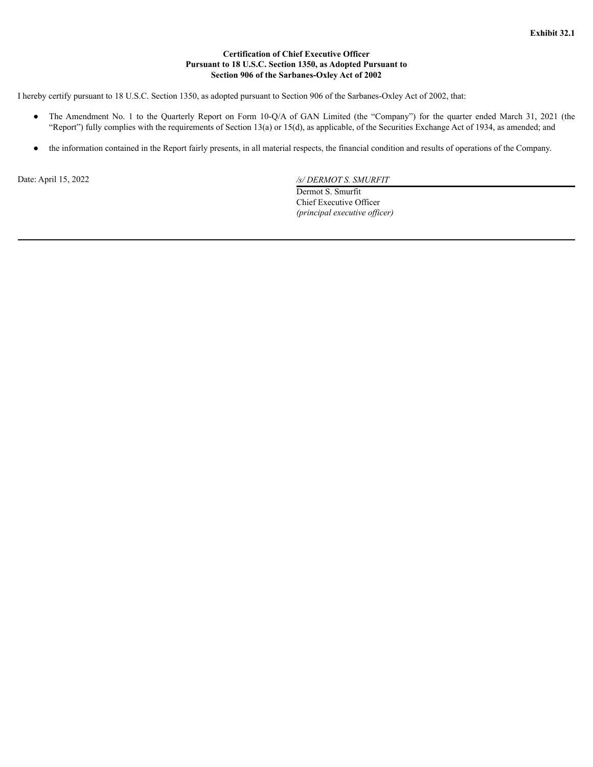**Exhibit 32.1**

**Certification of Chief Executive Officer
Pursuant to 18 U.S.C. Section 1350, as Adopted Pursuant to
Section 906 of the Sarbanes-Oxley Act of 2002**

I hereby certify pursuant to 18 U.S.C. Section 1350, as adopted pursuant to Section 906 of the Sarbanes-Oxley Act of 2002, that:

- The Amendment No. 1 to the Quarterly Report on Form 10-Q/A of GAN Limited (the "Company") for the quarter ended March 31, 2021 (the "Report") fully complies with the requirements of Section 13(a) or 15(d), as applicable, of the Securities Exchange Act of 1934, as amended; and

- the information contained in the Report fairly presents, in all material respects, the financial condition and results of operations of the Company.

Date: April 15, 2022

*/s/ DERMOT S. SMURFIT*
Dermot S. Smurfit
Chief Executive Officer
*(principal executive officer)*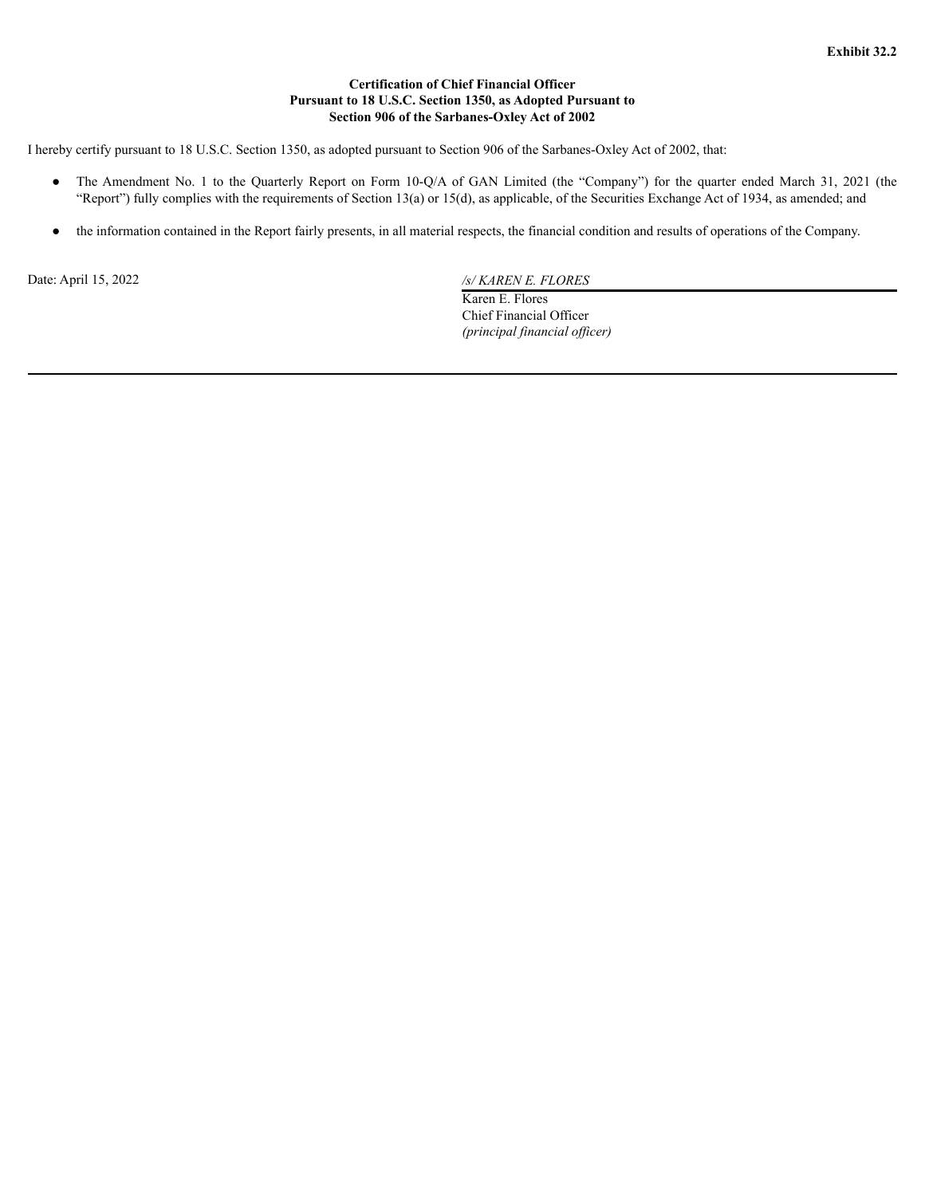**Exhibit 32.2**

**Certification of Chief Financial Officer**
**Pursuant to 18 U.S.C. Section 1350, as Adopted Pursuant to**
**Section 906 of the Sarbanes-Oxley Act of 2002**

I hereby certify pursuant to 18 U.S.C. Section 1350, as adopted pursuant to Section 906 of the Sarbanes-Oxley Act of 2002, that:

- The Amendment No. 1 to the Quarterly Report on Form 10-Q/A of GAN Limited (the "Company") for the quarter ended March 31, 2021 (the "Report") fully complies with the requirements of Section 13(a) or 15(d), as applicable, of the Securities Exchange Act of 1934, as amended; and

- the information contained in the Report fairly presents, in all material respects, the financial condition and results of operations of the Company.

Date: April 15, 2022

*/s/ KAREN E. FLORES*
Karen E. Flores
Chief Financial Officer
*(principal financial officer)*